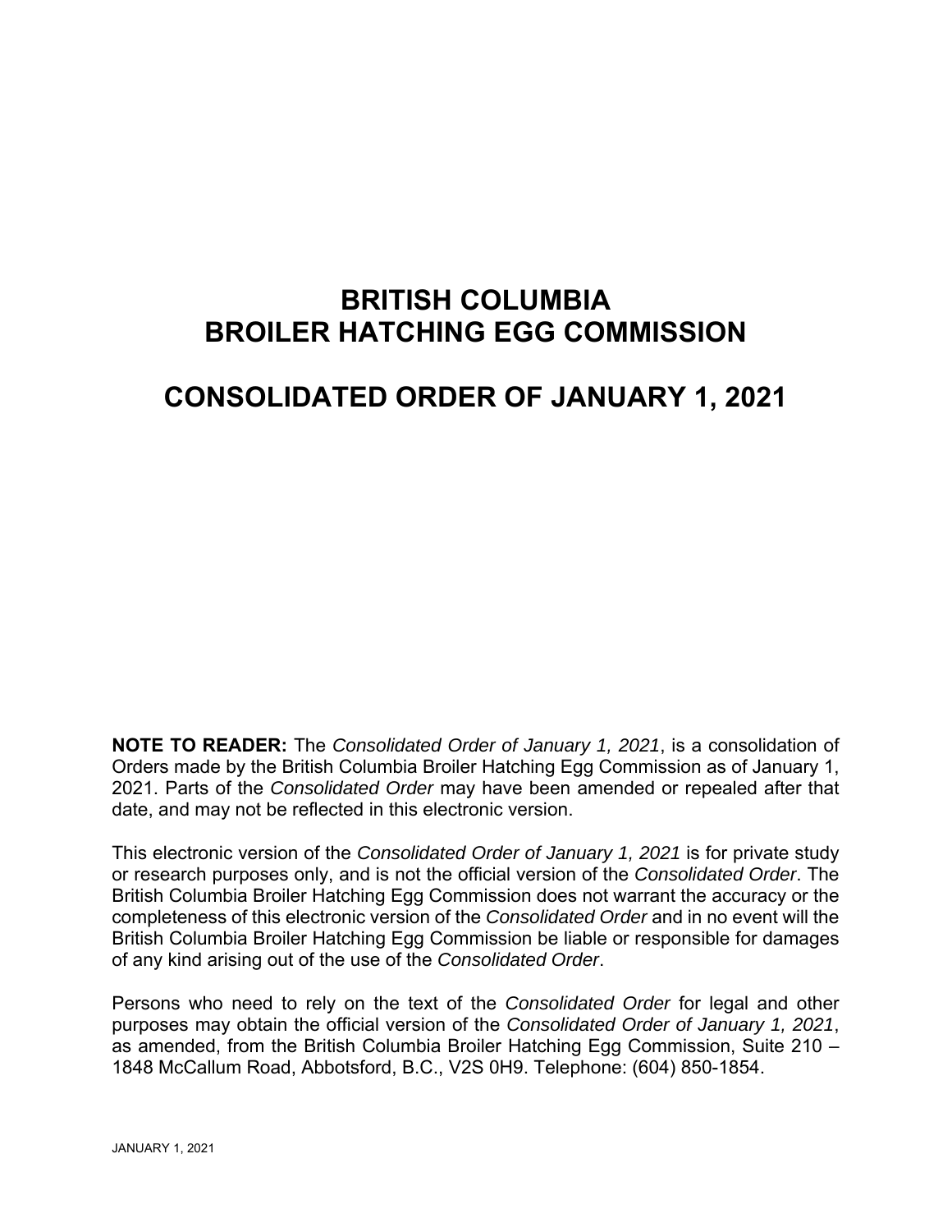# BRITISH COLUMBIA BROILER HATCHING EGG COMMISSION

# CONSOLIDATED ORDER OF JANUARY 1, 2021

**NOTE TO READER:** The *Consolidated Order of January 1, 2021*, is a consolidation of Orders made by the British Columbia Broiler Hatching Egg Commission as of January 1, 2021. Parts of the *Consolidated Order* may have been amended or repealed after that date, and may not be reflected in this electronic version.

This electronic version of the *Consolidated Order of January 1, 2021* is for private study or research purposes only, and is not the official version of the *Consolidated Order*. The British Columbia Broiler Hatching Egg Commission does not warrant the accuracy or the completeness of this electronic version of the *Consolidated Order* and in no event will the British Columbia Broiler Hatching Egg Commission be liable or responsible for damages of any kind arising out of the use of the *Consolidated Order*.

Persons who need to rely on the text of the *Consolidated Order* for legal and other purposes may obtain the official version of the *Consolidated Order of January 1, 2021*, as amended, from the British Columbia Broiler Hatching Egg Commission, Suite 210 – 1848 McCallum Road, Abbotsford, B.C., V2S 0H9. Telephone: (604) 850-1854.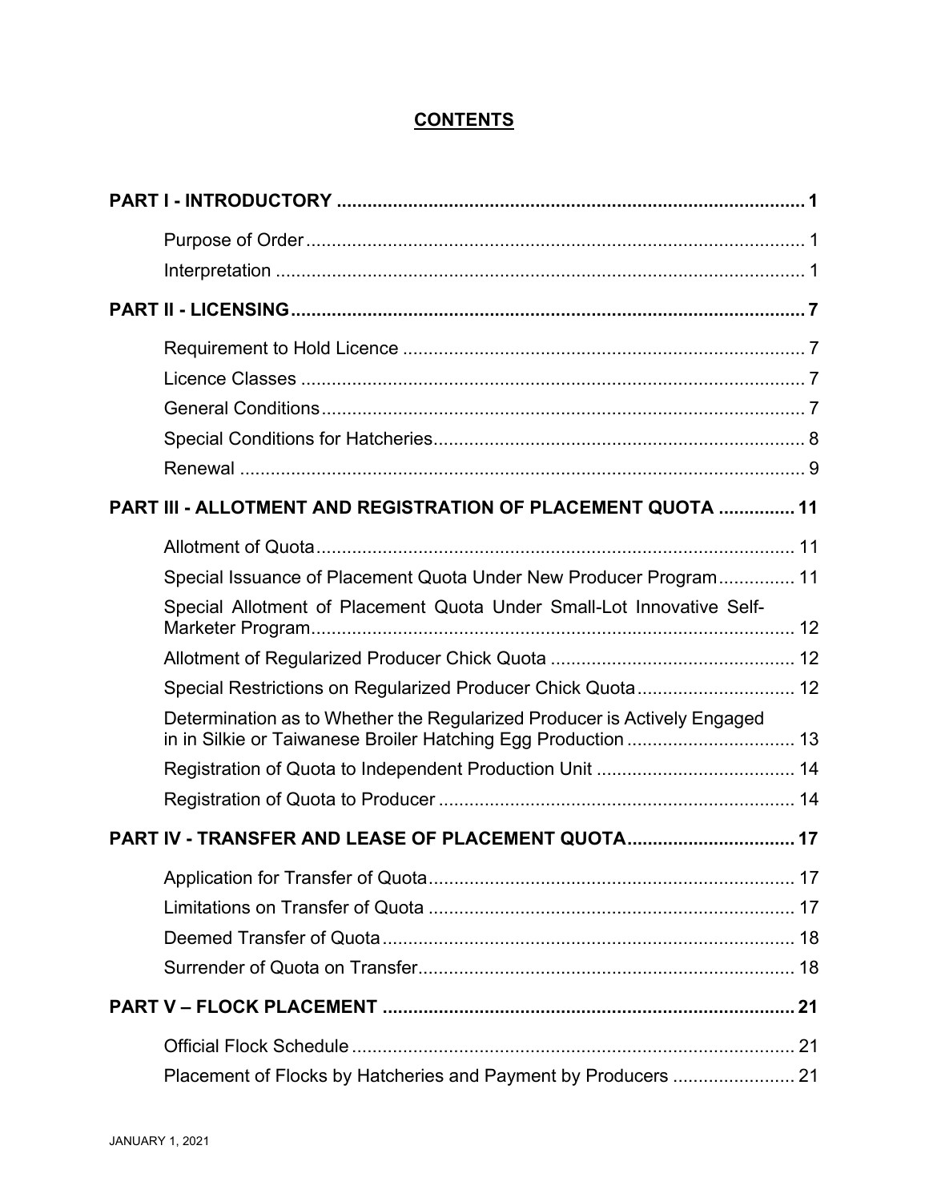# CONTENTS

**PART I - INTRODUCTORY ... 1**

- Purpose of Order ... 1
- Interpretation ... 1

**PART II - LICENSING ... 7**

- Requirement to Hold Licence ... 7
- Licence Classes ... 7
- General Conditions ... 7
- Special Conditions for Hatcheries ... 8
- Renewal ... 9

**PART III - ALLOTMENT AND REGISTRATION OF PLACEMENT QUOTA ... 11**

- Allotment of Quota ... 11
- Special Issuance of Placement Quota Under New Producer Program ... 11
- Special Allotment of Placement Quota Under Small-Lot Innovative Self-Marketer Program ... 12
- Allotment of Regularized Producer Chick Quota ... 12
- Special Restrictions on Regularized Producer Chick Quota ... 12
- Determination as to Whether the Regularized Producer is Actively Engaged in in Silkie or Taiwanese Broiler Hatching Egg Production ... 13
- Registration of Quota to Independent Production Unit ... 14
- Registration of Quota to Producer ... 14

**PART IV - TRANSFER AND LEASE OF PLACEMENT QUOTA ... 17**

- Application for Transfer of Quota ... 17
- Limitations on Transfer of Quota ... 17
- Deemed Transfer of Quota ... 18
- Surrender of Quota on Transfer ... 18

**PART V – FLOCK PLACEMENT ... 21**

- Official Flock Schedule ... 21
- Placement of Flocks by Hatcheries and Payment by Producers ... 21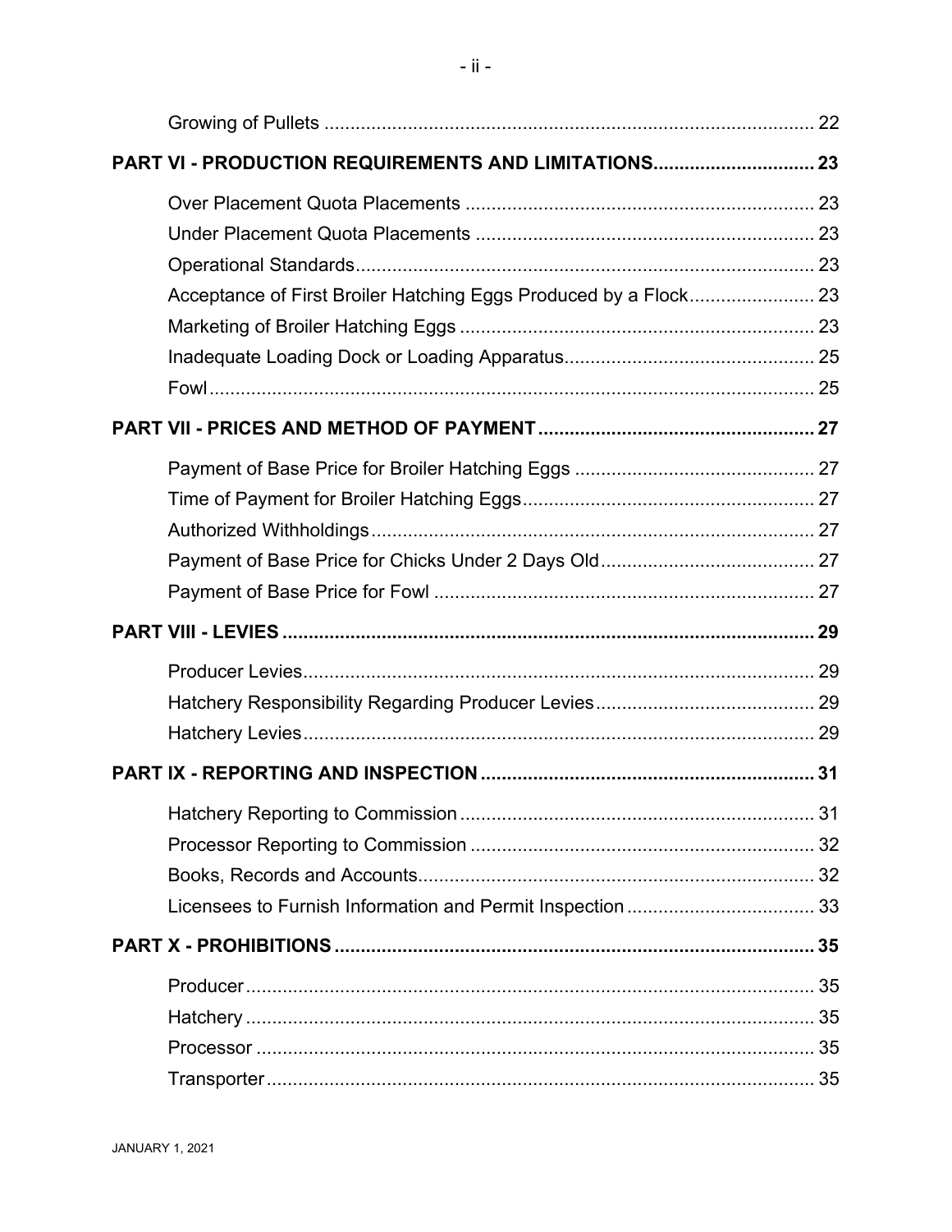Growing of Pullets ..... 22

**PART VI - PRODUCTION REQUIREMENTS AND LIMITATIONS..... 23**

Over Placement Quota Placements ..... 23
Under Placement Quota Placements ..... 23
Operational Standards..... 23
Acceptance of First Broiler Hatching Eggs Produced by a Flock..... 23
Marketing of Broiler Hatching Eggs ..... 23
Inadequate Loading Dock or Loading Apparatus..... 25
Fowl..... 25

**PART VII - PRICES AND METHOD OF PAYMENT ..... 27**

Payment of Base Price for Broiler Hatching Eggs ..... 27
Time of Payment for Broiler Hatching Eggs..... 27
Authorized Withholdings..... 27
Payment of Base Price for Chicks Under 2 Days Old..... 27
Payment of Base Price for Fowl ..... 27

**PART VIII - LEVIES ..... 29**

Producer Levies..... 29
Hatchery Responsibility Regarding Producer Levies..... 29
Hatchery Levies..... 29

**PART IX - REPORTING AND INSPECTION ..... 31**

Hatchery Reporting to Commission ..... 31
Processor Reporting to Commission ..... 32
Books, Records and Accounts..... 32
Licensees to Furnish Information and Permit Inspection ..... 33

**PART X - PROHIBITIONS ..... 35**

Producer..... 35
Hatchery ..... 35
Processor ..... 35
Transporter..... 35

JANUARY 1, 2021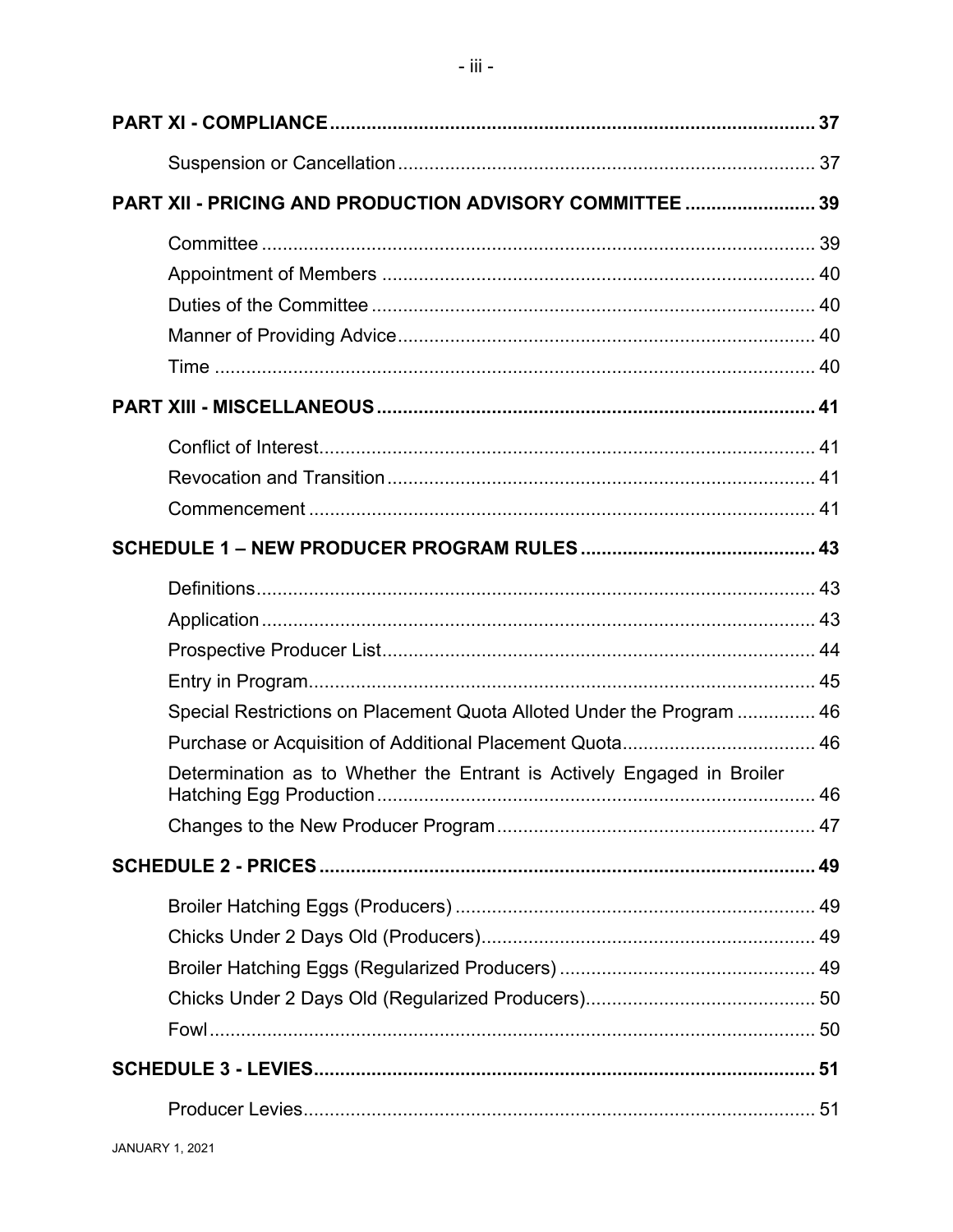| | |
|---|---|
| **PART XI - COMPLIANCE** | **37** |
| Suspension or Cancellation | 37 |
| **PART XII - PRICING AND PRODUCTION ADVISORY COMMITTEE** | **39** |
| Committee | 39 |
| Appointment of Members | 40 |
| Duties of the Committee | 40 |
| Manner of Providing Advice | 40 |
| Time | 40 |
| **PART XIII - MISCELLANEOUS** | **41** |
| Conflict of Interest | 41 |
| Revocation and Transition | 41 |
| Commencement | 41 |
| **SCHEDULE 1 – NEW PRODUCER PROGRAM RULES** | **43** |
| Definitions | 43 |
| Application | 43 |
| Prospective Producer List | 44 |
| Entry in Program | 45 |
| Special Restrictions on Placement Quota Alloted Under the Program | 46 |
| Purchase or Acquisition of Additional Placement Quota | 46 |
| Determination as to Whether the Entrant is Actively Engaged in Broiler Hatching Egg Production | 46 |
| Changes to the New Producer Program | 47 |
| **SCHEDULE 2 - PRICES** | **49** |
| Broiler Hatching Eggs (Producers) | 49 |
| Chicks Under 2 Days Old (Producers) | 49 |
| Broiler Hatching Eggs (Regularized Producers) | 49 |
| Chicks Under 2 Days Old (Regularized Producers) | 50 |
| Fowl | 50 |
| **SCHEDULE 3 - LEVIES** | **51** |
| Producer Levies | 51 |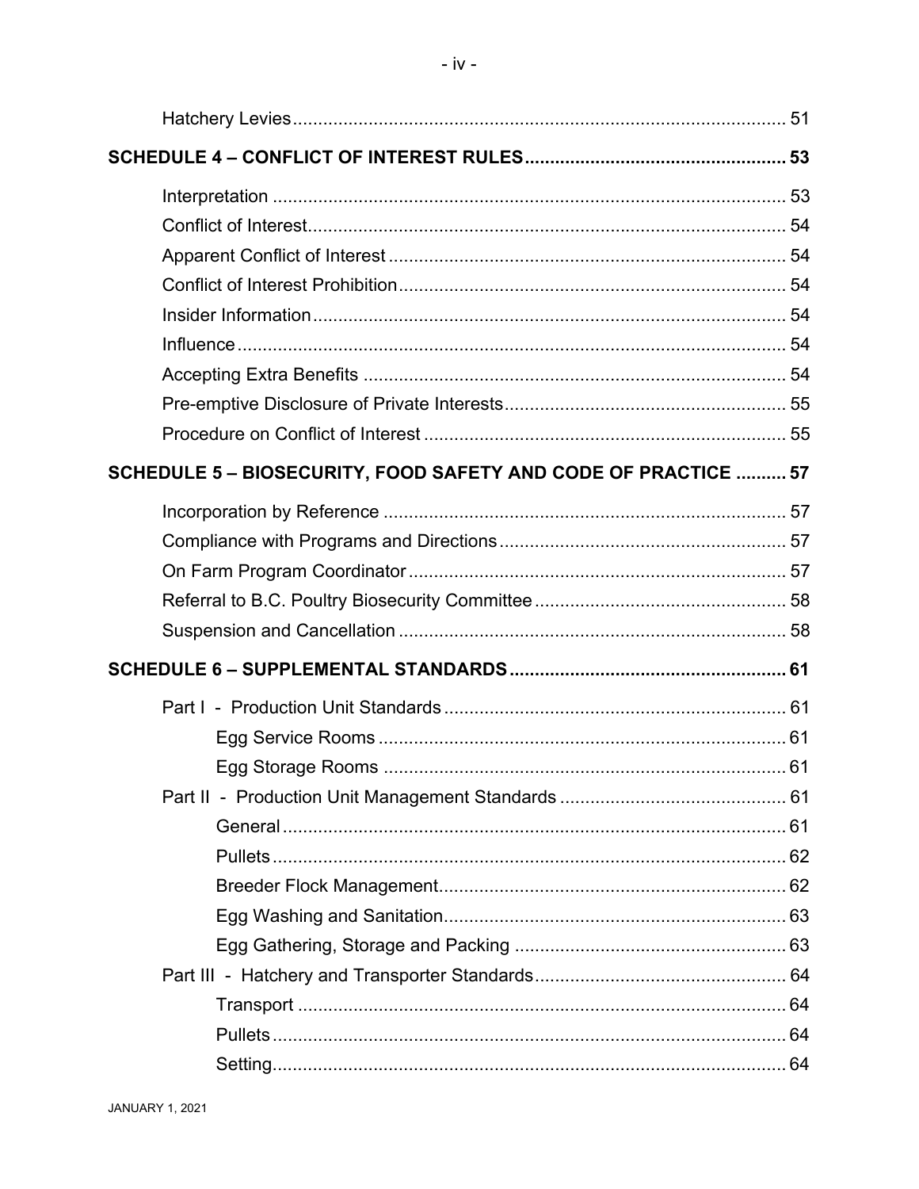Hatchery Levies .................................................................................................. 51

**SCHEDULE 4 – CONFLICT OF INTEREST RULES** .................................................. 53

Interpretation ...................................................................................................... 53

Conflict of Interest ............................................................................................... 54

Apparent Conflict of Interest ............................................................................... 54

Conflict of Interest Prohibition ............................................................................. 54

Insider Information .............................................................................................. 54

Influence ............................................................................................................. 54

Accepting Extra Benefits .................................................................................... 54

Pre-emptive Disclosure of Private Interests ........................................................ 55

Procedure on Conflict of Interest ........................................................................ 55

**SCHEDULE 5 – BIOSECURITY, FOOD SAFETY AND CODE OF PRACTICE** .......... 57

Incorporation by Reference ................................................................................ 57

Compliance with Programs and Directions ......................................................... 57

On Farm Program Coordinator ........................................................................... 57

Referral to B.C. Poultry Biosecurity Committee .................................................. 58

Suspension and Cancellation ............................................................................. 58

**SCHEDULE 6 – SUPPLEMENTAL STANDARDS** ..................................................... 61

Part I - Production Unit Standards ..................................................................... 61

- Egg Service Rooms ........................................................................................ 61
- Egg Storage Rooms ....................................................................................... 61

Part II - Production Unit Management Standards .............................................. 61

- General ............................................................................................................ 61
- Pullets .............................................................................................................. 62
- Breeder Flock Management ............................................................................ 62
- Egg Washing and Sanitation ........................................................................... 63
- Egg Gathering, Storage and Packing .............................................................. 63

Part III - Hatchery and Transporter Standards ................................................... 64

- Transport ......................................................................................................... 64
- Pullets .............................................................................................................. 64
- Setting .............................................................................................................. 64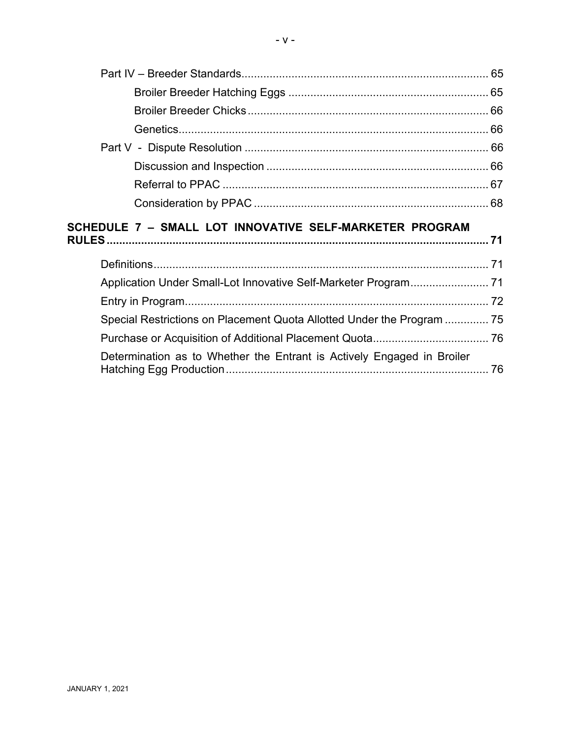Part IV – Breeder Standards.............................................................................. 65

Broiler Breeder Hatching Eggs ............................................................... 65

Broiler Breeder Chicks ............................................................................ 66

Genetics.................................................................................................. 66

Part V - Dispute Resolution ............................................................................ 66

Discussion and Inspection ...................................................................... 66

Referral to PPAC .................................................................................... 67

Consideration by PPAC .......................................................................... 68

**SCHEDULE 7 – SMALL LOT INNOVATIVE SELF-MARKETER PROGRAM RULES ........................................................................................................................ 71**

Definitions........................................................................................................... 71

Application Under Small-Lot Innovative Self-Marketer Program......................... 71

Entry in Program.................................................................................................. 72

Special Restrictions on Placement Quota Allotted Under the Program .............. 75

Purchase or Acquisition of Additional Placement Quota..................................... 76

Determination as to Whether the Entrant is Actively Engaged in Broiler Hatching Egg Production.................................................................................... 76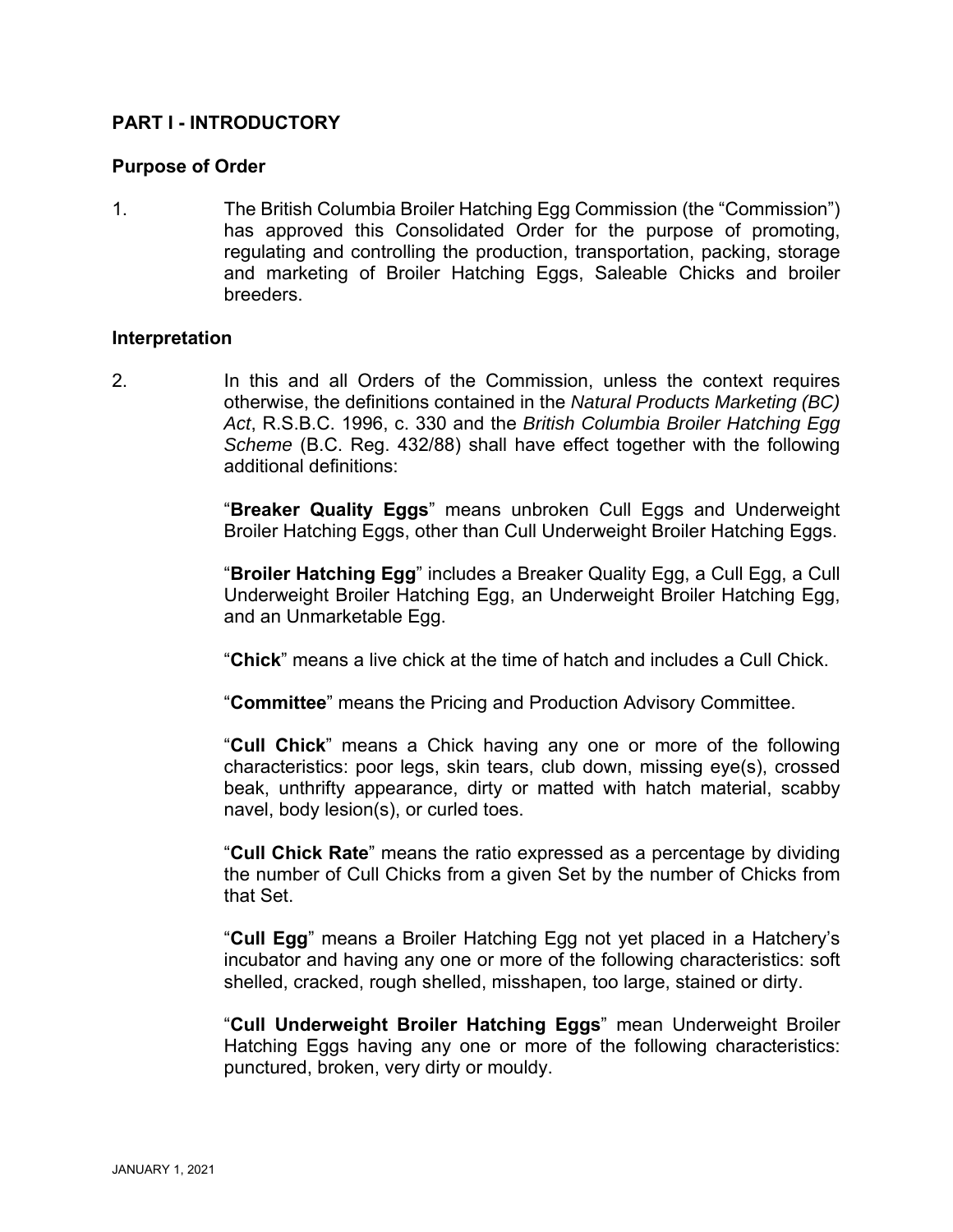## PART I - INTRODUCTORY

### Purpose of Order

1. The British Columbia Broiler Hatching Egg Commission (the "Commission") has approved this Consolidated Order for the purpose of promoting, regulating and controlling the production, transportation, packing, storage and marketing of Broiler Hatching Eggs, Saleable Chicks and broiler breeders.

### Interpretation

2. In this and all Orders of the Commission, unless the context requires otherwise, the definitions contained in the *Natural Products Marketing (BC) Act*, R.S.B.C. 1996, c. 330 and the *British Columbia Broiler Hatching Egg Scheme* (B.C. Reg. 432/88) shall have effect together with the following additional definitions:

"**Breaker Quality Eggs**" means unbroken Cull Eggs and Underweight Broiler Hatching Eggs, other than Cull Underweight Broiler Hatching Eggs.

"**Broiler Hatching Egg**" includes a Breaker Quality Egg, a Cull Egg, a Cull Underweight Broiler Hatching Egg, an Underweight Broiler Hatching Egg, and an Unmarketable Egg.

"**Chick**" means a live chick at the time of hatch and includes a Cull Chick.

"**Committee**" means the Pricing and Production Advisory Committee.

"**Cull Chick**" means a Chick having any one or more of the following characteristics: poor legs, skin tears, club down, missing eye(s), crossed beak, unthrifty appearance, dirty or matted with hatch material, scabby navel, body lesion(s), or curled toes.

"**Cull Chick Rate**" means the ratio expressed as a percentage by dividing the number of Cull Chicks from a given Set by the number of Chicks from that Set.

"**Cull Egg**" means a Broiler Hatching Egg not yet placed in a Hatchery's incubator and having any one or more of the following characteristics: soft shelled, cracked, rough shelled, misshapen, too large, stained or dirty.

"**Cull Underweight Broiler Hatching Eggs**" mean Underweight Broiler Hatching Eggs having any one or more of the following characteristics: punctured, broken, very dirty or mouldy.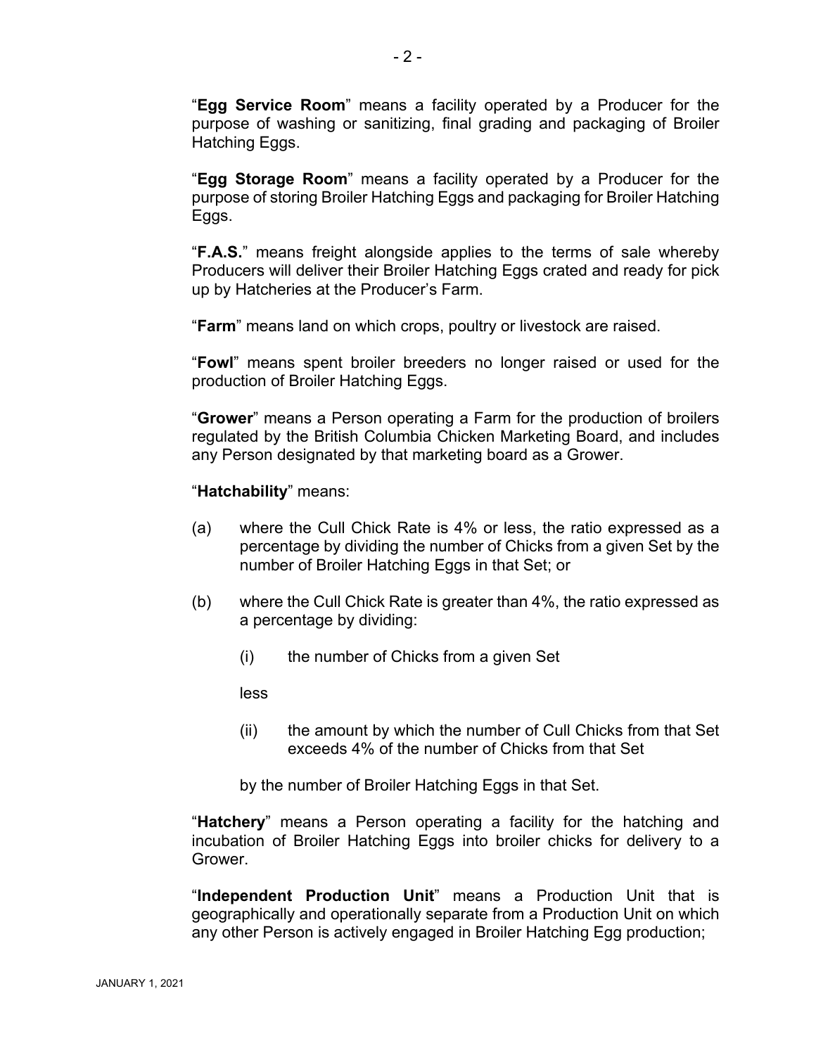"**Egg Service Room**" means a facility operated by a Producer for the purpose of washing or sanitizing, final grading and packaging of Broiler Hatching Eggs.

"**Egg Storage Room**" means a facility operated by a Producer for the purpose of storing Broiler Hatching Eggs and packaging for Broiler Hatching Eggs.

"**F.A.S.**" means freight alongside applies to the terms of sale whereby Producers will deliver their Broiler Hatching Eggs crated and ready for pick up by Hatcheries at the Producer's Farm.

"**Farm**" means land on which crops, poultry or livestock are raised.

"**Fowl**" means spent broiler breeders no longer raised or used for the production of Broiler Hatching Eggs.

"**Grower**" means a Person operating a Farm for the production of broilers regulated by the British Columbia Chicken Marketing Board, and includes any Person designated by that marketing board as a Grower.

"**Hatchability**" means:

(a) where the Cull Chick Rate is 4% or less, the ratio expressed as a percentage by dividing the number of Chicks from a given Set by the number of Broiler Hatching Eggs in that Set; or

(b) where the Cull Chick Rate is greater than 4%, the ratio expressed as a percentage by dividing:

   (i) the number of Chicks from a given Set

   less

   (ii) the amount by which the number of Cull Chicks from that Set exceeds 4% of the number of Chicks from that Set

   by the number of Broiler Hatching Eggs in that Set.

"**Hatchery**" means a Person operating a facility for the hatching and incubation of Broiler Hatching Eggs into broiler chicks for delivery to a Grower.

"**Independent Production Unit**" means a Production Unit that is geographically and operationally separate from a Production Unit on which any other Person is actively engaged in Broiler Hatching Egg production;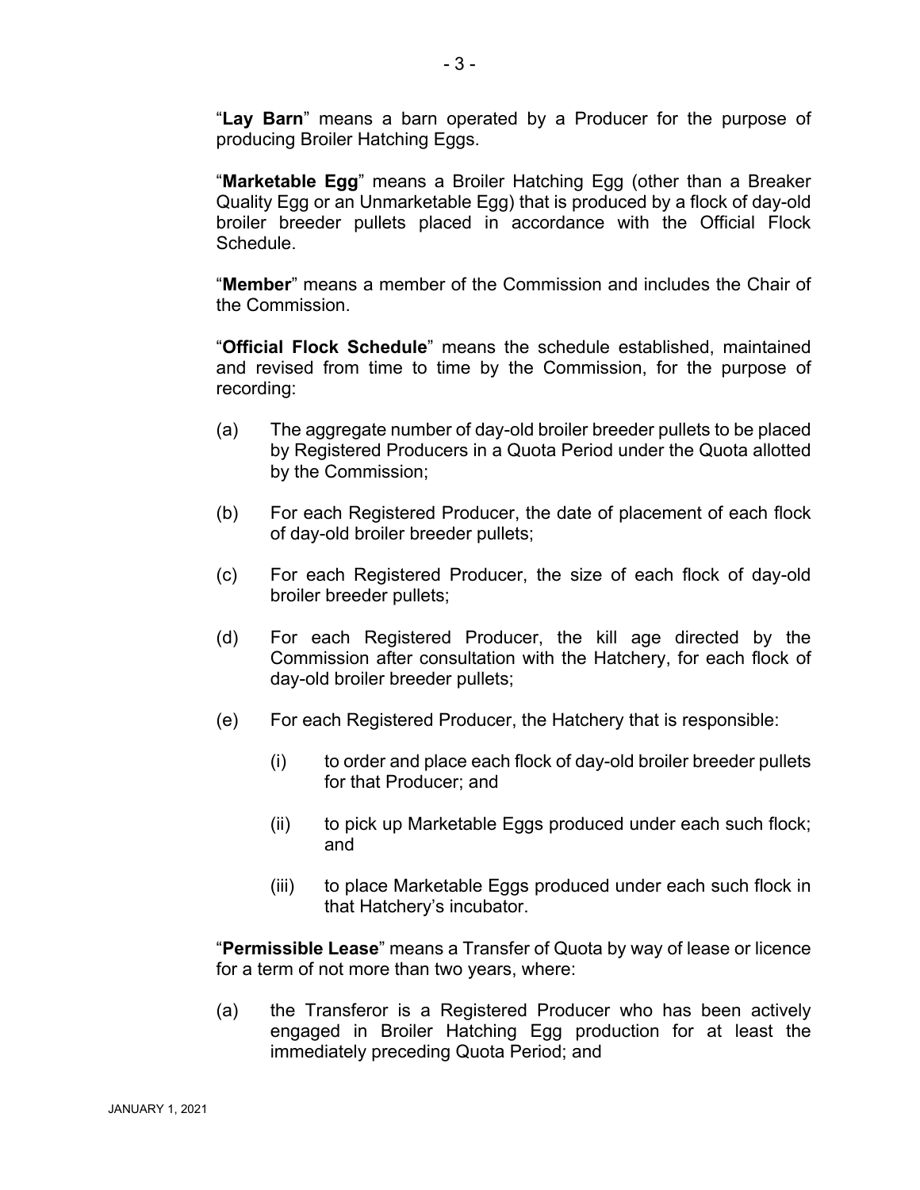"**Lay Barn**" means a barn operated by a Producer for the purpose of producing Broiler Hatching Eggs.

"**Marketable Egg**" means a Broiler Hatching Egg (other than a Breaker Quality Egg or an Unmarketable Egg) that is produced by a flock of day-old broiler breeder pullets placed in accordance with the Official Flock Schedule.

"**Member**" means a member of the Commission and includes the Chair of the Commission.

"**Official Flock Schedule**" means the schedule established, maintained and revised from time to time by the Commission, for the purpose of recording:

(a) The aggregate number of day-old broiler breeder pullets to be placed by Registered Producers in a Quota Period under the Quota allotted by the Commission;

(b) For each Registered Producer, the date of placement of each flock of day-old broiler breeder pullets;

(c) For each Registered Producer, the size of each flock of day-old broiler breeder pullets;

(d) For each Registered Producer, the kill age directed by the Commission after consultation with the Hatchery, for each flock of day-old broiler breeder pullets;

(e) For each Registered Producer, the Hatchery that is responsible:

   (i) to order and place each flock of day-old broiler breeder pullets for that Producer; and

   (ii) to pick up Marketable Eggs produced under each such flock; and

   (iii) to place Marketable Eggs produced under each such flock in that Hatchery's incubator.

"**Permissible Lease**" means a Transfer of Quota by way of lease or licence for a term of not more than two years, where:

(a) the Transferor is a Registered Producer who has been actively engaged in Broiler Hatching Egg production for at least the immediately preceding Quota Period; and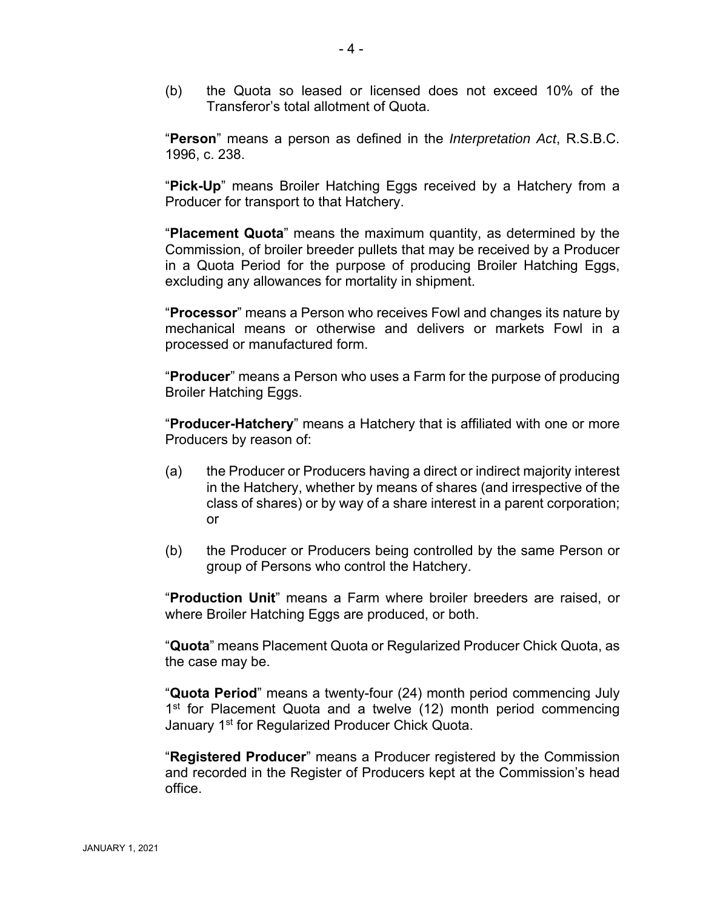(b) the Quota so leased or licensed does not exceed 10% of the Transferor's total allotment of Quota.

"**Person**" means a person as defined in the *Interpretation Act*, R.S.B.C. 1996, c. 238.

"**Pick-Up**" means Broiler Hatching Eggs received by a Hatchery from a Producer for transport to that Hatchery.

"**Placement Quota**" means the maximum quantity, as determined by the Commission, of broiler breeder pullets that may be received by a Producer in a Quota Period for the purpose of producing Broiler Hatching Eggs, excluding any allowances for mortality in shipment.

"**Processor**" means a Person who receives Fowl and changes its nature by mechanical means or otherwise and delivers or markets Fowl in a processed or manufactured form.

"**Producer**" means a Person who uses a Farm for the purpose of producing Broiler Hatching Eggs.

"**Producer-Hatchery**" means a Hatchery that is affiliated with one or more Producers by reason of:

(a) the Producer or Producers having a direct or indirect majority interest in the Hatchery, whether by means of shares (and irrespective of the class of shares) or by way of a share interest in a parent corporation; or

(b) the Producer or Producers being controlled by the same Person or group of Persons who control the Hatchery.

"**Production Unit**" means a Farm where broiler breeders are raised, or where Broiler Hatching Eggs are produced, or both.

"**Quota**" means Placement Quota or Regularized Producer Chick Quota, as the case may be.

"**Quota Period**" means a twenty-four (24) month period commencing July 1st for Placement Quota and a twelve (12) month period commencing January 1st for Regularized Producer Chick Quota.

"**Registered Producer**" means a Producer registered by the Commission and recorded in the Register of Producers kept at the Commission's head office.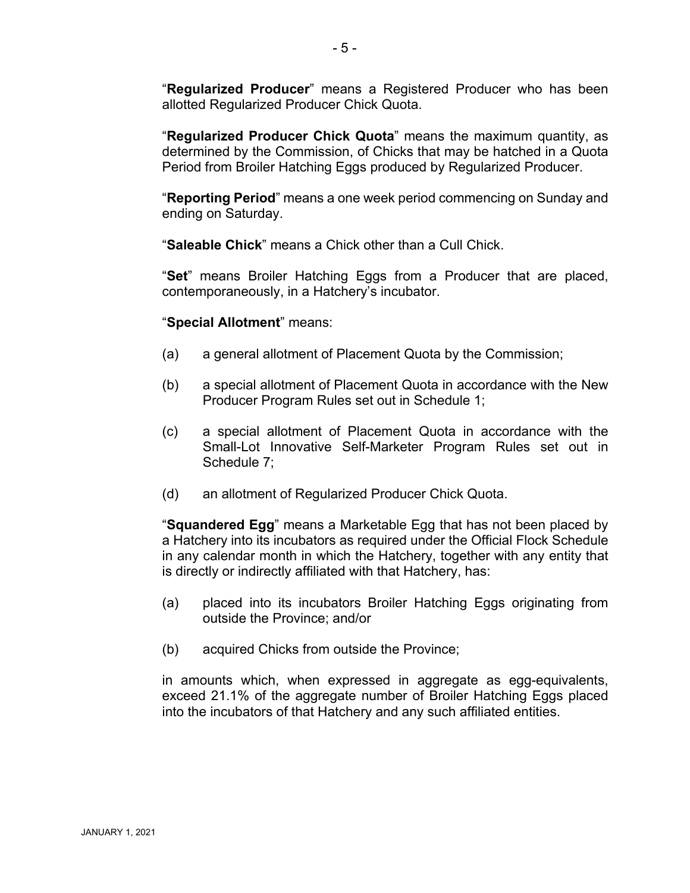"**Regularized Producer**" means a Registered Producer who has been allotted Regularized Producer Chick Quota.

"**Regularized Producer Chick Quota**" means the maximum quantity, as determined by the Commission, of Chicks that may be hatched in a Quota Period from Broiler Hatching Eggs produced by Regularized Producer.

"**Reporting Period**" means a one week period commencing on Sunday and ending on Saturday.

"**Saleable Chick**" means a Chick other than a Cull Chick.

"**Set**" means Broiler Hatching Eggs from a Producer that are placed, contemporaneously, in a Hatchery's incubator.

"**Special Allotment**" means:

(a) a general allotment of Placement Quota by the Commission;

(b) a special allotment of Placement Quota in accordance with the New Producer Program Rules set out in Schedule 1;

(c) a special allotment of Placement Quota in accordance with the Small-Lot Innovative Self-Marketer Program Rules set out in Schedule 7;

(d) an allotment of Regularized Producer Chick Quota.

"**Squandered Egg**" means a Marketable Egg that has not been placed by a Hatchery into its incubators as required under the Official Flock Schedule in any calendar month in which the Hatchery, together with any entity that is directly or indirectly affiliated with that Hatchery, has:

(a) placed into its incubators Broiler Hatching Eggs originating from outside the Province; and/or

(b) acquired Chicks from outside the Province;

in amounts which, when expressed in aggregate as egg-equivalents, exceed 21.1% of the aggregate number of Broiler Hatching Eggs placed into the incubators of that Hatchery and any such affiliated entities.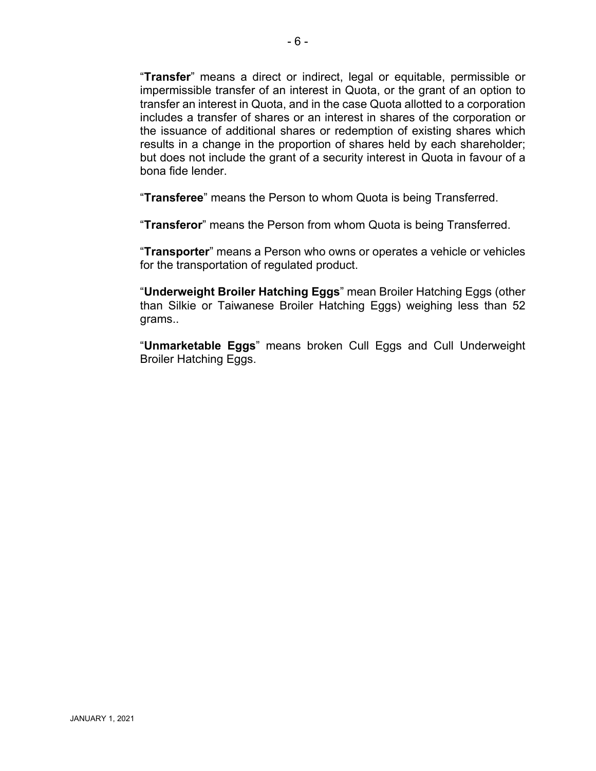"**Transfer**" means a direct or indirect, legal or equitable, permissible or impermissible transfer of an interest in Quota, or the grant of an option to transfer an interest in Quota, and in the case Quota allotted to a corporation includes a transfer of shares or an interest in shares of the corporation or the issuance of additional shares or redemption of existing shares which results in a change in the proportion of shares held by each shareholder; but does not include the grant of a security interest in Quota in favour of a bona fide lender.

"**Transferee**" means the Person to whom Quota is being Transferred.

"**Transferor**" means the Person from whom Quota is being Transferred.

"**Transporter**" means a Person who owns or operates a vehicle or vehicles for the transportation of regulated product.

"**Underweight Broiler Hatching Eggs**" mean Broiler Hatching Eggs (other than Silkie or Taiwanese Broiler Hatching Eggs) weighing less than 52 grams..

"**Unmarketable Eggs**" means broken Cull Eggs and Cull Underweight Broiler Hatching Eggs.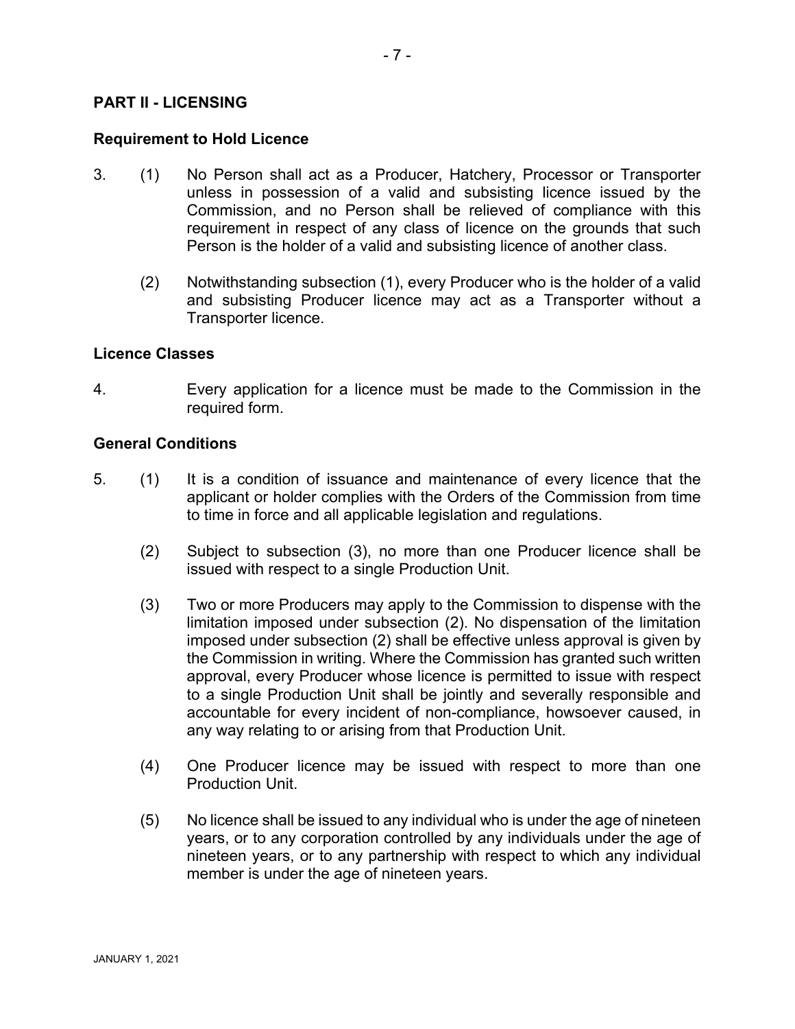## PART II - LICENSING

### Requirement to Hold Licence

3. (1) No Person shall act as a Producer, Hatchery, Processor or Transporter unless in possession of a valid and subsisting licence issued by the Commission, and no Person shall be relieved of compliance with this requirement in respect of any class of licence on the grounds that such Person is the holder of a valid and subsisting licence of another class.

   (2) Notwithstanding subsection (1), every Producer who is the holder of a valid and subsisting Producer licence may act as a Transporter without a Transporter licence.

### Licence Classes

4. Every application for a licence must be made to the Commission in the required form.

### General Conditions

5. (1) It is a condition of issuance and maintenance of every licence that the applicant or holder complies with the Orders of the Commission from time to time in force and all applicable legislation and regulations.

   (2) Subject to subsection (3), no more than one Producer licence shall be issued with respect to a single Production Unit.

   (3) Two or more Producers may apply to the Commission to dispense with the limitation imposed under subsection (2). No dispensation of the limitation imposed under subsection (2) shall be effective unless approval is given by the Commission in writing. Where the Commission has granted such written approval, every Producer whose licence is permitted to issue with respect to a single Production Unit shall be jointly and severally responsible and accountable for every incident of non-compliance, howsoever caused, in any way relating to or arising from that Production Unit.

   (4) One Producer licence may be issued with respect to more than one Production Unit.

   (5) No licence shall be issued to any individual who is under the age of nineteen years, or to any corporation controlled by any individuals under the age of nineteen years, or to any partnership with respect to which any individual member is under the age of nineteen years.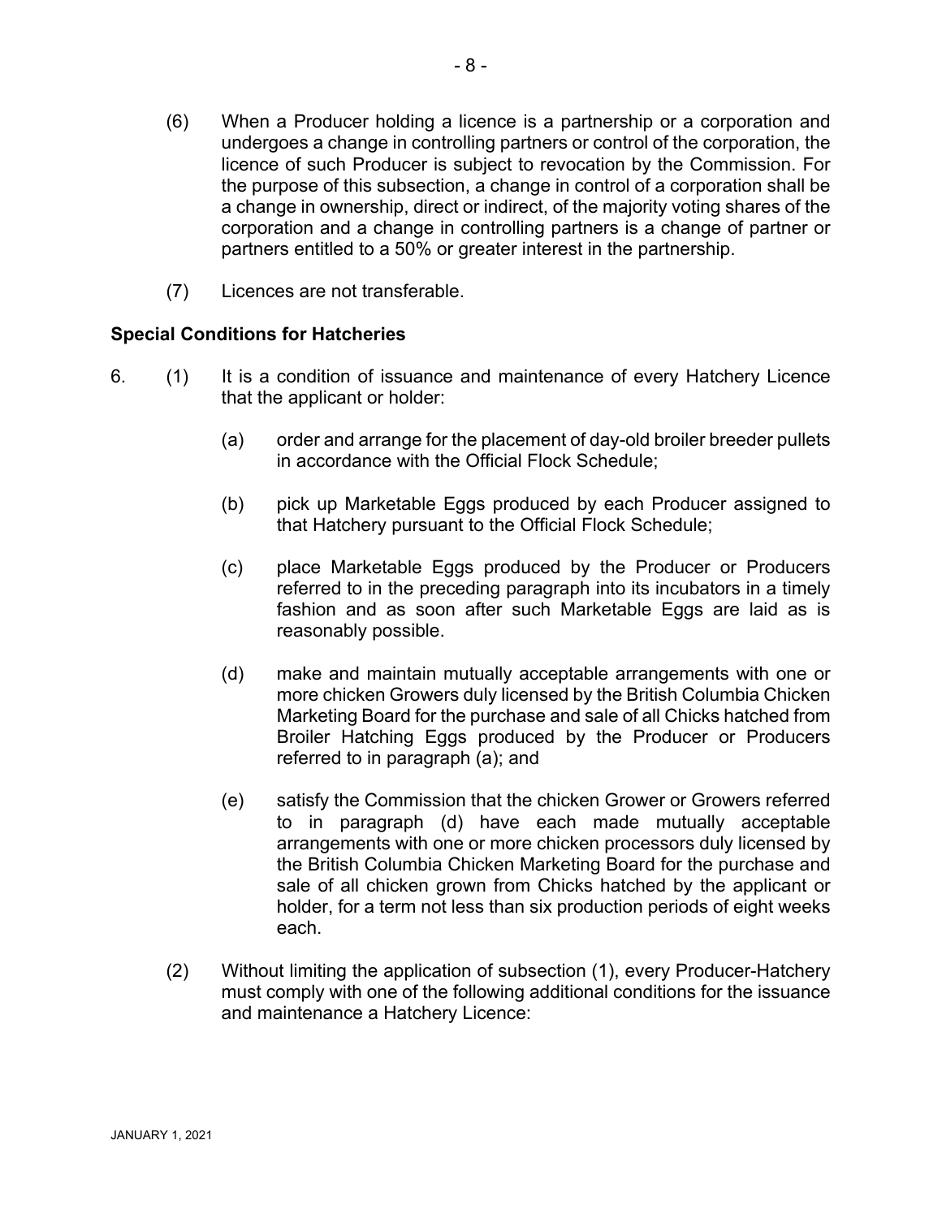(6) When a Producer holding a licence is a partnership or a corporation and undergoes a change in controlling partners or control of the corporation, the licence of such Producer is subject to revocation by the Commission. For the purpose of this subsection, a change in control of a corporation shall be a change in ownership, direct or indirect, of the majority voting shares of the corporation and a change in controlling partners is a change of partner or partners entitled to a 50% or greater interest in the partnership.

(7) Licences are not transferable.

**Special Conditions for Hatcheries**

6. (1) It is a condition of issuance and maintenance of every Hatchery Licence that the applicant or holder:

   (a) order and arrange for the placement of day-old broiler breeder pullets in accordance with the Official Flock Schedule;

   (b) pick up Marketable Eggs produced by each Producer assigned to that Hatchery pursuant to the Official Flock Schedule;

   (c) place Marketable Eggs produced by the Producer or Producers referred to in the preceding paragraph into its incubators in a timely fashion and as soon after such Marketable Eggs are laid as is reasonably possible.

   (d) make and maintain mutually acceptable arrangements with one or more chicken Growers duly licensed by the British Columbia Chicken Marketing Board for the purchase and sale of all Chicks hatched from Broiler Hatching Eggs produced by the Producer or Producers referred to in paragraph (a); and

   (e) satisfy the Commission that the chicken Grower or Growers referred to in paragraph (d) have each made mutually acceptable arrangements with one or more chicken processors duly licensed by the British Columbia Chicken Marketing Board for the purchase and sale of all chicken grown from Chicks hatched by the applicant or holder, for a term not less than six production periods of eight weeks each.

(2) Without limiting the application of subsection (1), every Producer-Hatchery must comply with one of the following additional conditions for the issuance and maintenance a Hatchery Licence: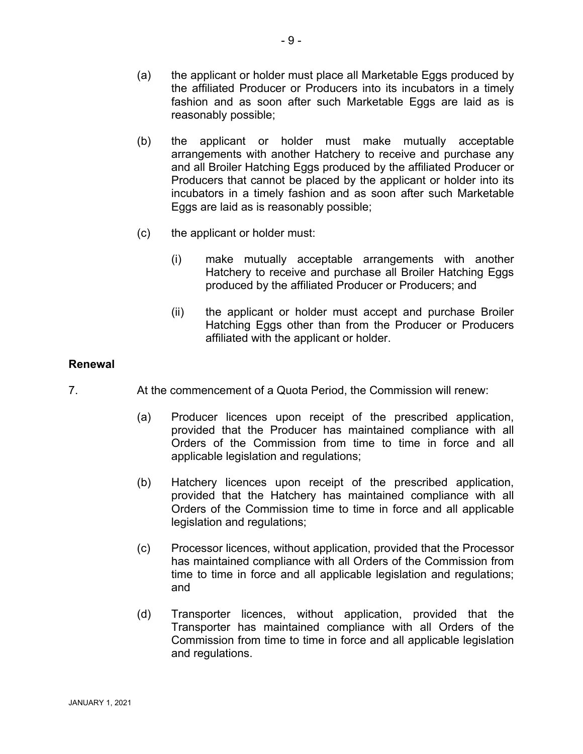(a) the applicant or holder must place all Marketable Eggs produced by the affiliated Producer or Producers into its incubators in a timely fashion and as soon after such Marketable Eggs are laid as is reasonably possible;

(b) the applicant or holder must make mutually acceptable arrangements with another Hatchery to receive and purchase any and all Broiler Hatching Eggs produced by the affiliated Producer or Producers that cannot be placed by the applicant or holder into its incubators in a timely fashion and as soon after such Marketable Eggs are laid as is reasonably possible;

(c) the applicant or holder must:

   (i) make mutually acceptable arrangements with another Hatchery to receive and purchase all Broiler Hatching Eggs produced by the affiliated Producer or Producers; and

   (ii) the applicant or holder must accept and purchase Broiler Hatching Eggs other than from the Producer or Producers affiliated with the applicant or holder.

**Renewal**

7. At the commencement of a Quota Period, the Commission will renew:

   (a) Producer licences upon receipt of the prescribed application, provided that the Producer has maintained compliance with all Orders of the Commission from time to time in force and all applicable legislation and regulations;

   (b) Hatchery licences upon receipt of the prescribed application, provided that the Hatchery has maintained compliance with all Orders of the Commission time to time in force and all applicable legislation and regulations;

   (c) Processor licences, without application, provided that the Processor has maintained compliance with all Orders of the Commission from time to time in force and all applicable legislation and regulations; and

   (d) Transporter licences, without application, provided that the Transporter has maintained compliance with all Orders of the Commission from time to time in force and all applicable legislation and regulations.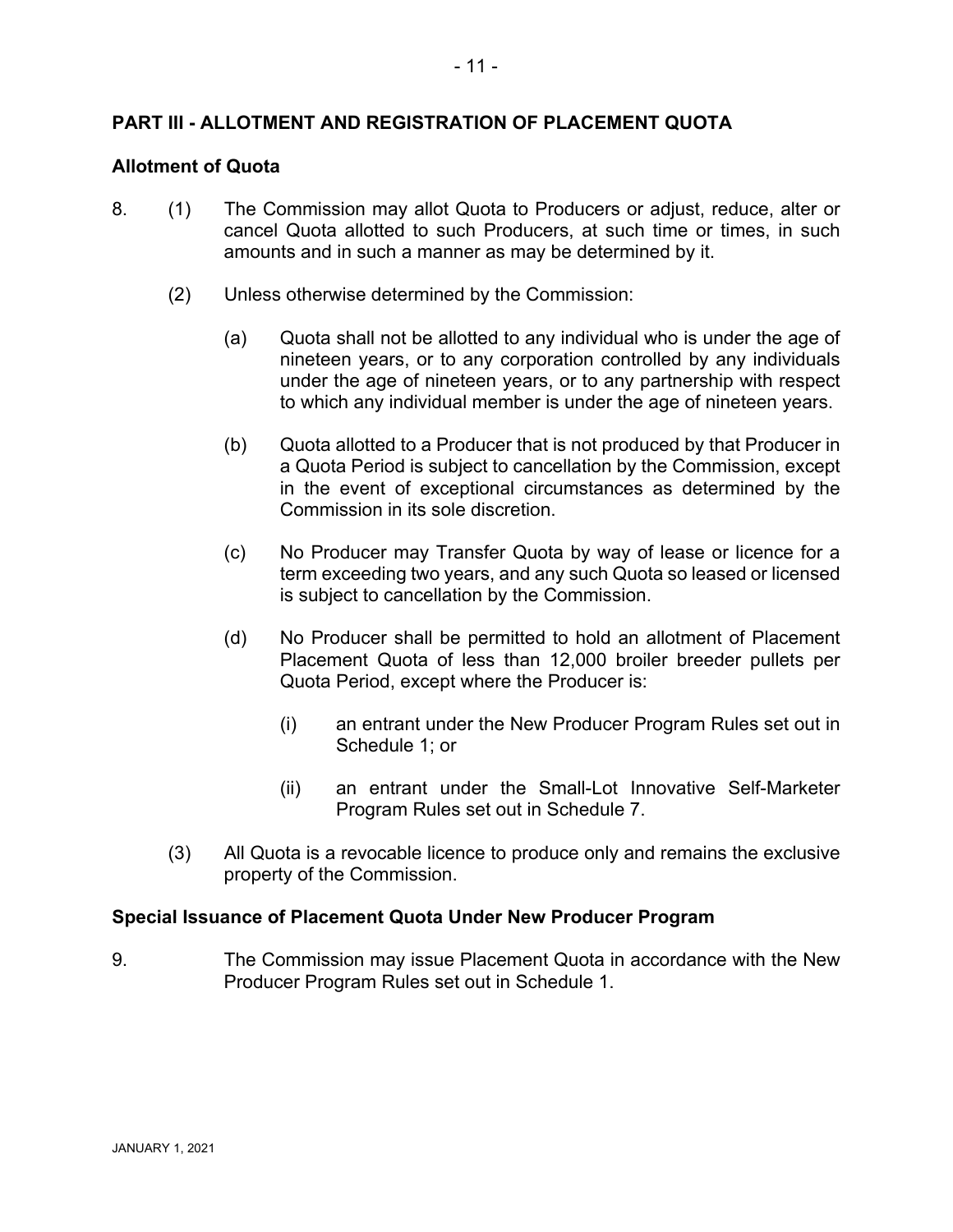## PART III - ALLOTMENT AND REGISTRATION OF PLACEMENT QUOTA

### Allotment of Quota

8. (1) The Commission may allot Quota to Producers or adjust, reduce, alter or cancel Quota allotted to such Producers, at such time or times, in such amounts and in such a manner as may be determined by it.

   (2) Unless otherwise determined by the Commission:

   (a) Quota shall not be allotted to any individual who is under the age of nineteen years, or to any corporation controlled by any individuals under the age of nineteen years, or to any partnership with respect to which any individual member is under the age of nineteen years.

   (b) Quota allotted to a Producer that is not produced by that Producer in a Quota Period is subject to cancellation by the Commission, except in the event of exceptional circumstances as determined by the Commission in its sole discretion.

   (c) No Producer may Transfer Quota by way of lease or licence for a term exceeding two years, and any such Quota so leased or licensed is subject to cancellation by the Commission.

   (d) No Producer shall be permitted to hold an allotment of Placement Placement Quota of less than 12,000 broiler breeder pullets per Quota Period, except where the Producer is:

   (i) an entrant under the New Producer Program Rules set out in Schedule 1; or

   (ii) an entrant under the Small-Lot Innovative Self-Marketer Program Rules set out in Schedule 7.

   (3) All Quota is a revocable licence to produce only and remains the exclusive property of the Commission.

### Special Issuance of Placement Quota Under New Producer Program

9. The Commission may issue Placement Quota in accordance with the New Producer Program Rules set out in Schedule 1.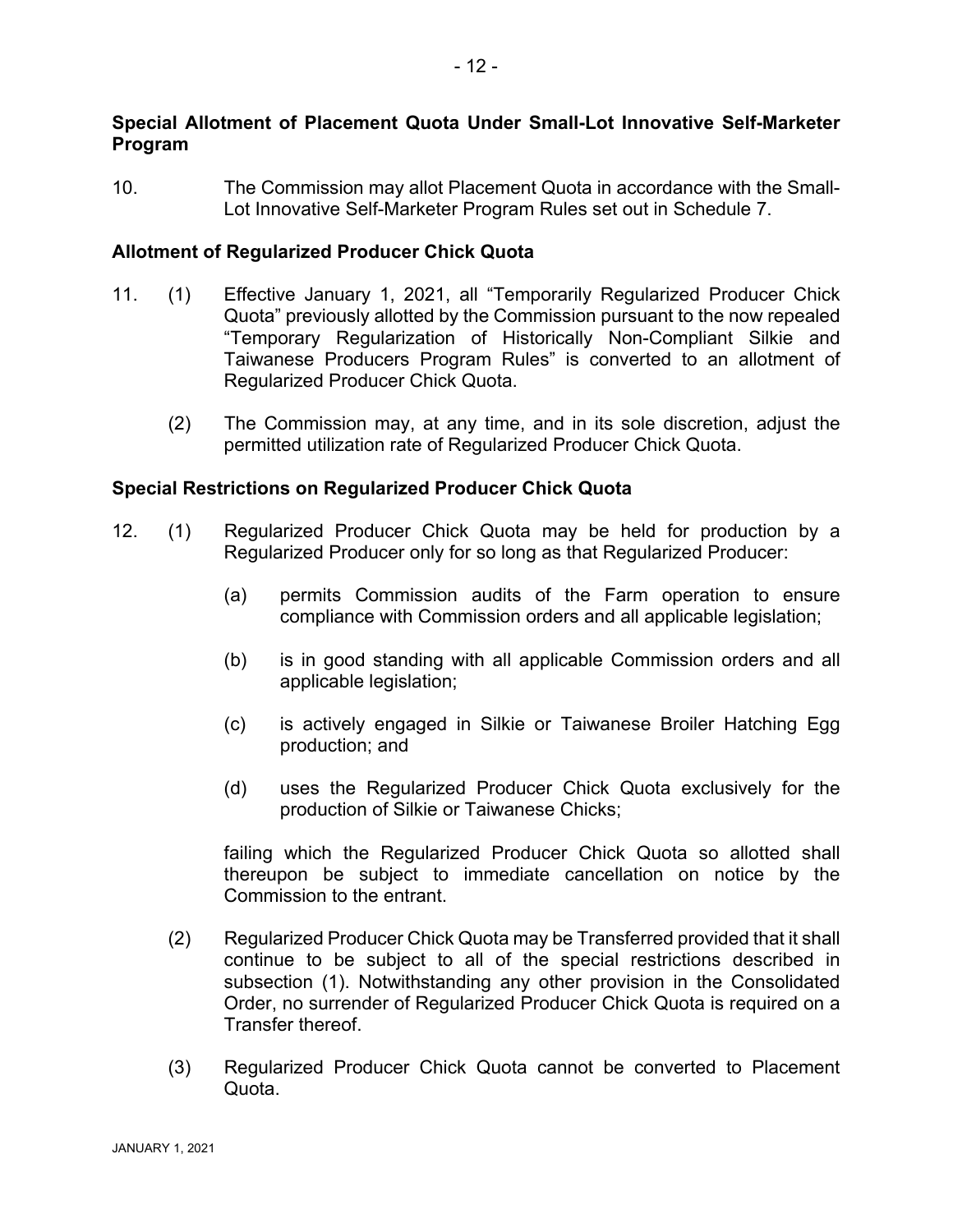**Special Allotment of Placement Quota Under Small-Lot Innovative Self-Marketer Program**

10. The Commission may allot Placement Quota in accordance with the Small-Lot Innovative Self-Marketer Program Rules set out in Schedule 7.

**Allotment of Regularized Producer Chick Quota**

11. (1) Effective January 1, 2021, all "Temporarily Regularized Producer Chick Quota" previously allotted by the Commission pursuant to the now repealed "Temporary Regularization of Historically Non-Compliant Silkie and Taiwanese Producers Program Rules" is converted to an allotment of Regularized Producer Chick Quota.

(2) The Commission may, at any time, and in its sole discretion, adjust the permitted utilization rate of Regularized Producer Chick Quota.

**Special Restrictions on Regularized Producer Chick Quota**

12. (1) Regularized Producer Chick Quota may be held for production by a Regularized Producer only for so long as that Regularized Producer:

(a) permits Commission audits of the Farm operation to ensure compliance with Commission orders and all applicable legislation;

(b) is in good standing with all applicable Commission orders and all applicable legislation;

(c) is actively engaged in Silkie or Taiwanese Broiler Hatching Egg production; and

(d) uses the Regularized Producer Chick Quota exclusively for the production of Silkie or Taiwanese Chicks;

failing which the Regularized Producer Chick Quota so allotted shall thereupon be subject to immediate cancellation on notice by the Commission to the entrant.

(2) Regularized Producer Chick Quota may be Transferred provided that it shall continue to be subject to all of the special restrictions described in subsection (1). Notwithstanding any other provision in the Consolidated Order, no surrender of Regularized Producer Chick Quota is required on a Transfer thereof.

(3) Regularized Producer Chick Quota cannot be converted to Placement Quota.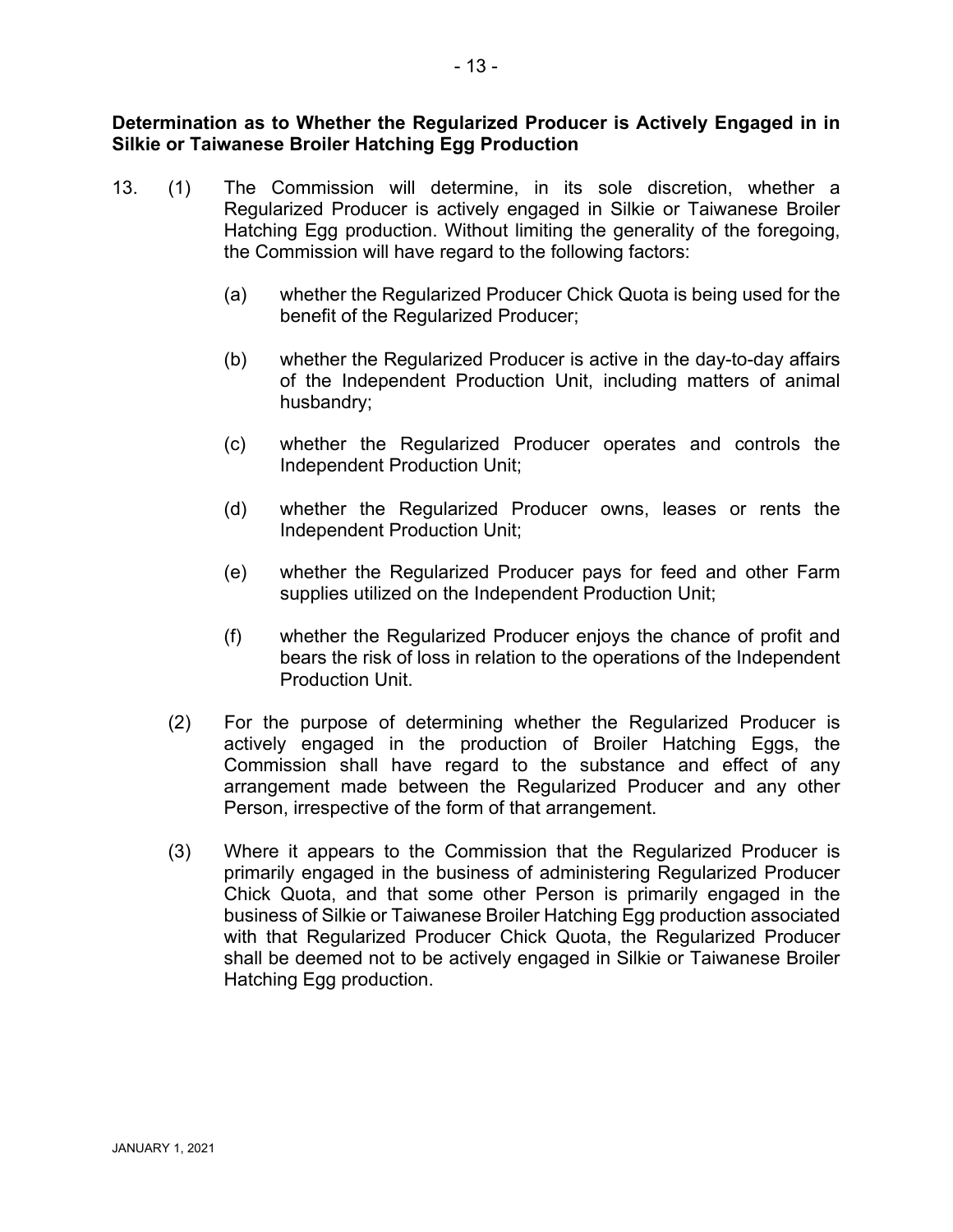**Determination as to Whether the Regularized Producer is Actively Engaged in in Silkie or Taiwanese Broiler Hatching Egg Production**

13. (1) The Commission will determine, in its sole discretion, whether a Regularized Producer is actively engaged in Silkie or Taiwanese Broiler Hatching Egg production. Without limiting the generality of the foregoing, the Commission will have regard to the following factors:

    (a) whether the Regularized Producer Chick Quota is being used for the benefit of the Regularized Producer;

    (b) whether the Regularized Producer is active in the day-to-day affairs of the Independent Production Unit, including matters of animal husbandry;

    (c) whether the Regularized Producer operates and controls the Independent Production Unit;

    (d) whether the Regularized Producer owns, leases or rents the Independent Production Unit;

    (e) whether the Regularized Producer pays for feed and other Farm supplies utilized on the Independent Production Unit;

    (f) whether the Regularized Producer enjoys the chance of profit and bears the risk of loss in relation to the operations of the Independent Production Unit.

    (2) For the purpose of determining whether the Regularized Producer is actively engaged in the production of Broiler Hatching Eggs, the Commission shall have regard to the substance and effect of any arrangement made between the Regularized Producer and any other Person, irrespective of the form of that arrangement.

    (3) Where it appears to the Commission that the Regularized Producer is primarily engaged in the business of administering Regularized Producer Chick Quota, and that some other Person is primarily engaged in the business of Silkie or Taiwanese Broiler Hatching Egg production associated with that Regularized Producer Chick Quota, the Regularized Producer shall be deemed not to be actively engaged in Silkie or Taiwanese Broiler Hatching Egg production.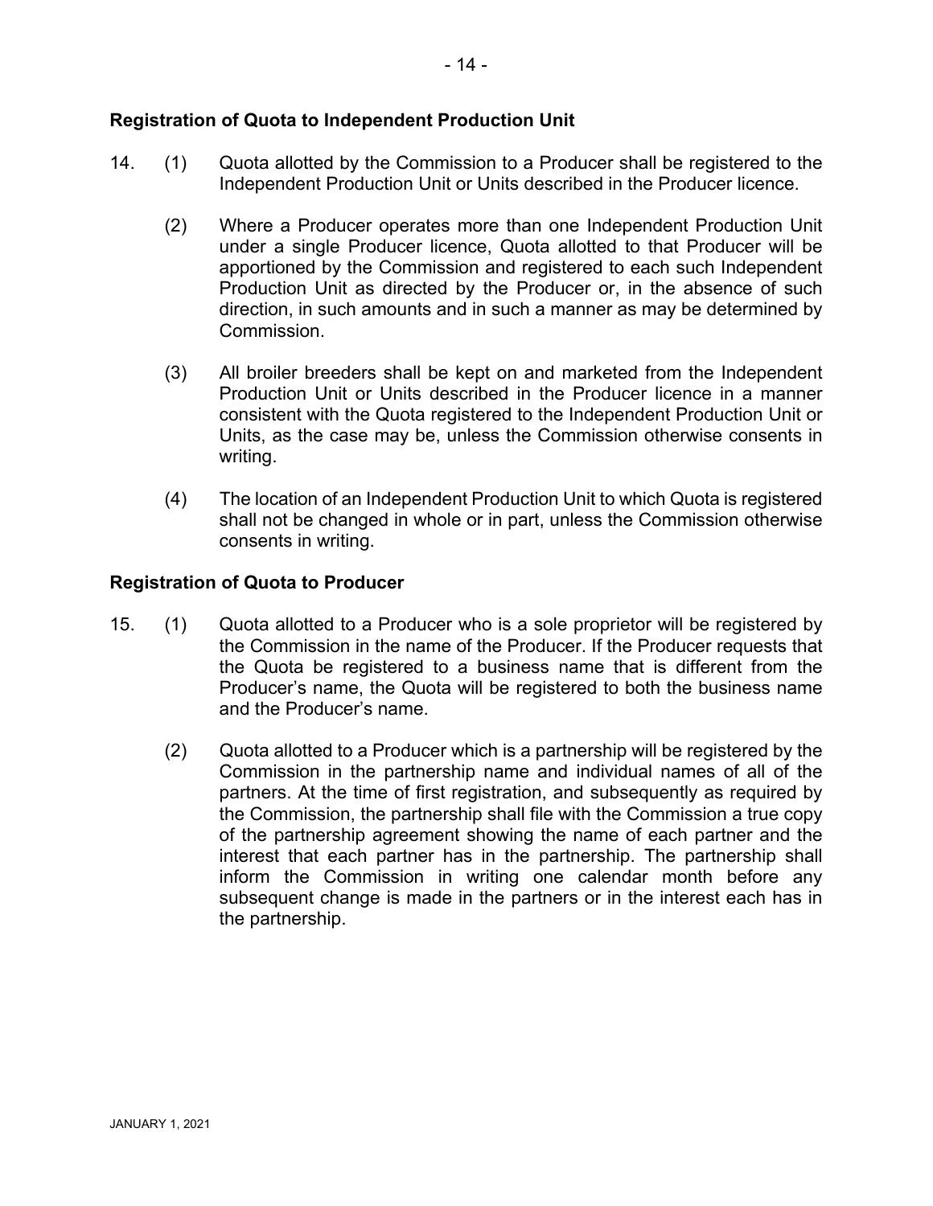## Registration of Quota to Independent Production Unit

14. (1) Quota allotted by the Commission to a Producer shall be registered to the Independent Production Unit or Units described in the Producer licence.

    (2) Where a Producer operates more than one Independent Production Unit under a single Producer licence, Quota allotted to that Producer will be apportioned by the Commission and registered to each such Independent Production Unit as directed by the Producer or, in the absence of such direction, in such amounts and in such a manner as may be determined by Commission.

    (3) All broiler breeders shall be kept on and marketed from the Independent Production Unit or Units described in the Producer licence in a manner consistent with the Quota registered to the Independent Production Unit or Units, as the case may be, unless the Commission otherwise consents in writing.

    (4) The location of an Independent Production Unit to which Quota is registered shall not be changed in whole or in part, unless the Commission otherwise consents in writing.

## Registration of Quota to Producer

15. (1) Quota allotted to a Producer who is a sole proprietor will be registered by the Commission in the name of the Producer. If the Producer requests that the Quota be registered to a business name that is different from the Producer's name, the Quota will be registered to both the business name and the Producer's name.

    (2) Quota allotted to a Producer which is a partnership will be registered by the Commission in the partnership name and individual names of all of the partners. At the time of first registration, and subsequently as required by the Commission, the partnership shall file with the Commission a true copy of the partnership agreement showing the name of each partner and the interest that each partner has in the partnership. The partnership shall inform the Commission in writing one calendar month before any subsequent change is made in the partners or in the interest each has in the partnership.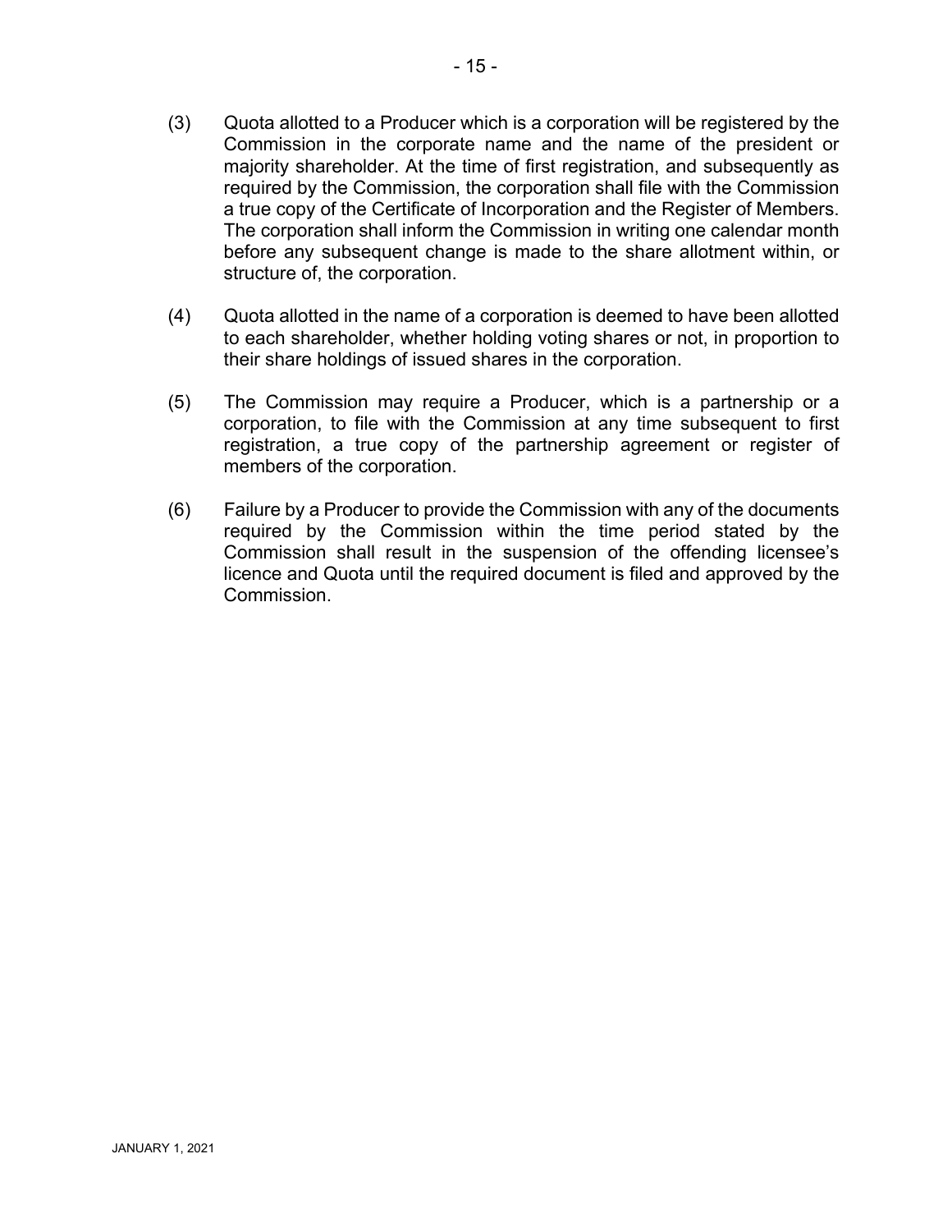(3) Quota allotted to a Producer which is a corporation will be registered by the Commission in the corporate name and the name of the president or majority shareholder. At the time of first registration, and subsequently as required by the Commission, the corporation shall file with the Commission a true copy of the Certificate of Incorporation and the Register of Members. The corporation shall inform the Commission in writing one calendar month before any subsequent change is made to the share allotment within, or structure of, the corporation.

(4) Quota allotted in the name of a corporation is deemed to have been allotted to each shareholder, whether holding voting shares or not, in proportion to their share holdings of issued shares in the corporation.

(5) The Commission may require a Producer, which is a partnership or a corporation, to file with the Commission at any time subsequent to first registration, a true copy of the partnership agreement or register of members of the corporation.

(6) Failure by a Producer to provide the Commission with any of the documents required by the Commission within the time period stated by the Commission shall result in the suspension of the offending licensee's licence and Quota until the required document is filed and approved by the Commission.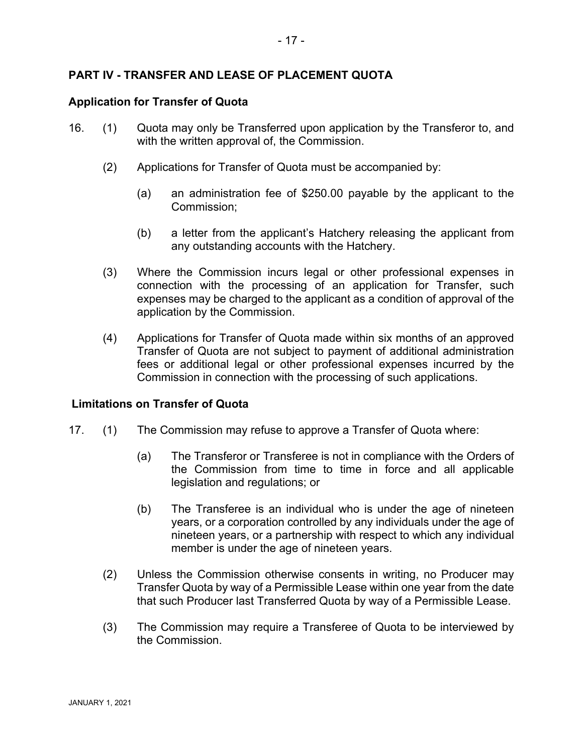## PART IV - TRANSFER AND LEASE OF PLACEMENT QUOTA

### Application for Transfer of Quota

16. (1) Quota may only be Transferred upon application by the Transferor to, and with the written approval of, the Commission.

    (2) Applications for Transfer of Quota must be accompanied by:

    - (a) an administration fee of $250.00 payable by the applicant to the Commission;

    - (b) a letter from the applicant's Hatchery releasing the applicant from any outstanding accounts with the Hatchery.

    (3) Where the Commission incurs legal or other professional expenses in connection with the processing of an application for Transfer, such expenses may be charged to the applicant as a condition of approval of the application by the Commission.

    (4) Applications for Transfer of Quota made within six months of an approved Transfer of Quota are not subject to payment of additional administration fees or additional legal or other professional expenses incurred by the Commission in connection with the processing of such applications.

### Limitations on Transfer of Quota

17. (1) The Commission may refuse to approve a Transfer of Quota where:

    - (a) The Transferor or Transferee is not in compliance with the Orders of the Commission from time to time in force and all applicable legislation and regulations; or

    - (b) The Transferee is an individual who is under the age of nineteen years, or a corporation controlled by any individuals under the age of nineteen years, or a partnership with respect to which any individual member is under the age of nineteen years.

    (2) Unless the Commission otherwise consents in writing, no Producer may Transfer Quota by way of a Permissible Lease within one year from the date that such Producer last Transferred Quota by way of a Permissible Lease.

    (3) The Commission may require a Transferee of Quota to be interviewed by the Commission.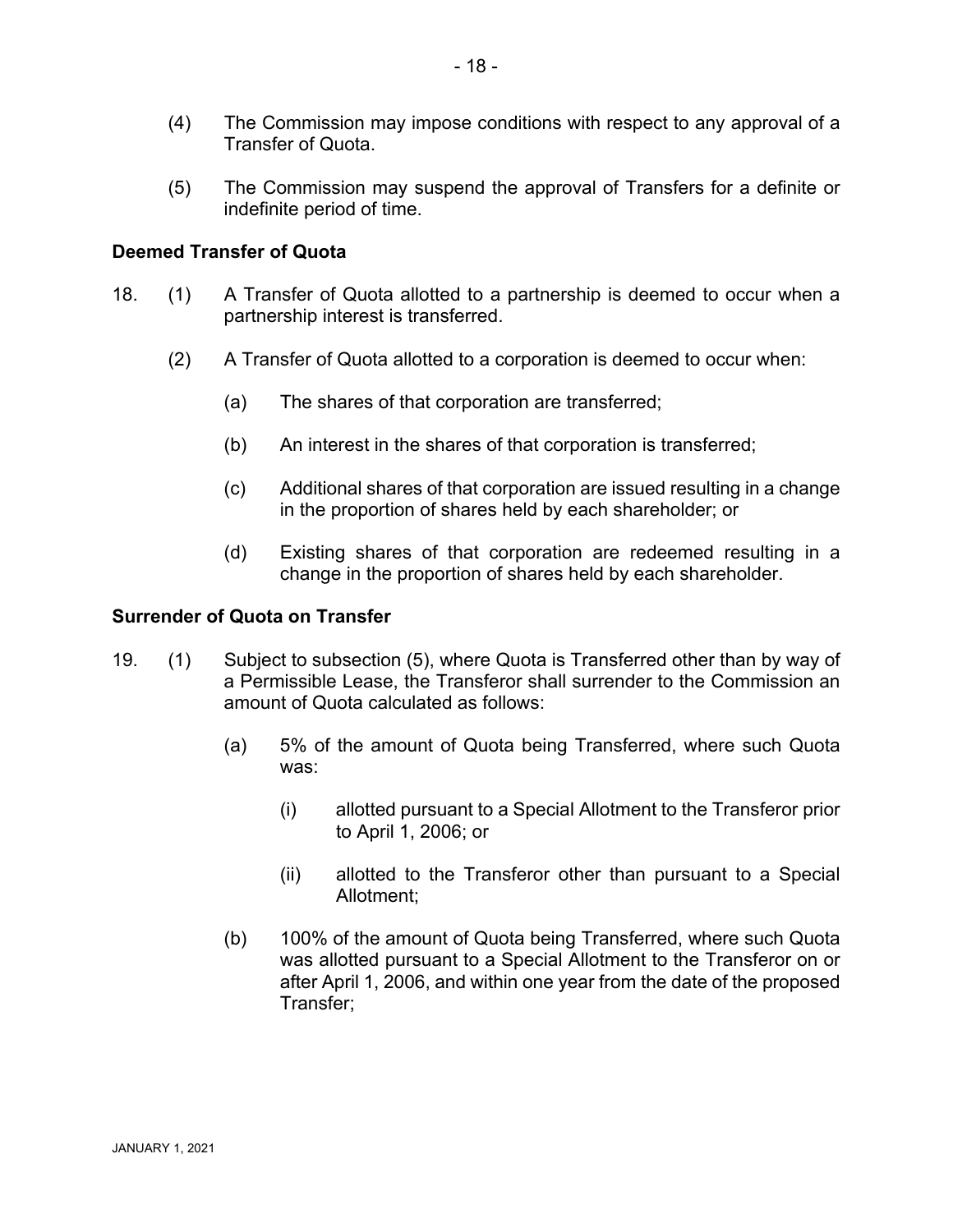(4) The Commission may impose conditions with respect to any approval of a Transfer of Quota.

(5) The Commission may suspend the approval of Transfers for a definite or indefinite period of time.

**Deemed Transfer of Quota**

18. (1) A Transfer of Quota allotted to a partnership is deemed to occur when a partnership interest is transferred.

(2) A Transfer of Quota allotted to a corporation is deemed to occur when:

(a) The shares of that corporation are transferred;

(b) An interest in the shares of that corporation is transferred;

(c) Additional shares of that corporation are issued resulting in a change in the proportion of shares held by each shareholder; or

(d) Existing shares of that corporation are redeemed resulting in a change in the proportion of shares held by each shareholder.

**Surrender of Quota on Transfer**

19. (1) Subject to subsection (5), where Quota is Transferred other than by way of a Permissible Lease, the Transferor shall surrender to the Commission an amount of Quota calculated as follows:

(a) 5% of the amount of Quota being Transferred, where such Quota was:

(i) allotted pursuant to a Special Allotment to the Transferor prior to April 1, 2006; or

(ii) allotted to the Transferor other than pursuant to a Special Allotment;

(b) 100% of the amount of Quota being Transferred, where such Quota was allotted pursuant to a Special Allotment to the Transferor on or after April 1, 2006, and within one year from the date of the proposed Transfer;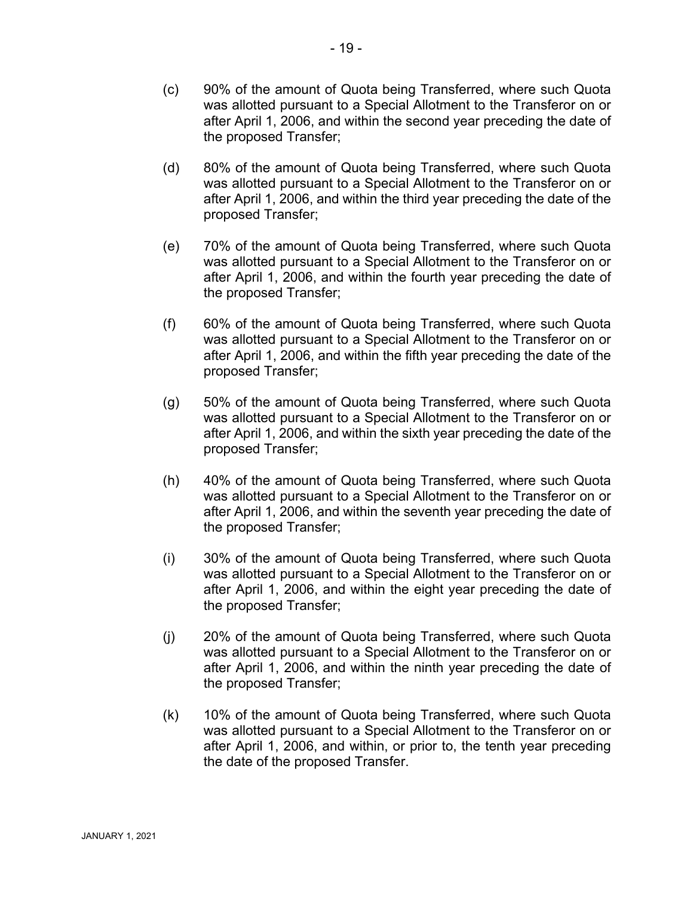(c) 90% of the amount of Quota being Transferred, where such Quota was allotted pursuant to a Special Allotment to the Transferor on or after April 1, 2006, and within the second year preceding the date of the proposed Transfer;

(d) 80% of the amount of Quota being Transferred, where such Quota was allotted pursuant to a Special Allotment to the Transferor on or after April 1, 2006, and within the third year preceding the date of the proposed Transfer;

(e) 70% of the amount of Quota being Transferred, where such Quota was allotted pursuant to a Special Allotment to the Transferor on or after April 1, 2006, and within the fourth year preceding the date of the proposed Transfer;

(f) 60% of the amount of Quota being Transferred, where such Quota was allotted pursuant to a Special Allotment to the Transferor on or after April 1, 2006, and within the fifth year preceding the date of the proposed Transfer;

(g) 50% of the amount of Quota being Transferred, where such Quota was allotted pursuant to a Special Allotment to the Transferor on or after April 1, 2006, and within the sixth year preceding the date of the proposed Transfer;

(h) 40% of the amount of Quota being Transferred, where such Quota was allotted pursuant to a Special Allotment to the Transferor on or after April 1, 2006, and within the seventh year preceding the date of the proposed Transfer;

(i) 30% of the amount of Quota being Transferred, where such Quota was allotted pursuant to a Special Allotment to the Transferor on or after April 1, 2006, and within the eight year preceding the date of the proposed Transfer;

(j) 20% of the amount of Quota being Transferred, where such Quota was allotted pursuant to a Special Allotment to the Transferor on or after April 1, 2006, and within the ninth year preceding the date of the proposed Transfer;

(k) 10% of the amount of Quota being Transferred, where such Quota was allotted pursuant to a Special Allotment to the Transferor on or after April 1, 2006, and within, or prior to, the tenth year preceding the date of the proposed Transfer.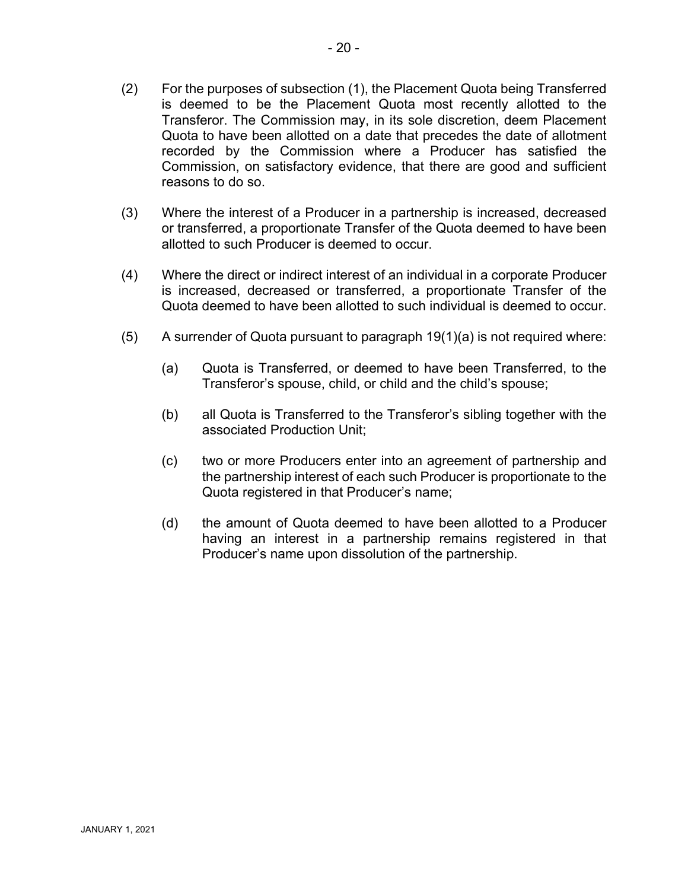(2) For the purposes of subsection (1), the Placement Quota being Transferred is deemed to be the Placement Quota most recently allotted to the Transferor. The Commission may, in its sole discretion, deem Placement Quota to have been allotted on a date that precedes the date of allotment recorded by the Commission where a Producer has satisfied the Commission, on satisfactory evidence, that there are good and sufficient reasons to do so.

(3) Where the interest of a Producer in a partnership is increased, decreased or transferred, a proportionate Transfer of the Quota deemed to have been allotted to such Producer is deemed to occur.

(4) Where the direct or indirect interest of an individual in a corporate Producer is increased, decreased or transferred, a proportionate Transfer of the Quota deemed to have been allotted to such individual is deemed to occur.

(5) A surrender of Quota pursuant to paragraph 19(1)(a) is not required where:

- (a) Quota is Transferred, or deemed to have been Transferred, to the Transferor's spouse, child, or child and the child's spouse;
- (b) all Quota is Transferred to the Transferor's sibling together with the associated Production Unit;
- (c) two or more Producers enter into an agreement of partnership and the partnership interest of each such Producer is proportionate to the Quota registered in that Producer's name;
- (d) the amount of Quota deemed to have been allotted to a Producer having an interest in a partnership remains registered in that Producer's name upon dissolution of the partnership.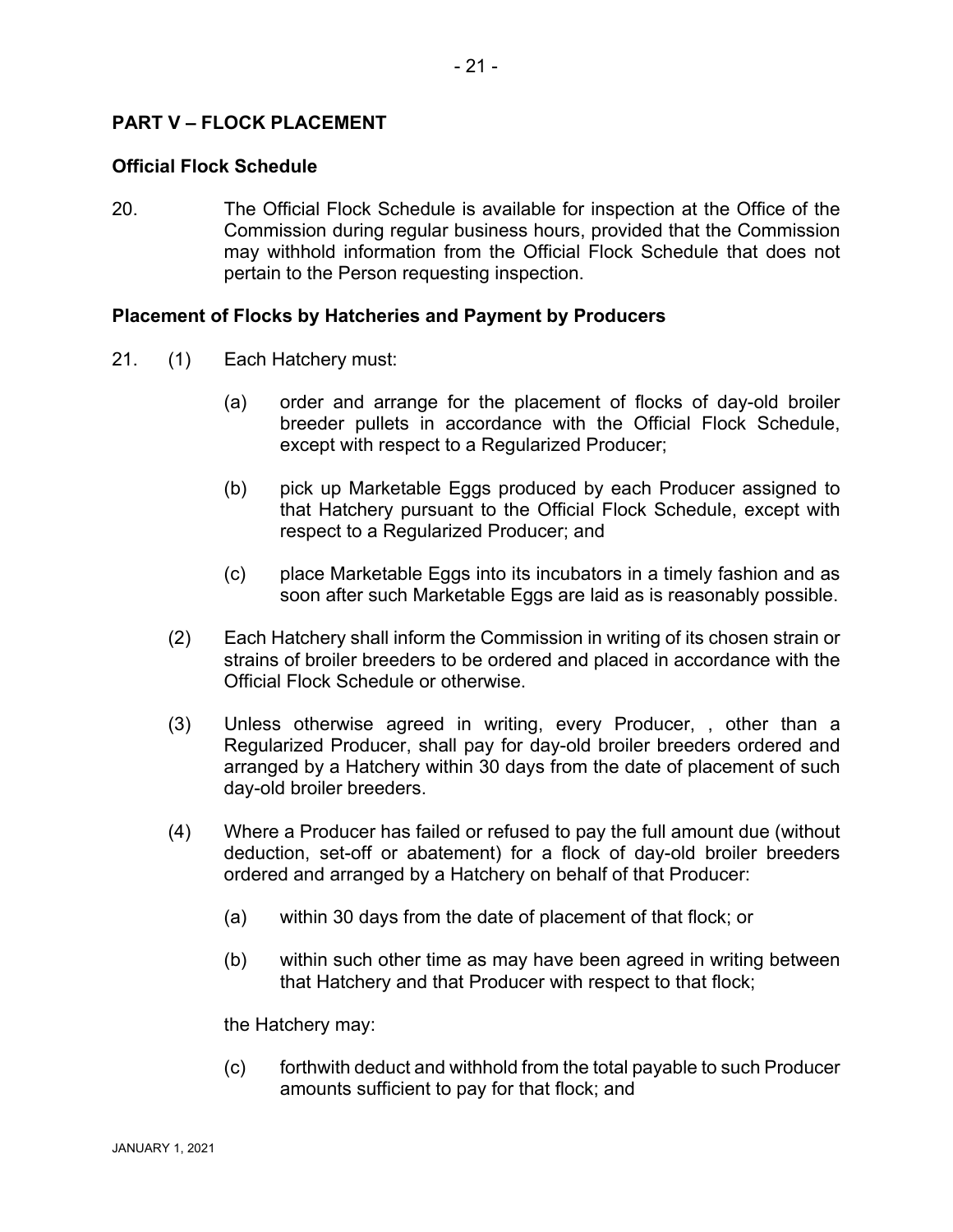## PART V – FLOCK PLACEMENT

### Official Flock Schedule

20. The Official Flock Schedule is available for inspection at the Office of the Commission during regular business hours, provided that the Commission may withhold information from the Official Flock Schedule that does not pertain to the Person requesting inspection.

### Placement of Flocks by Hatcheries and Payment by Producers

21. (1) Each Hatchery must:

    (a) order and arrange for the placement of flocks of day-old broiler breeder pullets in accordance with the Official Flock Schedule, except with respect to a Regularized Producer;

    (b) pick up Marketable Eggs produced by each Producer assigned to that Hatchery pursuant to the Official Flock Schedule, except with respect to a Regularized Producer; and

    (c) place Marketable Eggs into its incubators in a timely fashion and as soon after such Marketable Eggs are laid as is reasonably possible.

    (2) Each Hatchery shall inform the Commission in writing of its chosen strain or strains of broiler breeders to be ordered and placed in accordance with the Official Flock Schedule or otherwise.

    (3) Unless otherwise agreed in writing, every Producer, , other than a Regularized Producer, shall pay for day-old broiler breeders ordered and arranged by a Hatchery within 30 days from the date of placement of such day-old broiler breeders.

    (4) Where a Producer has failed or refused to pay the full amount due (without deduction, set-off or abatement) for a flock of day-old broiler breeders ordered and arranged by a Hatchery on behalf of that Producer:

    (a) within 30 days from the date of placement of that flock; or

    (b) within such other time as may have been agreed in writing between that Hatchery and that Producer with respect to that flock;

    the Hatchery may:

    (c) forthwith deduct and withhold from the total payable to such Producer amounts sufficient to pay for that flock; and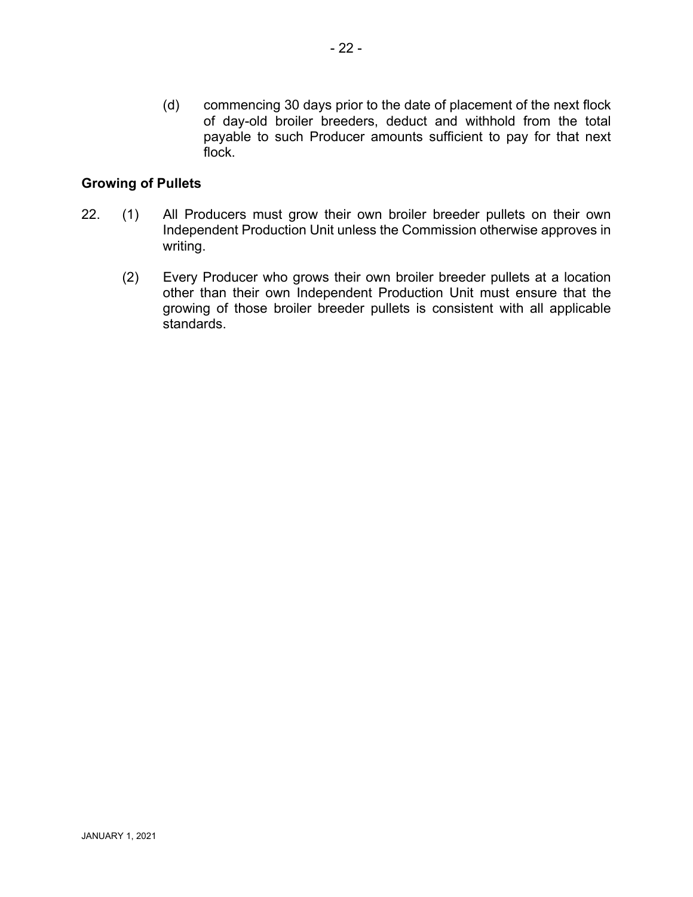(d) commencing 30 days prior to the date of placement of the next flock of day-old broiler breeders, deduct and withhold from the total payable to such Producer amounts sufficient to pay for that next flock.

**Growing of Pullets**

22. (1) All Producers must grow their own broiler breeder pullets on their own Independent Production Unit unless the Commission otherwise approves in writing.

(2) Every Producer who grows their own broiler breeder pullets at a location other than their own Independent Production Unit must ensure that the growing of those broiler breeder pullets is consistent with all applicable standards.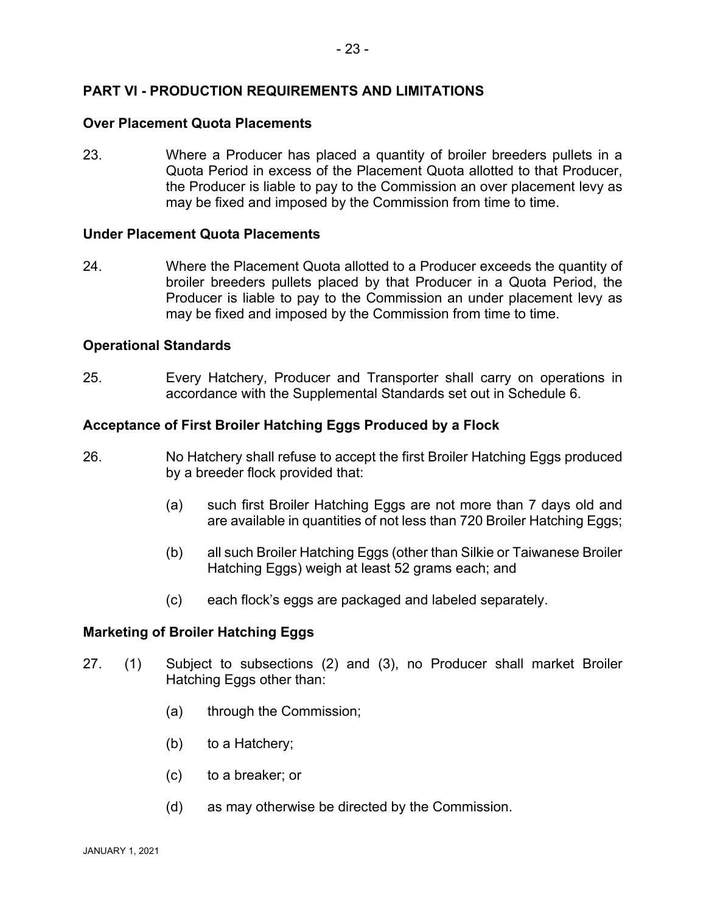## PART VI - PRODUCTION REQUIREMENTS AND LIMITATIONS

### Over Placement Quota Placements

23. Where a Producer has placed a quantity of broiler breeders pullets in a Quota Period in excess of the Placement Quota allotted to that Producer, the Producer is liable to pay to the Commission an over placement levy as may be fixed and imposed by the Commission from time to time.

### Under Placement Quota Placements

24. Where the Placement Quota allotted to a Producer exceeds the quantity of broiler breeders pullets placed by that Producer in a Quota Period, the Producer is liable to pay to the Commission an under placement levy as may be fixed and imposed by the Commission from time to time.

### Operational Standards

25. Every Hatchery, Producer and Transporter shall carry on operations in accordance with the Supplemental Standards set out in Schedule 6.

### Acceptance of First Broiler Hatching Eggs Produced by a Flock

26. No Hatchery shall refuse to accept the first Broiler Hatching Eggs produced by a breeder flock provided that:

    (a) such first Broiler Hatching Eggs are not more than 7 days old and are available in quantities of not less than 720 Broiler Hatching Eggs;

    (b) all such Broiler Hatching Eggs (other than Silkie or Taiwanese Broiler Hatching Eggs) weigh at least 52 grams each; and

    (c) each flock's eggs are packaged and labeled separately.

### Marketing of Broiler Hatching Eggs

27. (1) Subject to subsections (2) and (3), no Producer shall market Broiler Hatching Eggs other than:

    (a) through the Commission;

    (b) to a Hatchery;

    (c) to a breaker; or

    (d) as may otherwise be directed by the Commission.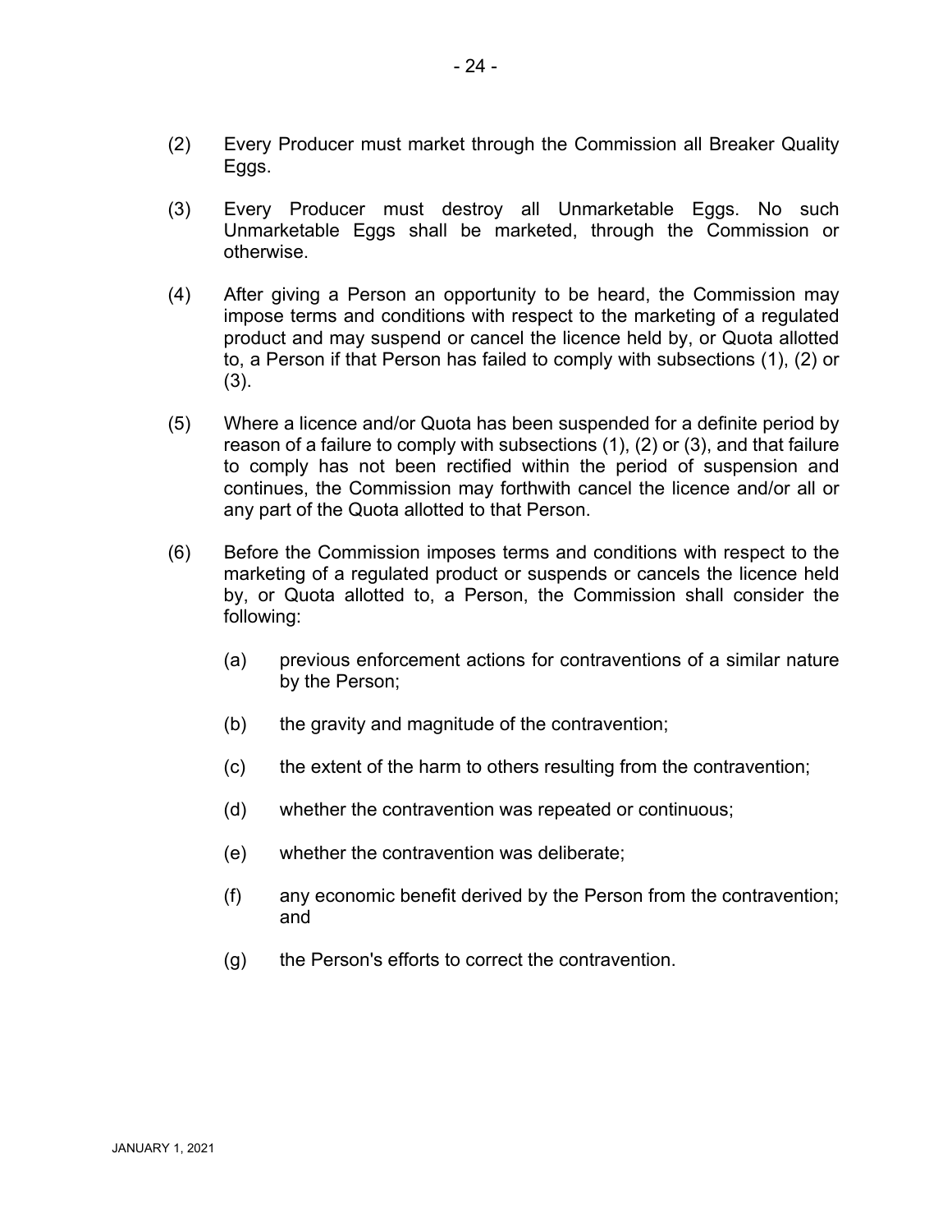(2) Every Producer must market through the Commission all Breaker Quality Eggs.

(3) Every Producer must destroy all Unmarketable Eggs. No such Unmarketable Eggs shall be marketed, through the Commission or otherwise.

(4) After giving a Person an opportunity to be heard, the Commission may impose terms and conditions with respect to the marketing of a regulated product and may suspend or cancel the licence held by, or Quota allotted to, a Person if that Person has failed to comply with subsections (1), (2) or (3).

(5) Where a licence and/or Quota has been suspended for a definite period by reason of a failure to comply with subsections (1), (2) or (3), and that failure to comply has not been rectified within the period of suspension and continues, the Commission may forthwith cancel the licence and/or all or any part of the Quota allotted to that Person.

(6) Before the Commission imposes terms and conditions with respect to the marketing of a regulated product or suspends or cancels the licence held by, or Quota allotted to, a Person, the Commission shall consider the following:

(a) previous enforcement actions for contraventions of a similar nature by the Person;

(b) the gravity and magnitude of the contravention;

(c) the extent of the harm to others resulting from the contravention;

(d) whether the contravention was repeated or continuous;

(e) whether the contravention was deliberate;

(f) any economic benefit derived by the Person from the contravention; and

(g) the Person's efforts to correct the contravention.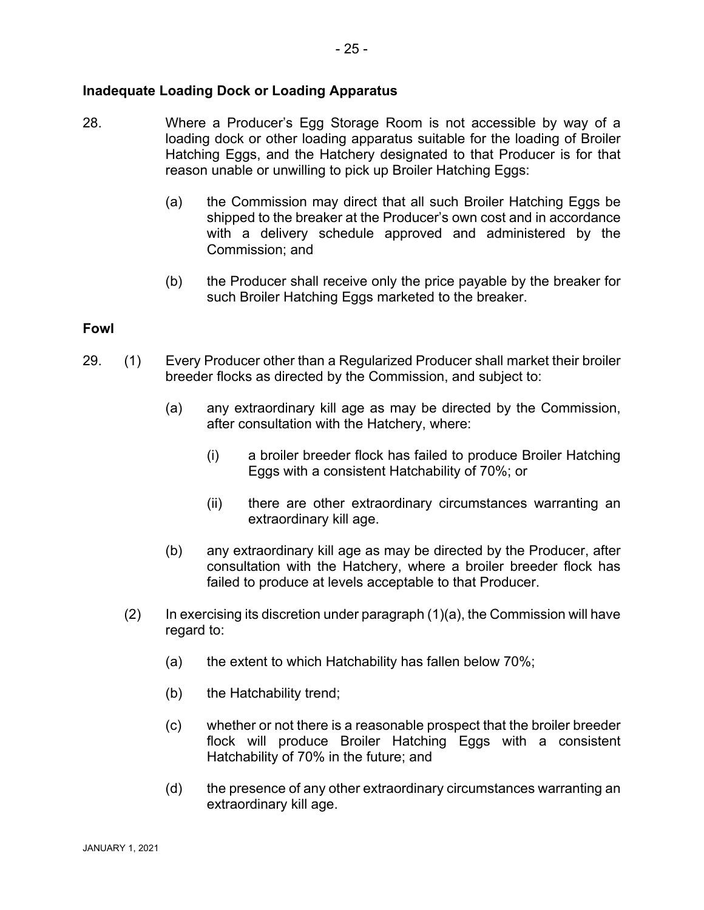**Inadequate Loading Dock or Loading Apparatus**

28. Where a Producer's Egg Storage Room is not accessible by way of a loading dock or other loading apparatus suitable for the loading of Broiler Hatching Eggs, and the Hatchery designated to that Producer is for that reason unable or unwilling to pick up Broiler Hatching Eggs:

    (a) the Commission may direct that all such Broiler Hatching Eggs be shipped to the breaker at the Producer's own cost and in accordance with a delivery schedule approved and administered by the Commission; and

    (b) the Producer shall receive only the price payable by the breaker for such Broiler Hatching Eggs marketed to the breaker.

**Fowl**

29. (1) Every Producer other than a Regularized Producer shall market their broiler breeder flocks as directed by the Commission, and subject to:

    (a) any extraordinary kill age as may be directed by the Commission, after consultation with the Hatchery, where:

        (i) a broiler breeder flock has failed to produce Broiler Hatching Eggs with a consistent Hatchability of 70%; or

        (ii) there are other extraordinary circumstances warranting an extraordinary kill age.

    (b) any extraordinary kill age as may be directed by the Producer, after consultation with the Hatchery, where a broiler breeder flock has failed to produce at levels acceptable to that Producer.

(2) In exercising its discretion under paragraph (1)(a), the Commission will have regard to:

    (a) the extent to which Hatchability has fallen below 70%;

    (b) the Hatchability trend;

    (c) whether or not there is a reasonable prospect that the broiler breeder flock will produce Broiler Hatching Eggs with a consistent Hatchability of 70% in the future; and

    (d) the presence of any other extraordinary circumstances warranting an extraordinary kill age.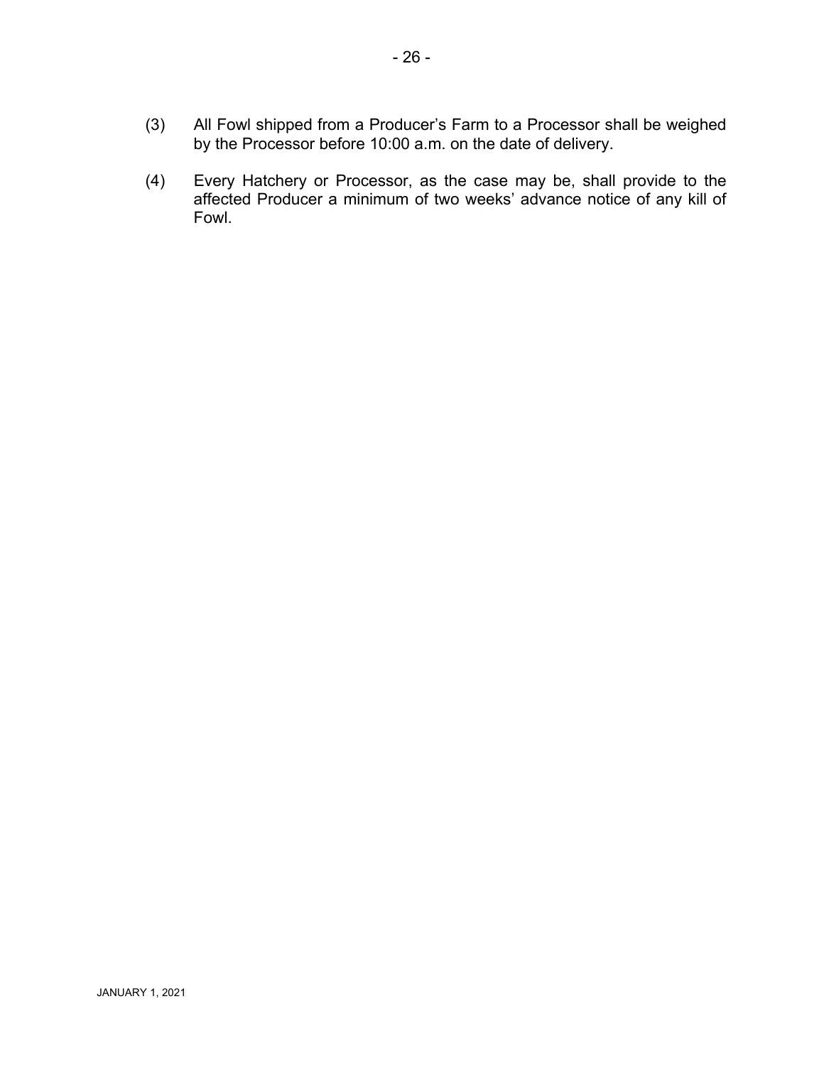(3) All Fowl shipped from a Producer's Farm to a Processor shall be weighed by the Processor before 10:00 a.m. on the date of delivery.

(4) Every Hatchery or Processor, as the case may be, shall provide to the affected Producer a minimum of two weeks' advance notice of any kill of Fowl.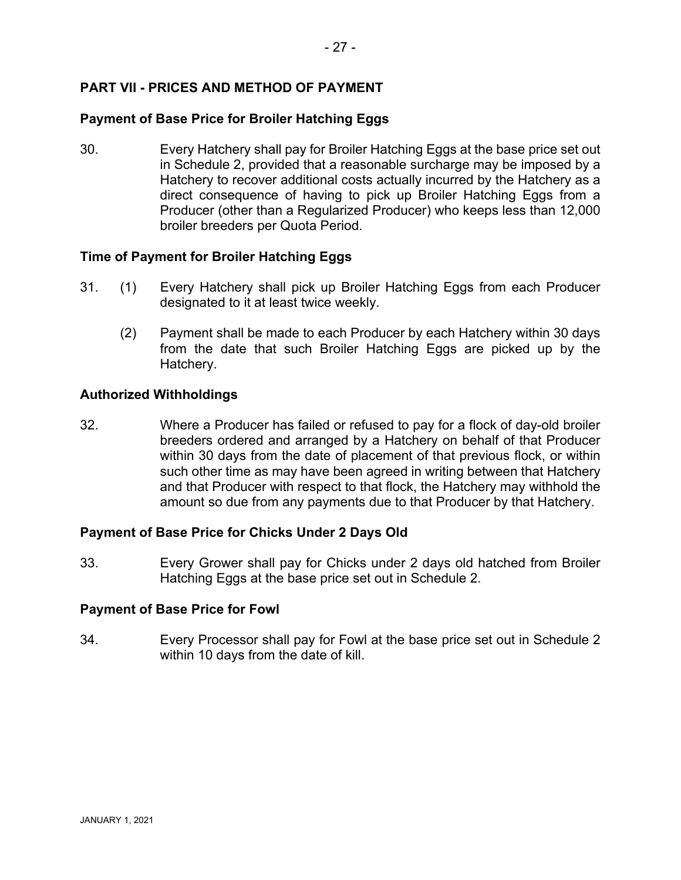## PART VII - PRICES AND METHOD OF PAYMENT

### Payment of Base Price for Broiler Hatching Eggs

30. Every Hatchery shall pay for Broiler Hatching Eggs at the base price set out in Schedule 2, provided that a reasonable surcharge may be imposed by a Hatchery to recover additional costs actually incurred by the Hatchery as a direct consequence of having to pick up Broiler Hatching Eggs from a Producer (other than a Regularized Producer) who keeps less than 12,000 broiler breeders per Quota Period.

### Time of Payment for Broiler Hatching Eggs

31. (1) Every Hatchery shall pick up Broiler Hatching Eggs from each Producer designated to it at least twice weekly.

    (2) Payment shall be made to each Producer by each Hatchery within 30 days from the date that such Broiler Hatching Eggs are picked up by the Hatchery.

### Authorized Withholdings

32. Where a Producer has failed or refused to pay for a flock of day-old broiler breeders ordered and arranged by a Hatchery on behalf of that Producer within 30 days from the date of placement of that previous flock, or within such other time as may have been agreed in writing between that Hatchery and that Producer with respect to that flock, the Hatchery may withhold the amount so due from any payments due to that Producer by that Hatchery.

### Payment of Base Price for Chicks Under 2 Days Old

33. Every Grower shall pay for Chicks under 2 days old hatched from Broiler Hatching Eggs at the base price set out in Schedule 2.

### Payment of Base Price for Fowl

34. Every Processor shall pay for Fowl at the base price set out in Schedule 2 within 10 days from the date of kill.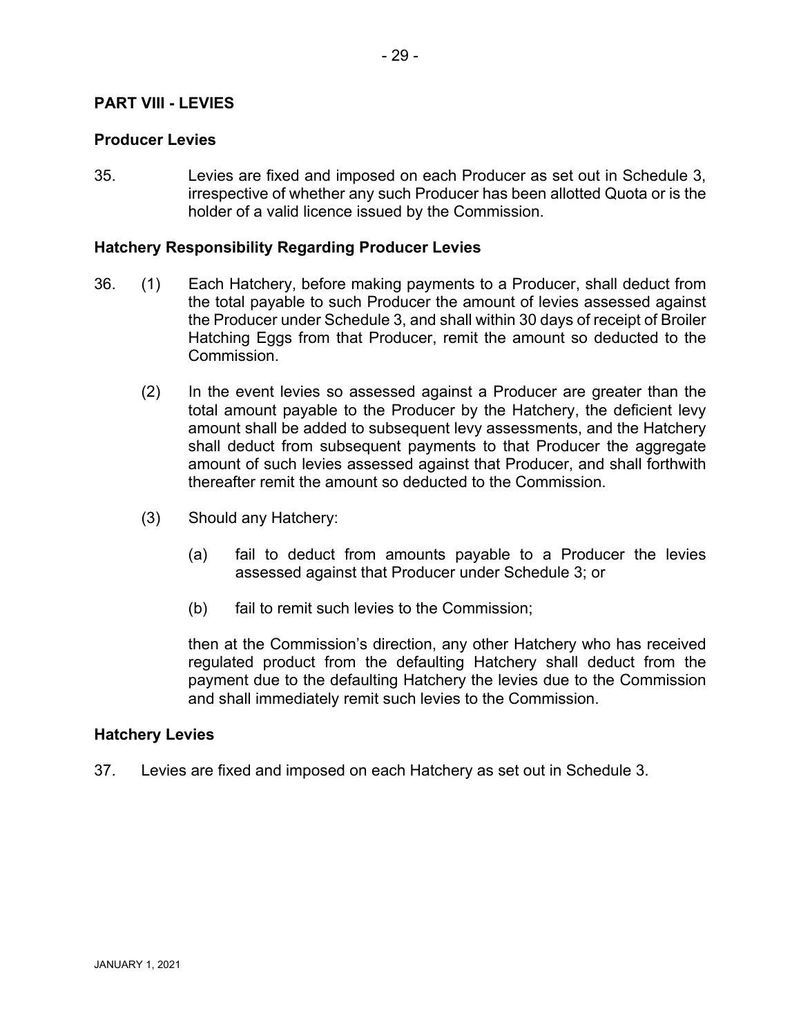## PART VIII - LEVIES

### Producer Levies

35. Levies are fixed and imposed on each Producer as set out in Schedule 3, irrespective of whether any such Producer has been allotted Quota or is the holder of a valid licence issued by the Commission.

### Hatchery Responsibility Regarding Producer Levies

36. (1) Each Hatchery, before making payments to a Producer, shall deduct from the total payable to such Producer the amount of levies assessed against the Producer under Schedule 3, and shall within 30 days of receipt of Broiler Hatching Eggs from that Producer, remit the amount so deducted to the Commission.

(2) In the event levies so assessed against a Producer are greater than the total amount payable to the Producer by the Hatchery, the deficient levy amount shall be added to subsequent levy assessments, and the Hatchery shall deduct from subsequent payments to that Producer the aggregate amount of such levies assessed against that Producer, and shall forthwith thereafter remit the amount so deducted to the Commission.

(3) Should any Hatchery:

(a) fail to deduct from amounts payable to a Producer the levies assessed against that Producer under Schedule 3; or

(b) fail to remit such levies to the Commission;

then at the Commission's direction, any other Hatchery who has received regulated product from the defaulting Hatchery shall deduct from the payment due to the defaulting Hatchery the levies due to the Commission and shall immediately remit such levies to the Commission.

### Hatchery Levies

37. Levies are fixed and imposed on each Hatchery as set out in Schedule 3.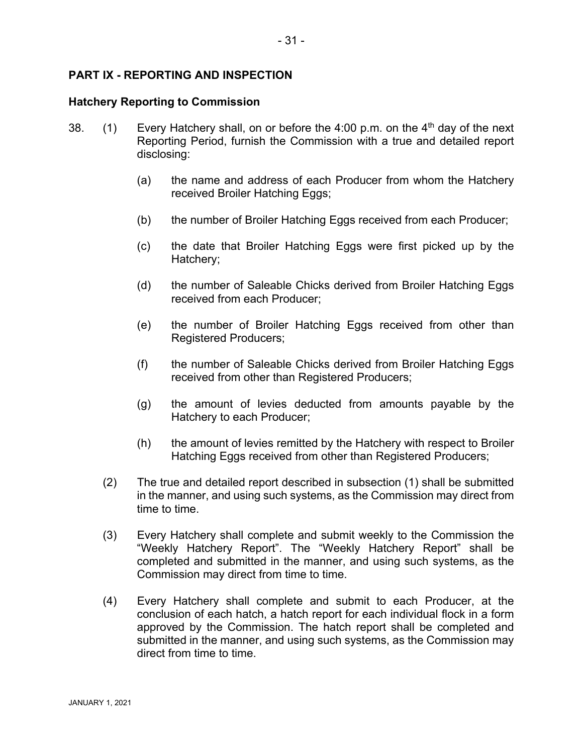## PART IX - REPORTING AND INSPECTION

### Hatchery Reporting to Commission

38. (1) Every Hatchery shall, on or before the 4:00 p.m. on the 4th day of the next Reporting Period, furnish the Commission with a true and detailed report disclosing:

    (a) the name and address of each Producer from whom the Hatchery received Broiler Hatching Eggs;

    (b) the number of Broiler Hatching Eggs received from each Producer;

    (c) the date that Broiler Hatching Eggs were first picked up by the Hatchery;

    (d) the number of Saleable Chicks derived from Broiler Hatching Eggs received from each Producer;

    (e) the number of Broiler Hatching Eggs received from other than Registered Producers;

    (f) the number of Saleable Chicks derived from Broiler Hatching Eggs received from other than Registered Producers;

    (g) the amount of levies deducted from amounts payable by the Hatchery to each Producer;

    (h) the amount of levies remitted by the Hatchery with respect to Broiler Hatching Eggs received from other than Registered Producers;

    (2) The true and detailed report described in subsection (1) shall be submitted in the manner, and using such systems, as the Commission may direct from time to time.

    (3) Every Hatchery shall complete and submit weekly to the Commission the "Weekly Hatchery Report". The "Weekly Hatchery Report" shall be completed and submitted in the manner, and using such systems, as the Commission may direct from time to time.

    (4) Every Hatchery shall complete and submit to each Producer, at the conclusion of each hatch, a hatch report for each individual flock in a form approved by the Commission. The hatch report shall be completed and submitted in the manner, and using such systems, as the Commission may direct from time to time.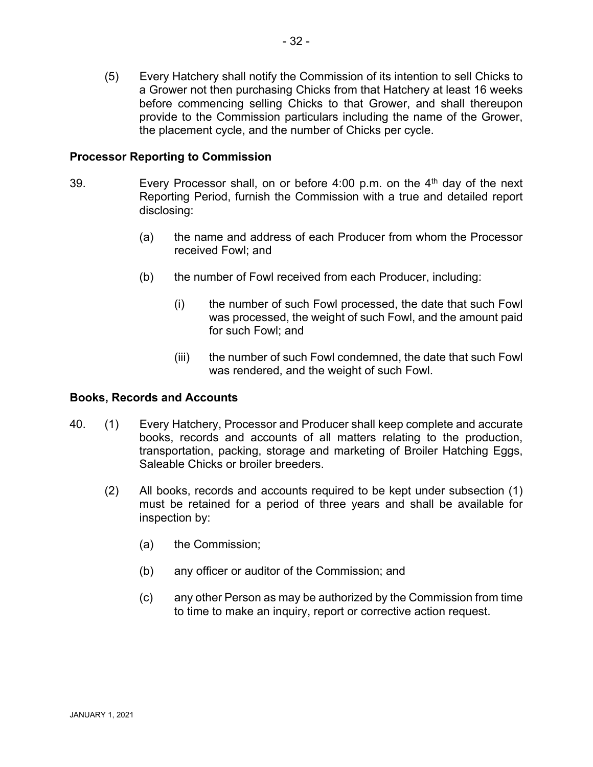(5) Every Hatchery shall notify the Commission of its intention to sell Chicks to a Grower not then purchasing Chicks from that Hatchery at least 16 weeks before commencing selling Chicks to that Grower, and shall thereupon provide to the Commission particulars including the name of the Grower, the placement cycle, and the number of Chicks per cycle.

**Processor Reporting to Commission**

39. Every Processor shall, on or before 4:00 p.m. on the 4th day of the next Reporting Period, furnish the Commission with a true and detailed report disclosing:

   (a) the name and address of each Producer from whom the Processor received Fowl; and

   (b) the number of Fowl received from each Producer, including:

      (i) the number of such Fowl processed, the date that such Fowl was processed, the weight of such Fowl, and the amount paid for such Fowl; and

      (iii) the number of such Fowl condemned, the date that such Fowl was rendered, and the weight of such Fowl.

**Books, Records and Accounts**

40. (1) Every Hatchery, Processor and Producer shall keep complete and accurate books, records and accounts of all matters relating to the production, transportation, packing, storage and marketing of Broiler Hatching Eggs, Saleable Chicks or broiler breeders.

   (2) All books, records and accounts required to be kept under subsection (1) must be retained for a period of three years and shall be available for inspection by:

      (a) the Commission;

      (b) any officer or auditor of the Commission; and

      (c) any other Person as may be authorized by the Commission from time to time to make an inquiry, report or corrective action request.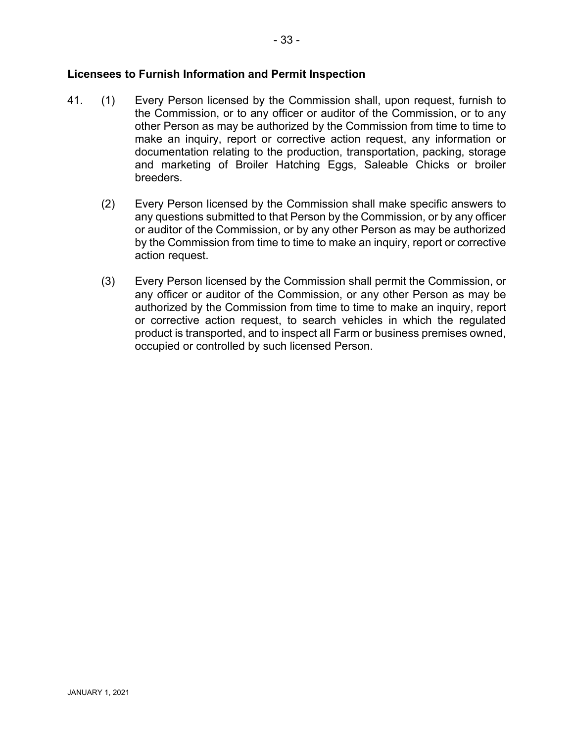### Licensees to Furnish Information and Permit Inspection

41. (1) Every Person licensed by the Commission shall, upon request, furnish to the Commission, or to any officer or auditor of the Commission, or to any other Person as may be authorized by the Commission from time to time to make an inquiry, report or corrective action request, any information or documentation relating to the production, transportation, packing, storage and marketing of Broiler Hatching Eggs, Saleable Chicks or broiler breeders.

    (2) Every Person licensed by the Commission shall make specific answers to any questions submitted to that Person by the Commission, or by any officer or auditor of the Commission, or by any other Person as may be authorized by the Commission from time to time to make an inquiry, report or corrective action request.

    (3) Every Person licensed by the Commission shall permit the Commission, or any officer or auditor of the Commission, or any other Person as may be authorized by the Commission from time to time to make an inquiry, report or corrective action request, to search vehicles in which the regulated product is transported, and to inspect all Farm or business premises owned, occupied or controlled by such licensed Person.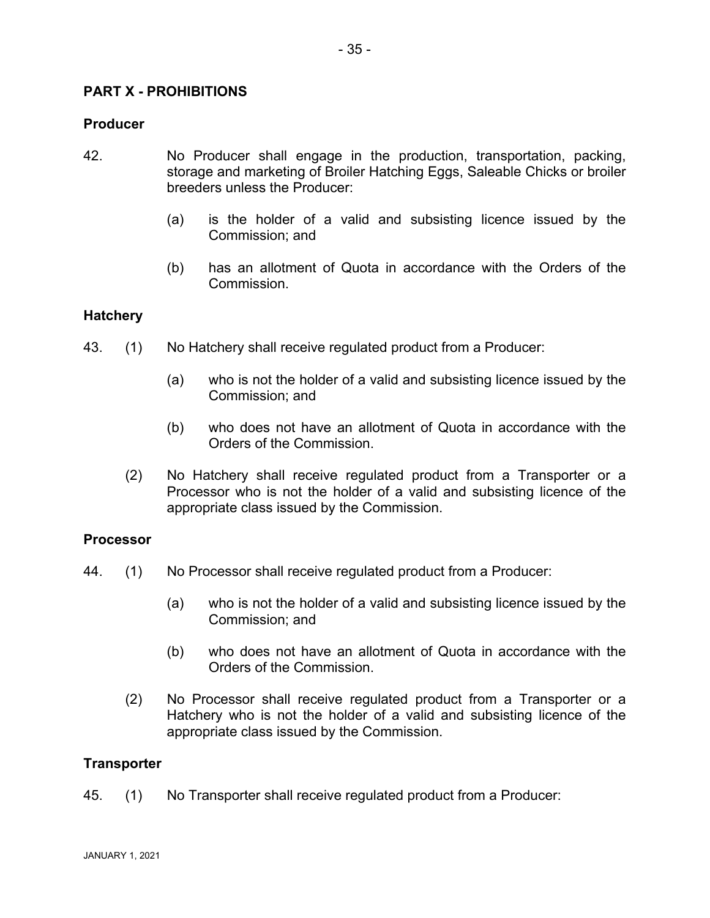## PART X - PROHIBITIONS

### Producer

42. No Producer shall engage in the production, transportation, packing, storage and marketing of Broiler Hatching Eggs, Saleable Chicks or broiler breeders unless the Producer:

    (a) is the holder of a valid and subsisting licence issued by the Commission; and

    (b) has an allotment of Quota in accordance with the Orders of the Commission.

### Hatchery

43. (1) No Hatchery shall receive regulated product from a Producer:

    (a) who is not the holder of a valid and subsisting licence issued by the Commission; and

    (b) who does not have an allotment of Quota in accordance with the Orders of the Commission.

    (2) No Hatchery shall receive regulated product from a Transporter or a Processor who is not the holder of a valid and subsisting licence of the appropriate class issued by the Commission.

### Processor

44. (1) No Processor shall receive regulated product from a Producer:

    (a) who is not the holder of a valid and subsisting licence issued by the Commission; and

    (b) who does not have an allotment of Quota in accordance with the Orders of the Commission.

    (2) No Processor shall receive regulated product from a Transporter or a Hatchery who is not the holder of a valid and subsisting licence of the appropriate class issued by the Commission.

### Transporter

45. (1) No Transporter shall receive regulated product from a Producer: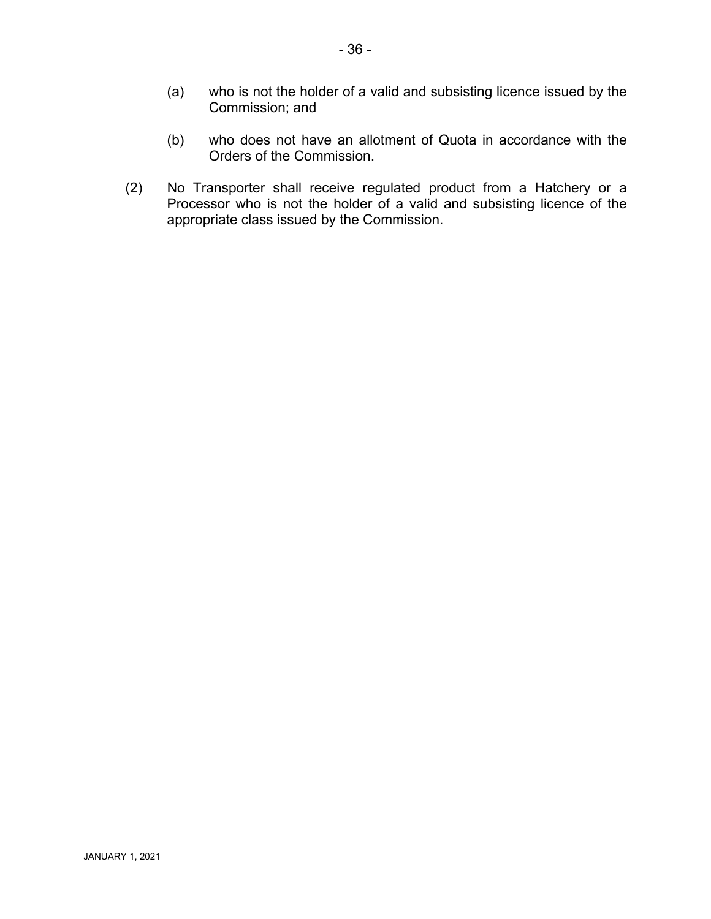(a) who is not the holder of a valid and subsisting licence issued by the Commission; and

(b) who does not have an allotment of Quota in accordance with the Orders of the Commission.

(2) No Transporter shall receive regulated product from a Hatchery or a Processor who is not the holder of a valid and subsisting licence of the appropriate class issued by the Commission.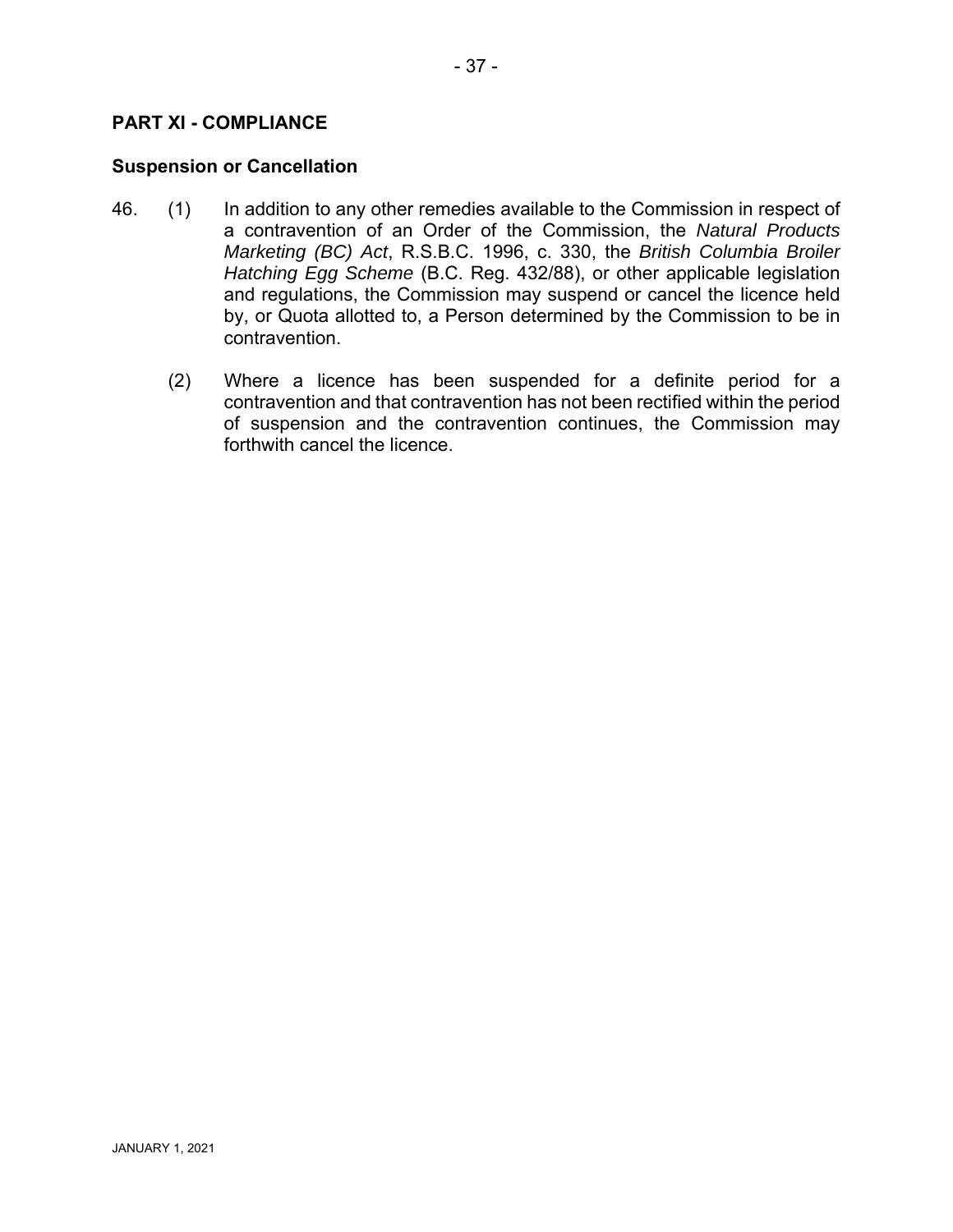## PART XI - COMPLIANCE

### Suspension or Cancellation

46. (1) In addition to any other remedies available to the Commission in respect of a contravention of an Order of the Commission, the *Natural Products Marketing (BC) Act*, R.S.B.C. 1996, c. 330, the *British Columbia Broiler Hatching Egg Scheme* (B.C. Reg. 432/88), or other applicable legislation and regulations, the Commission may suspend or cancel the licence held by, or Quota allotted to, a Person determined by the Commission to be in contravention.

    (2) Where a licence has been suspended for a definite period for a contravention and that contravention has not been rectified within the period of suspension and the contravention continues, the Commission may forthwith cancel the licence.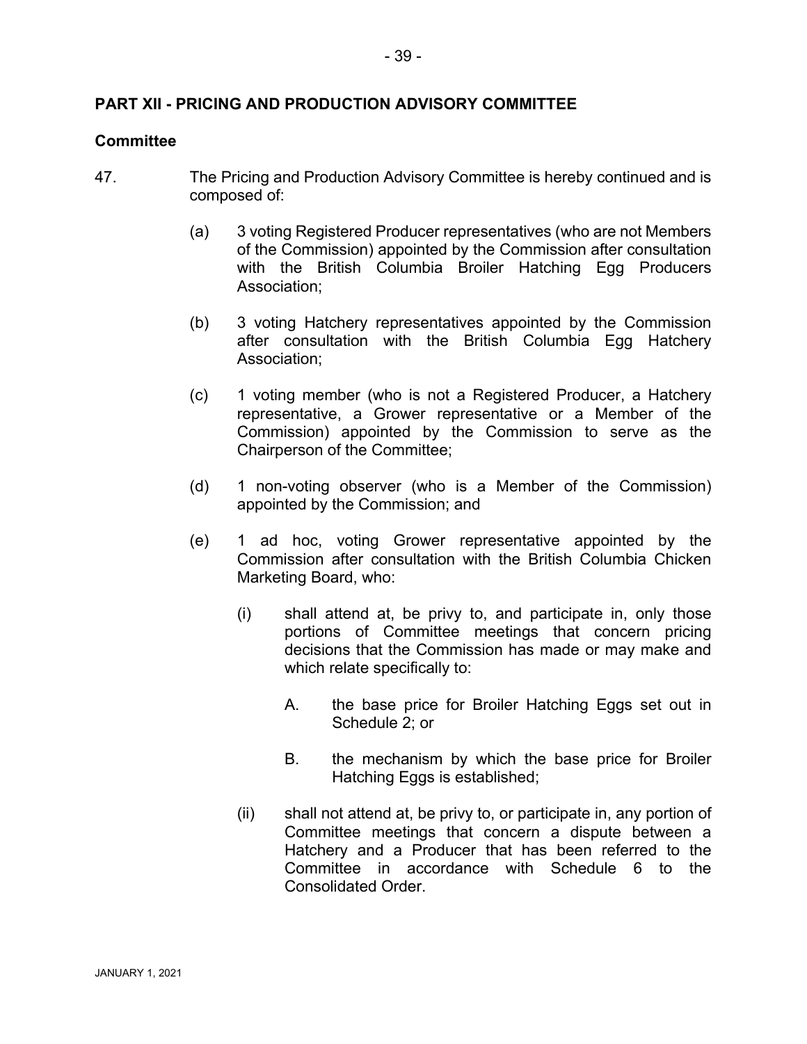## PART XII - PRICING AND PRODUCTION ADVISORY COMMITTEE

### Committee

47. The Pricing and Production Advisory Committee is hereby continued and is composed of:

    (a) 3 voting Registered Producer representatives (who are not Members of the Commission) appointed by the Commission after consultation with the British Columbia Broiler Hatching Egg Producers Association;

    (b) 3 voting Hatchery representatives appointed by the Commission after consultation with the British Columbia Egg Hatchery Association;

    (c) 1 voting member (who is not a Registered Producer, a Hatchery representative, a Grower representative or a Member of the Commission) appointed by the Commission to serve as the Chairperson of the Committee;

    (d) 1 non-voting observer (who is a Member of the Commission) appointed by the Commission; and

    (e) 1 ad hoc, voting Grower representative appointed by the Commission after consultation with the British Columbia Chicken Marketing Board, who:

        (i) shall attend at, be privy to, and participate in, only those portions of Committee meetings that concern pricing decisions that the Commission has made or may make and which relate specifically to:

            A. the base price for Broiler Hatching Eggs set out in Schedule 2; or

            B. the mechanism by which the base price for Broiler Hatching Eggs is established;

        (ii) shall not attend at, be privy to, or participate in, any portion of Committee meetings that concern a dispute between a Hatchery and a Producer that has been referred to the Committee in accordance with Schedule 6 to the Consolidated Order.

JANUARY 1, 2021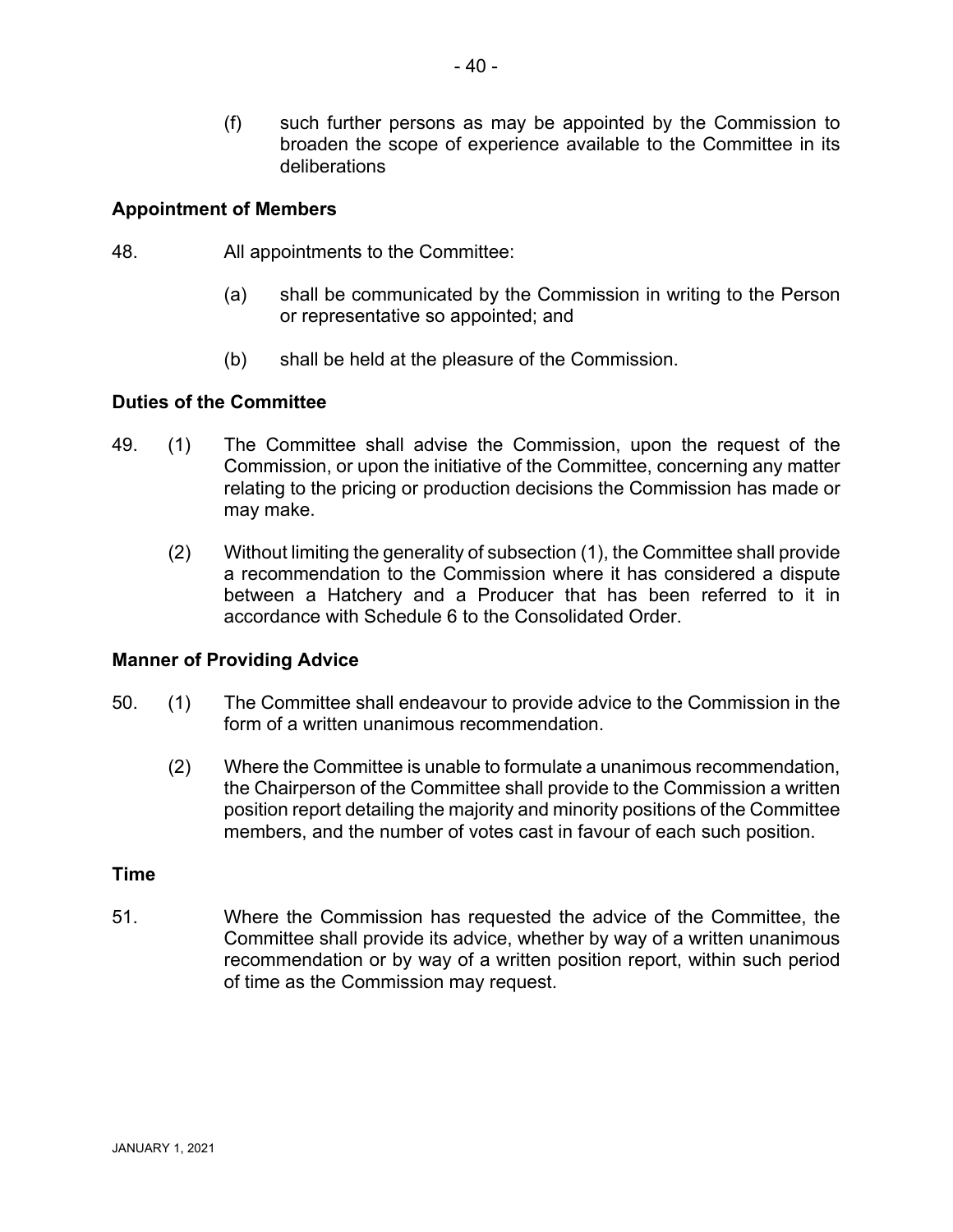(f) such further persons as may be appointed by the Commission to broaden the scope of experience available to the Committee in its deliberations

**Appointment of Members**

48. All appointments to the Committee:

  (a) shall be communicated by the Commission in writing to the Person or representative so appointed; and

  (b) shall be held at the pleasure of the Commission.

**Duties of the Committee**

49. (1) The Committee shall advise the Commission, upon the request of the Commission, or upon the initiative of the Committee, concerning any matter relating to the pricing or production decisions the Commission has made or may make.

  (2) Without limiting the generality of subsection (1), the Committee shall provide a recommendation to the Commission where it has considered a dispute between a Hatchery and a Producer that has been referred to it in accordance with Schedule 6 to the Consolidated Order.

**Manner of Providing Advice**

50. (1) The Committee shall endeavour to provide advice to the Commission in the form of a written unanimous recommendation.

  (2) Where the Committee is unable to formulate a unanimous recommendation, the Chairperson of the Committee shall provide to the Commission a written position report detailing the majority and minority positions of the Committee members, and the number of votes cast in favour of each such position.

**Time**

51. Where the Commission has requested the advice of the Committee, the Committee shall provide its advice, whether by way of a written unanimous recommendation or by way of a written position report, within such period of time as the Commission may request.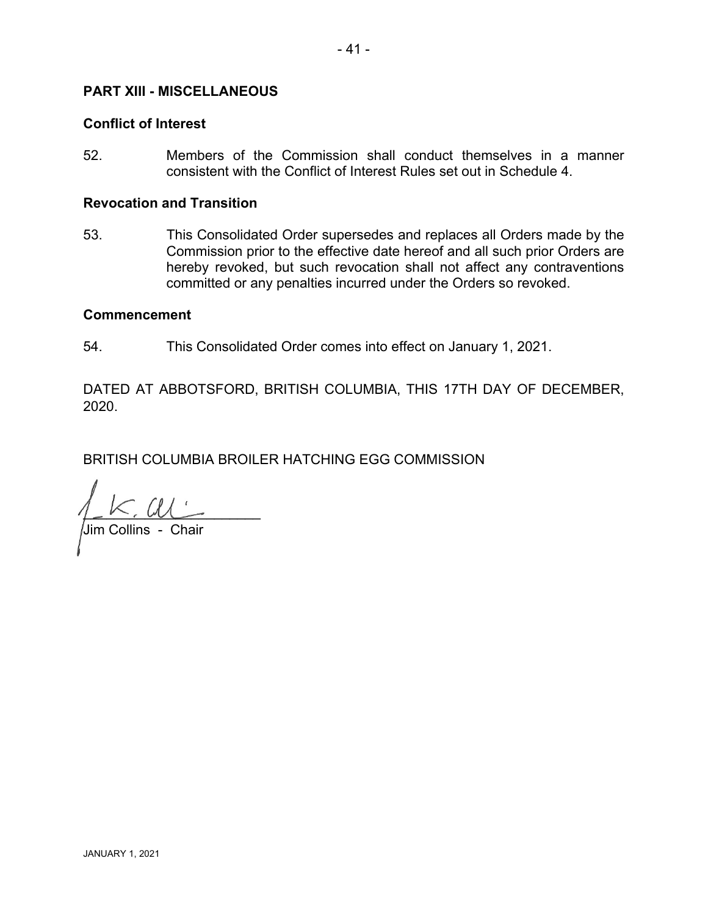## PART XIII - MISCELLANEOUS

### Conflict of Interest

52. Members of the Commission shall conduct themselves in a manner consistent with the Conflict of Interest Rules set out in Schedule 4.

### Revocation and Transition

53. This Consolidated Order supersedes and replaces all Orders made by the Commission prior to the effective date hereof and all such prior Orders are hereby revoked, but such revocation shall not affect any contraventions committed or any penalties incurred under the Orders so revoked.

### Commencement

54. This Consolidated Order comes into effect on January 1, 2021.

DATED AT ABBOTSFORD, BRITISH COLUMBIA, THIS 17TH DAY OF DECEMBER, 2020.

BRITISH COLUMBIA BROILER HATCHING EGG COMMISSION

Jim Collins - Chair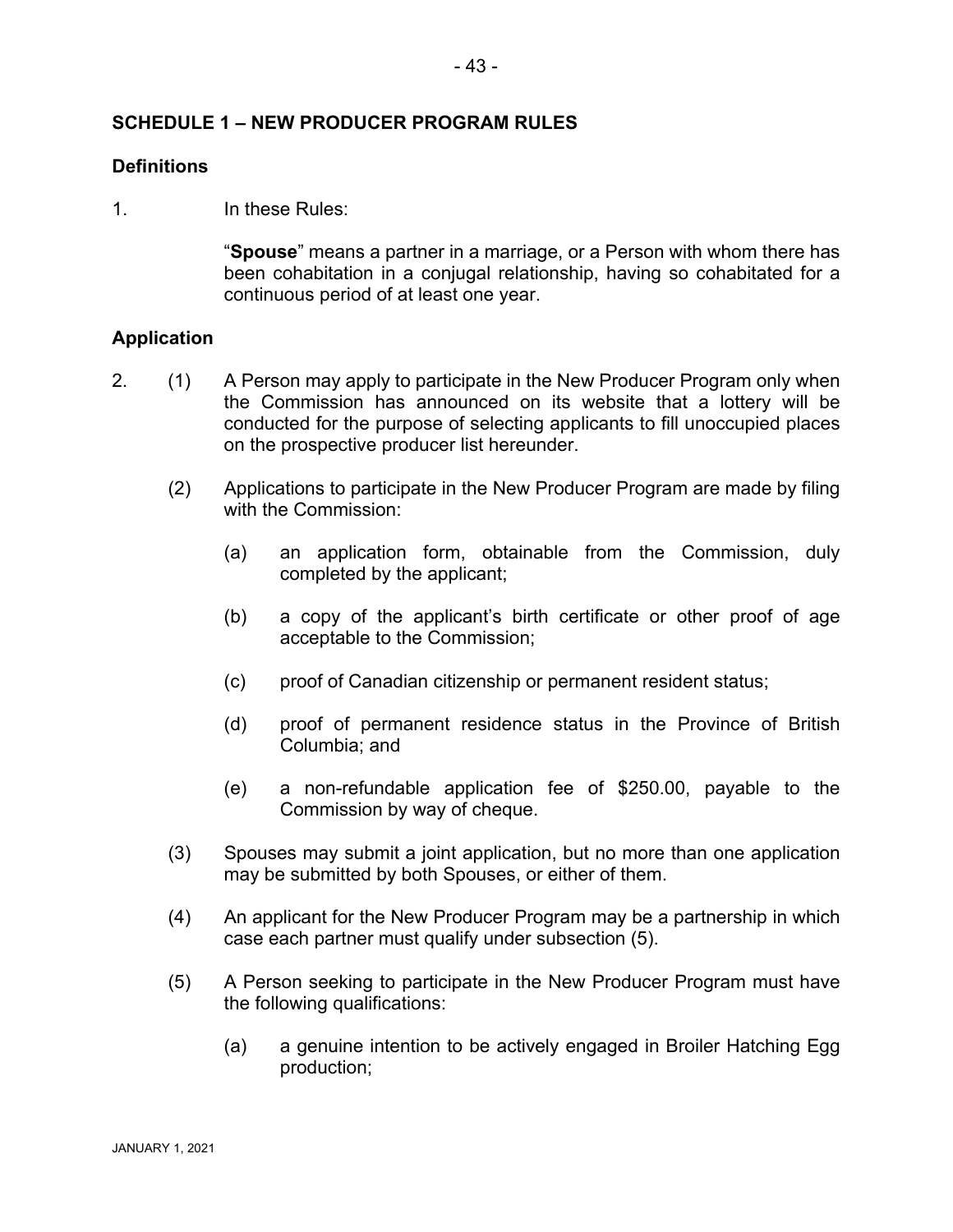## SCHEDULE 1 – NEW PRODUCER PROGRAM RULES

### Definitions

1. In these Rules:

   "**Spouse**" means a partner in a marriage, or a Person with whom there has been cohabitation in a conjugal relationship, having so cohabitated for a continuous period of at least one year.

### Application

2. (1) A Person may apply to participate in the New Producer Program only when the Commission has announced on its website that a lottery will be conducted for the purpose of selecting applicants to fill unoccupied places on the prospective producer list hereunder.

   (2) Applications to participate in the New Producer Program are made by filing with the Commission:

   (a) an application form, obtainable from the Commission, duly completed by the applicant;

   (b) a copy of the applicant's birth certificate or other proof of age acceptable to the Commission;

   (c) proof of Canadian citizenship or permanent resident status;

   (d) proof of permanent residence status in the Province of British Columbia; and

   (e) a non-refundable application fee of $250.00, payable to the Commission by way of cheque.

   (3) Spouses may submit a joint application, but no more than one application may be submitted by both Spouses, or either of them.

   (4) An applicant for the New Producer Program may be a partnership in which case each partner must qualify under subsection (5).

   (5) A Person seeking to participate in the New Producer Program must have the following qualifications:

   (a) a genuine intention to be actively engaged in Broiler Hatching Egg production;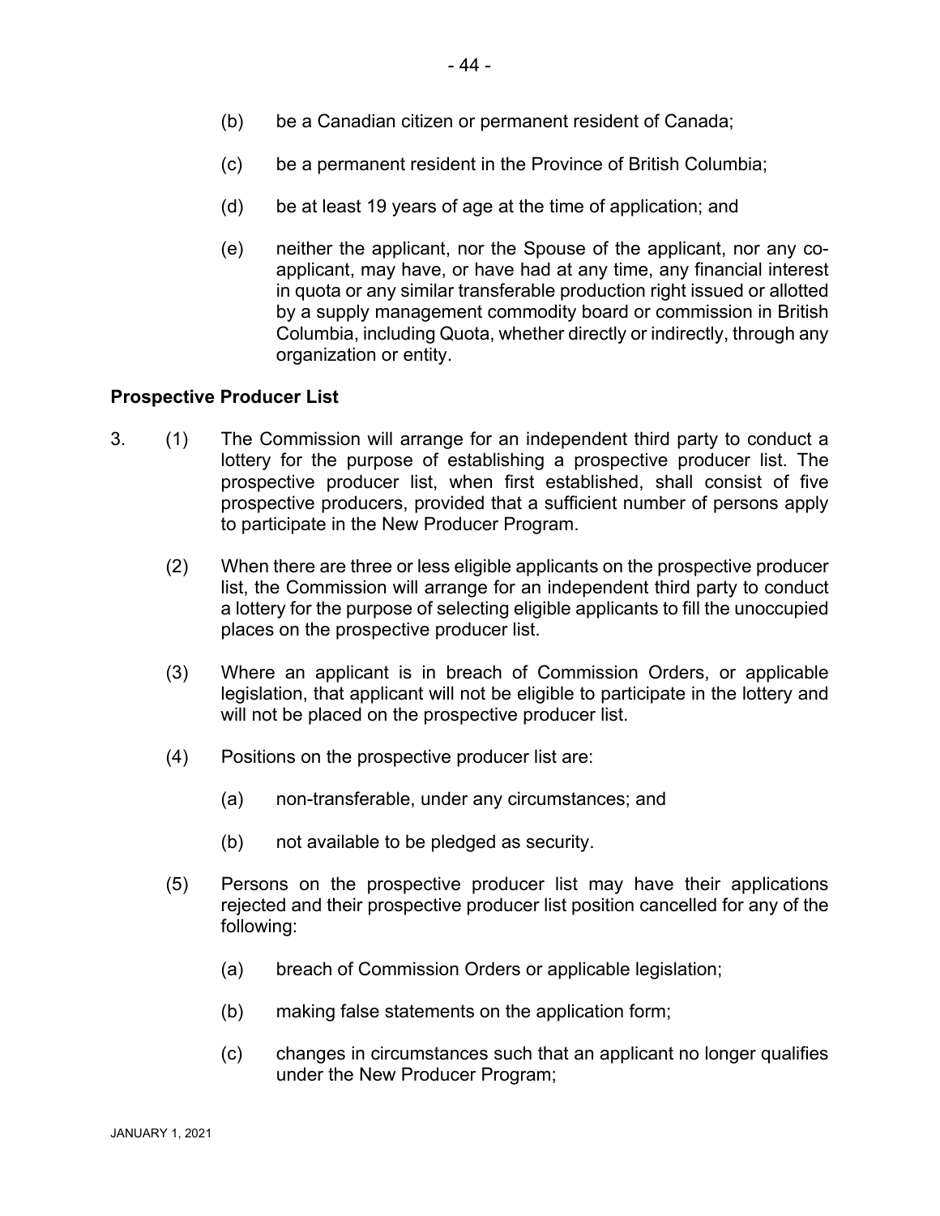(b) be a Canadian citizen or permanent resident of Canada;

(c) be a permanent resident in the Province of British Columbia;

(d) be at least 19 years of age at the time of application; and

(e) neither the applicant, nor the Spouse of the applicant, nor any co-applicant, may have, or have had at any time, any financial interest in quota or any similar transferable production right issued or allotted by a supply management commodity board or commission in British Columbia, including Quota, whether directly or indirectly, through any organization or entity.

**Prospective Producer List**

3. (1) The Commission will arrange for an independent third party to conduct a lottery for the purpose of establishing a prospective producer list. The prospective producer list, when first established, shall consist of five prospective producers, provided that a sufficient number of persons apply to participate in the New Producer Program.

(2) When there are three or less eligible applicants on the prospective producer list, the Commission will arrange for an independent third party to conduct a lottery for the purpose of selecting eligible applicants to fill the unoccupied places on the prospective producer list.

(3) Where an applicant is in breach of Commission Orders, or applicable legislation, that applicant will not be eligible to participate in the lottery and will not be placed on the prospective producer list.

(4) Positions on the prospective producer list are:

(a) non-transferable, under any circumstances; and

(b) not available to be pledged as security.

(5) Persons on the prospective producer list may have their applications rejected and their prospective producer list position cancelled for any of the following:

(a) breach of Commission Orders or applicable legislation;

(b) making false statements on the application form;

(c) changes in circumstances such that an applicant no longer qualifies under the New Producer Program;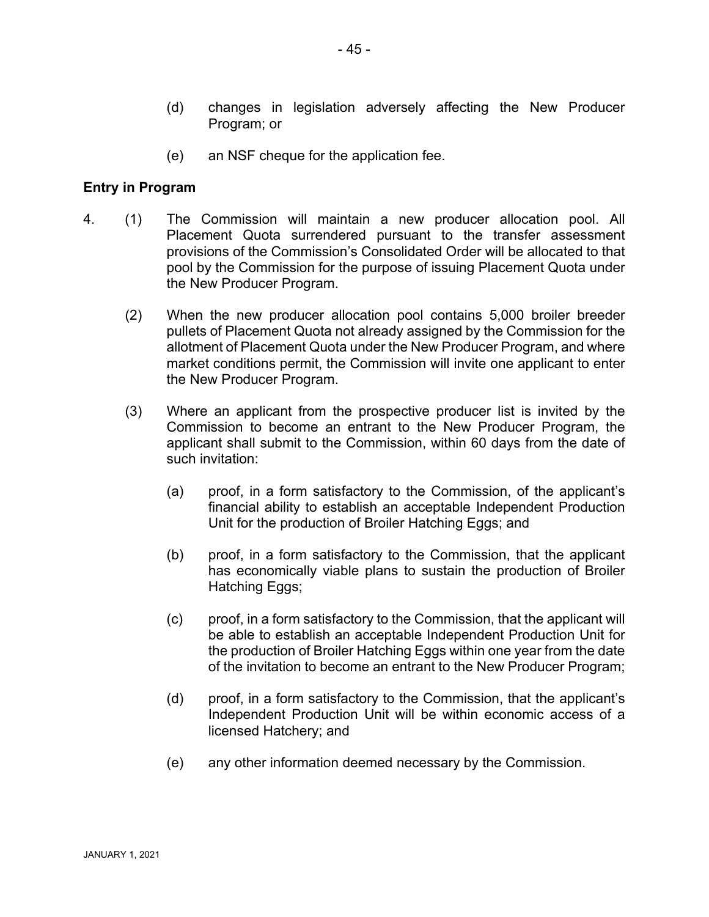(d) changes in legislation adversely affecting the New Producer Program; or

(e) an NSF cheque for the application fee.

**Entry in Program**

4. (1) The Commission will maintain a new producer allocation pool. All Placement Quota surrendered pursuant to the transfer assessment provisions of the Commission's Consolidated Order will be allocated to that pool by the Commission for the purpose of issuing Placement Quota under the New Producer Program.

(2) When the new producer allocation pool contains 5,000 broiler breeder pullets of Placement Quota not already assigned by the Commission for the allotment of Placement Quota under the New Producer Program, and where market conditions permit, the Commission will invite one applicant to enter the New Producer Program.

(3) Where an applicant from the prospective producer list is invited by the Commission to become an entrant to the New Producer Program, the applicant shall submit to the Commission, within 60 days from the date of such invitation:

(a) proof, in a form satisfactory to the Commission, of the applicant's financial ability to establish an acceptable Independent Production Unit for the production of Broiler Hatching Eggs; and

(b) proof, in a form satisfactory to the Commission, that the applicant has economically viable plans to sustain the production of Broiler Hatching Eggs;

(c) proof, in a form satisfactory to the Commission, that the applicant will be able to establish an acceptable Independent Production Unit for the production of Broiler Hatching Eggs within one year from the date of the invitation to become an entrant to the New Producer Program;

(d) proof, in a form satisfactory to the Commission, that the applicant's Independent Production Unit will be within economic access of a licensed Hatchery; and

(e) any other information deemed necessary by the Commission.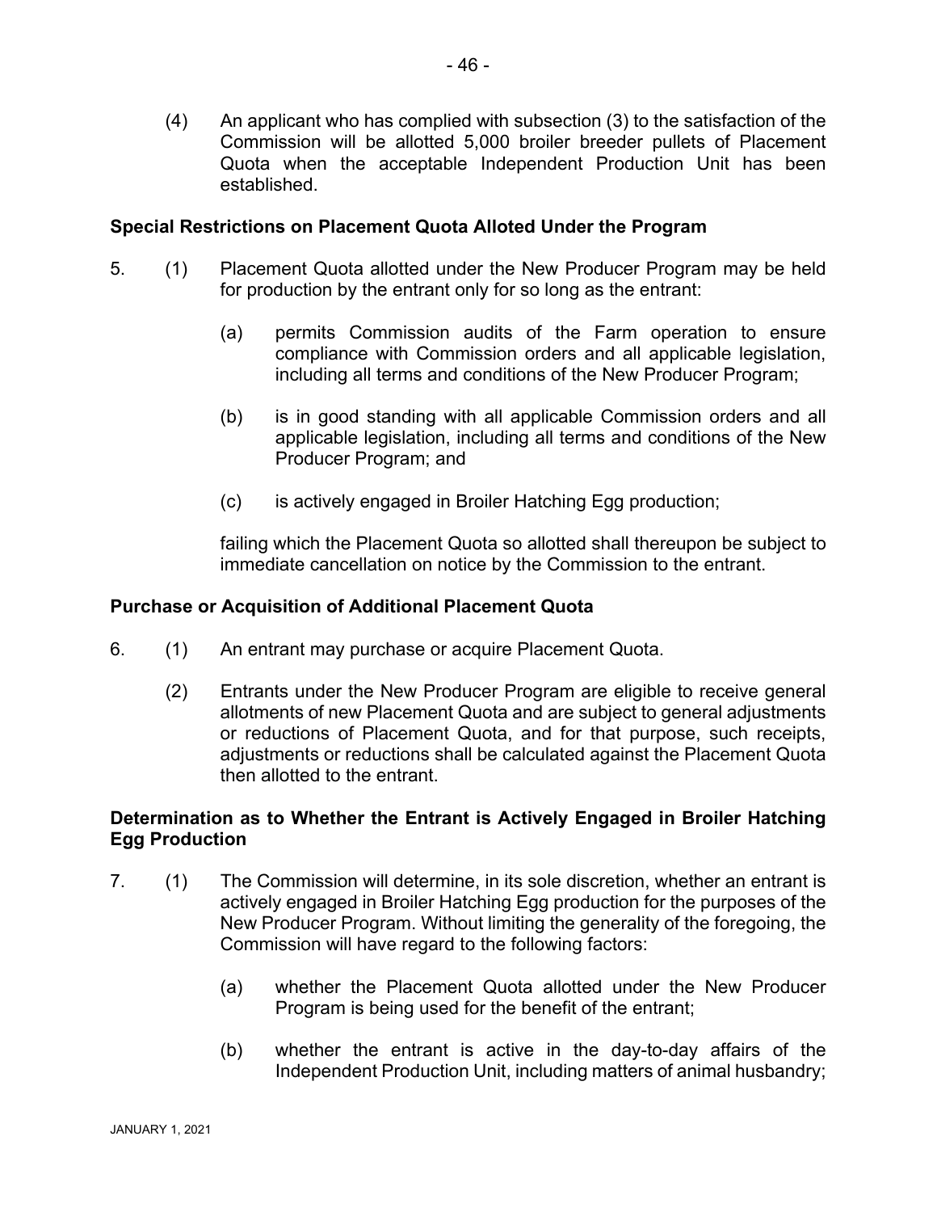(4) An applicant who has complied with subsection (3) to the satisfaction of the Commission will be allotted 5,000 broiler breeder pullets of Placement Quota when the acceptable Independent Production Unit has been established.

**Special Restrictions on Placement Quota Alloted Under the Program**

5. (1) Placement Quota allotted under the New Producer Program may be held for production by the entrant only for so long as the entrant:

   (a) permits Commission audits of the Farm operation to ensure compliance with Commission orders and all applicable legislation, including all terms and conditions of the New Producer Program;

   (b) is in good standing with all applicable Commission orders and all applicable legislation, including all terms and conditions of the New Producer Program; and

   (c) is actively engaged in Broiler Hatching Egg production;

   failing which the Placement Quota so allotted shall thereupon be subject to immediate cancellation on notice by the Commission to the entrant.

**Purchase or Acquisition of Additional Placement Quota**

6. (1) An entrant may purchase or acquire Placement Quota.

   (2) Entrants under the New Producer Program are eligible to receive general allotments of new Placement Quota and are subject to general adjustments or reductions of Placement Quota, and for that purpose, such receipts, adjustments or reductions shall be calculated against the Placement Quota then allotted to the entrant.

**Determination as to Whether the Entrant is Actively Engaged in Broiler Hatching Egg Production**

7. (1) The Commission will determine, in its sole discretion, whether an entrant is actively engaged in Broiler Hatching Egg production for the purposes of the New Producer Program. Without limiting the generality of the foregoing, the Commission will have regard to the following factors:

   (a) whether the Placement Quota allotted under the New Producer Program is being used for the benefit of the entrant;

   (b) whether the entrant is active in the day-to-day affairs of the Independent Production Unit, including matters of animal husbandry;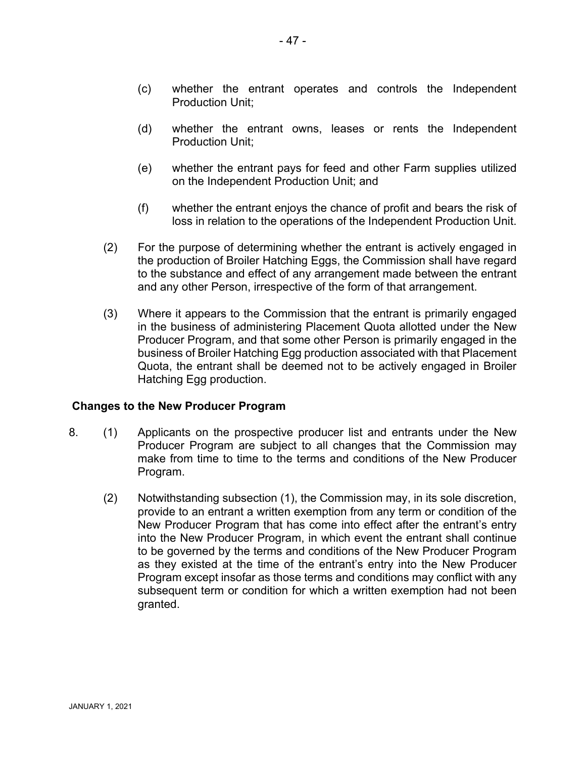(c) whether the entrant operates and controls the Independent Production Unit;

(d) whether the entrant owns, leases or rents the Independent Production Unit;

(e) whether the entrant pays for feed and other Farm supplies utilized on the Independent Production Unit; and

(f) whether the entrant enjoys the chance of profit and bears the risk of loss in relation to the operations of the Independent Production Unit.

(2) For the purpose of determining whether the entrant is actively engaged in the production of Broiler Hatching Eggs, the Commission shall have regard to the substance and effect of any arrangement made between the entrant and any other Person, irrespective of the form of that arrangement.

(3) Where it appears to the Commission that the entrant is primarily engaged in the business of administering Placement Quota allotted under the New Producer Program, and that some other Person is primarily engaged in the business of Broiler Hatching Egg production associated with that Placement Quota, the entrant shall be deemed not to be actively engaged in Broiler Hatching Egg production.

**Changes to the New Producer Program**

8. (1) Applicants on the prospective producer list and entrants under the New Producer Program are subject to all changes that the Commission may make from time to time to the terms and conditions of the New Producer Program.

(2) Notwithstanding subsection (1), the Commission may, in its sole discretion, provide to an entrant a written exemption from any term or condition of the New Producer Program that has come into effect after the entrant's entry into the New Producer Program, in which event the entrant shall continue to be governed by the terms and conditions of the New Producer Program as they existed at the time of the entrant's entry into the New Producer Program except insofar as those terms and conditions may conflict with any subsequent term or condition for which a written exemption had not been granted.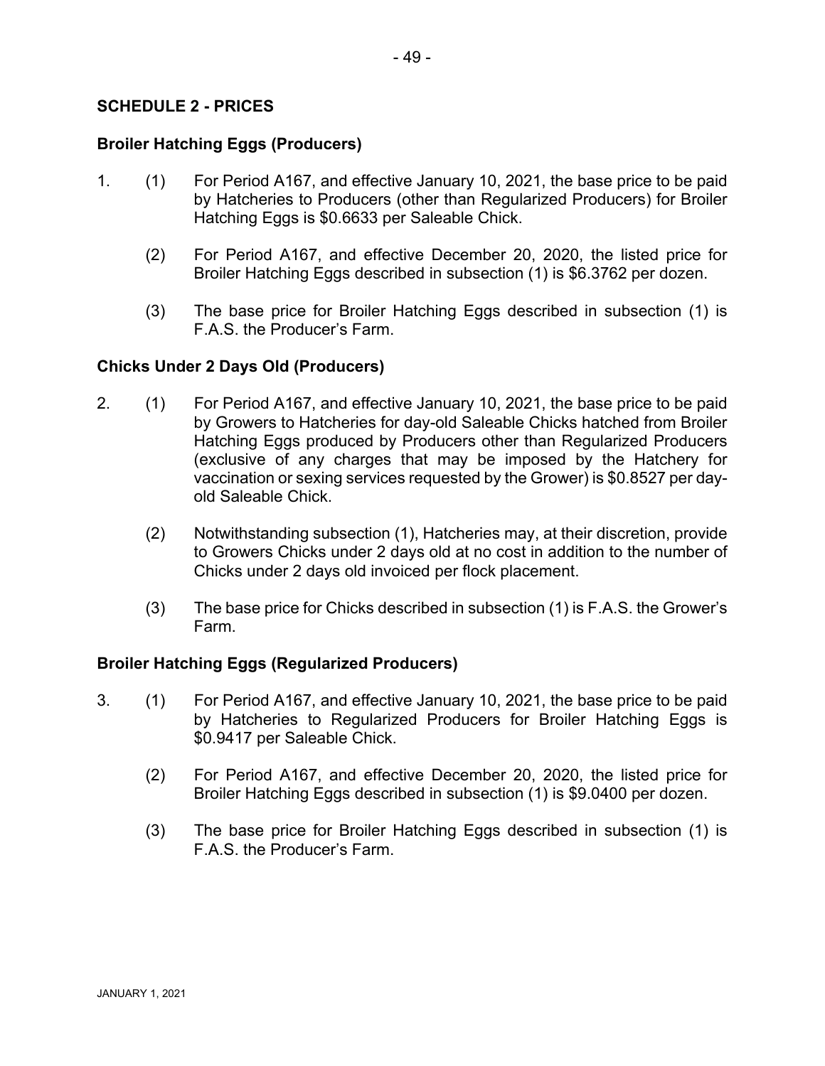## SCHEDULE 2 - PRICES

### Broiler Hatching Eggs (Producers)

1. (1) For Period A167, and effective January 10, 2021, the base price to be paid by Hatcheries to Producers (other than Regularized Producers) for Broiler Hatching Eggs is $0.6633 per Saleable Chick.

   (2) For Period A167, and effective December 20, 2020, the listed price for Broiler Hatching Eggs described in subsection (1) is $6.3762 per dozen.

   (3) The base price for Broiler Hatching Eggs described in subsection (1) is F.A.S. the Producer's Farm.

### Chicks Under 2 Days Old (Producers)

2. (1) For Period A167, and effective January 10, 2021, the base price to be paid by Growers to Hatcheries for day-old Saleable Chicks hatched from Broiler Hatching Eggs produced by Producers other than Regularized Producers (exclusive of any charges that may be imposed by the Hatchery for vaccination or sexing services requested by the Grower) is $0.8527 per day-old Saleable Chick.

   (2) Notwithstanding subsection (1), Hatcheries may, at their discretion, provide to Growers Chicks under 2 days old at no cost in addition to the number of Chicks under 2 days old invoiced per flock placement.

   (3) The base price for Chicks described in subsection (1) is F.A.S. the Grower's Farm.

### Broiler Hatching Eggs (Regularized Producers)

3. (1) For Period A167, and effective January 10, 2021, the base price to be paid by Hatcheries to Regularized Producers for Broiler Hatching Eggs is $0.9417 per Saleable Chick.

   (2) For Period A167, and effective December 20, 2020, the listed price for Broiler Hatching Eggs described in subsection (1) is $9.0400 per dozen.

   (3) The base price for Broiler Hatching Eggs described in subsection (1) is F.A.S. the Producer's Farm.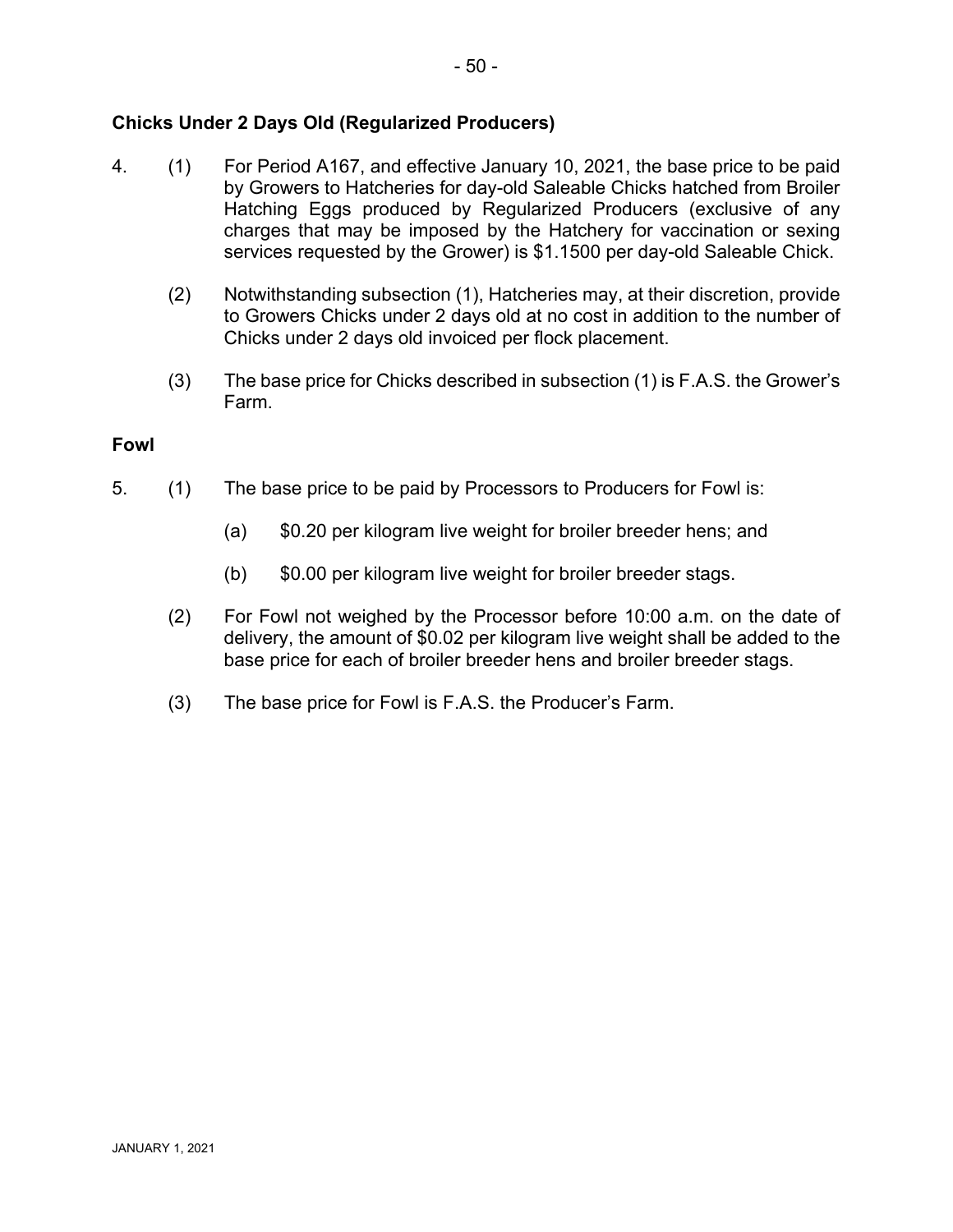**Chicks Under 2 Days Old (Regularized Producers)**

4. (1) For Period A167, and effective January 10, 2021, the base price to be paid by Growers to Hatcheries for day-old Saleable Chicks hatched from Broiler Hatching Eggs produced by Regularized Producers (exclusive of any charges that may be imposed by the Hatchery for vaccination or sexing services requested by the Grower) is $1.1500 per day-old Saleable Chick.

   (2) Notwithstanding subsection (1), Hatcheries may, at their discretion, provide to Growers Chicks under 2 days old at no cost in addition to the number of Chicks under 2 days old invoiced per flock placement.

   (3) The base price for Chicks described in subsection (1) is F.A.S. the Grower's Farm.

**Fowl**

5. (1) The base price to be paid by Processors to Producers for Fowl is:

   (a) $0.20 per kilogram live weight for broiler breeder hens; and

   (b) $0.00 per kilogram live weight for broiler breeder stags.

   (2) For Fowl not weighed by the Processor before 10:00 a.m. on the date of delivery, the amount of $0.02 per kilogram live weight shall be added to the base price for each of broiler breeder hens and broiler breeder stags.

   (3) The base price for Fowl is F.A.S. the Producer's Farm.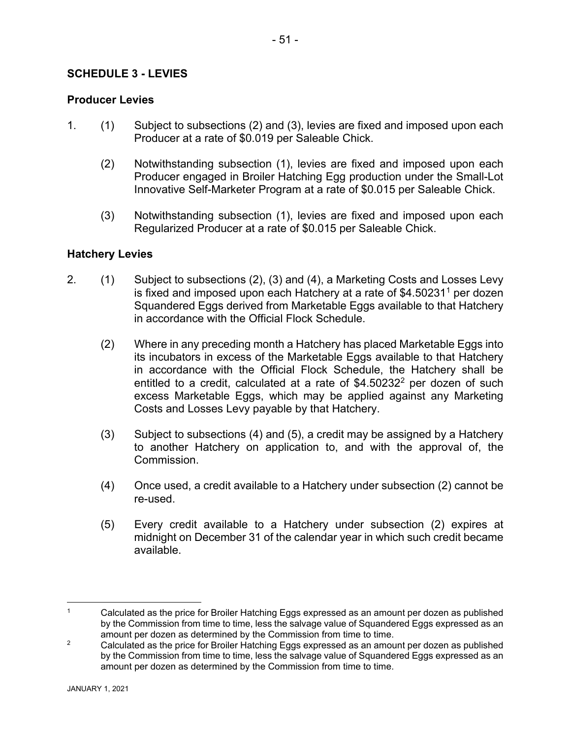## SCHEDULE 3 - LEVIES

### Producer Levies

1. (1) Subject to subsections (2) and (3), levies are fixed and imposed upon each Producer at a rate of $0.019 per Saleable Chick.

   (2) Notwithstanding subsection (1), levies are fixed and imposed upon each Producer engaged in Broiler Hatching Egg production under the Small-Lot Innovative Self-Marketer Program at a rate of $0.015 per Saleable Chick.

   (3) Notwithstanding subsection (1), levies are fixed and imposed upon each Regularized Producer at a rate of $0.015 per Saleable Chick.

### Hatchery Levies

2. (1) Subject to subsections (2), (3) and (4), a Marketing Costs and Losses Levy is fixed and imposed upon each Hatchery at a rate of $4.50231[1] per dozen Squandered Eggs derived from Marketable Eggs available to that Hatchery in accordance with the Official Flock Schedule.

   (2) Where in any preceding month a Hatchery has placed Marketable Eggs into its incubators in excess of the Marketable Eggs available to that Hatchery in accordance with the Official Flock Schedule, the Hatchery shall be entitled to a credit, calculated at a rate of $4.50232[2] per dozen of such excess Marketable Eggs, which may be applied against any Marketing Costs and Losses Levy payable by that Hatchery.

   (3) Subject to subsections (4) and (5), a credit may be assigned by a Hatchery to another Hatchery on application to, and with the approval of, the Commission.

   (4) Once used, a credit available to a Hatchery under subsection (2) cannot be re-used.

   (5) Every credit available to a Hatchery under subsection (2) expires at midnight on December 31 of the calendar year in which such credit became available.

---

[1] Calculated as the price for Broiler Hatching Eggs expressed as an amount per dozen as published by the Commission from time to time, less the salvage value of Squandered Eggs expressed as an amount per dozen as determined by the Commission from time to time.

[2] Calculated as the price for Broiler Hatching Eggs expressed as an amount per dozen as published by the Commission from time to time, less the salvage value of Squandered Eggs expressed as an amount per dozen as determined by the Commission from time to time.

JANUARY 1, 2021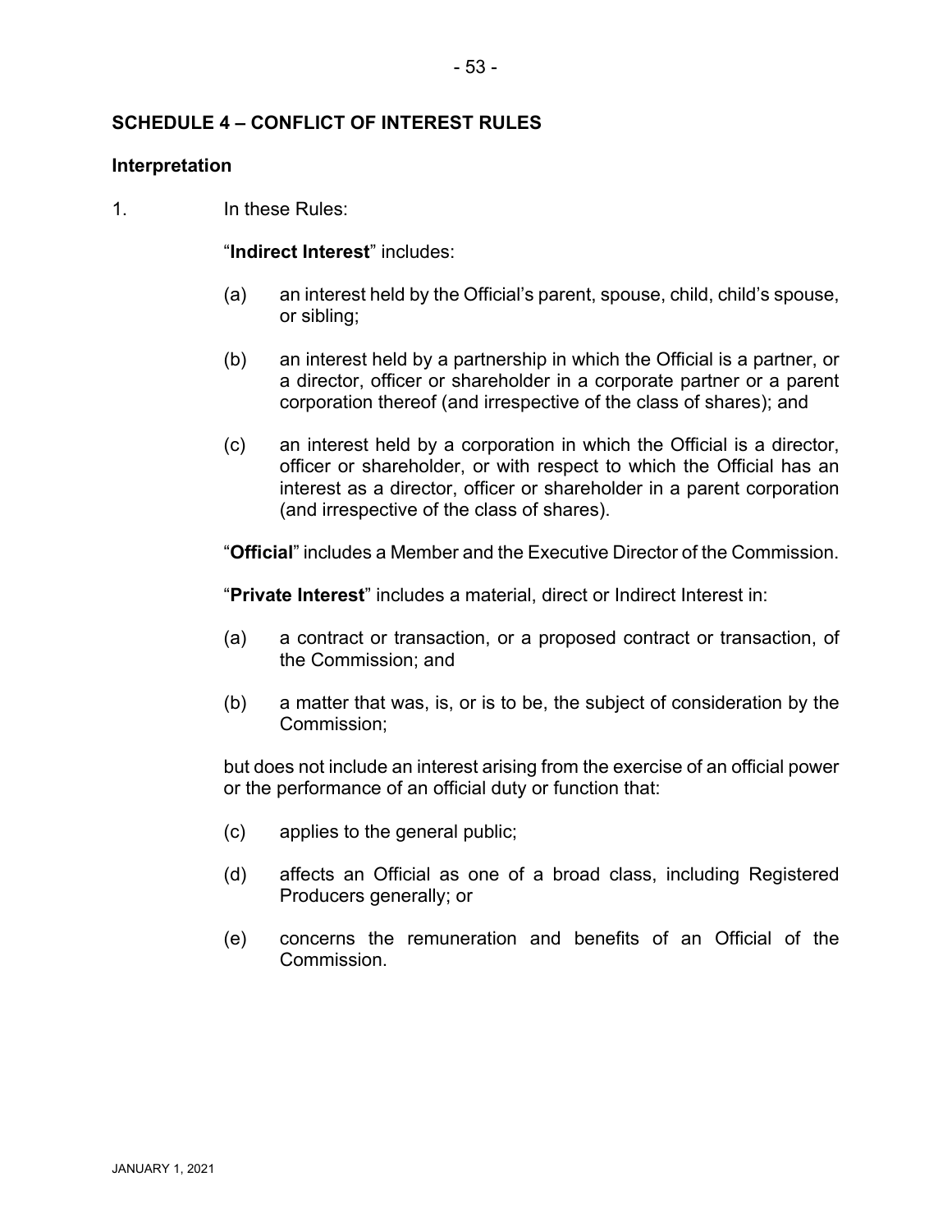## SCHEDULE 4 – CONFLICT OF INTEREST RULES

### Interpretation

1. In these Rules:

   "**Indirect Interest**" includes:

   (a) an interest held by the Official's parent, spouse, child, child's spouse, or sibling;

   (b) an interest held by a partnership in which the Official is a partner, or a director, officer or shareholder in a corporate partner or a parent corporation thereof (and irrespective of the class of shares); and

   (c) an interest held by a corporation in which the Official is a director, officer or shareholder, or with respect to which the Official has an interest as a director, officer or shareholder in a parent corporation (and irrespective of the class of shares).

   "**Official**" includes a Member and the Executive Director of the Commission.

   "**Private Interest**" includes a material, direct or Indirect Interest in:

   (a) a contract or transaction, or a proposed contract or transaction, of the Commission; and

   (b) a matter that was, is, or is to be, the subject of consideration by the Commission;

   but does not include an interest arising from the exercise of an official power or the performance of an official duty or function that:

   (c) applies to the general public;

   (d) affects an Official as one of a broad class, including Registered Producers generally; or

   (e) concerns the remuneration and benefits of an Official of the Commission.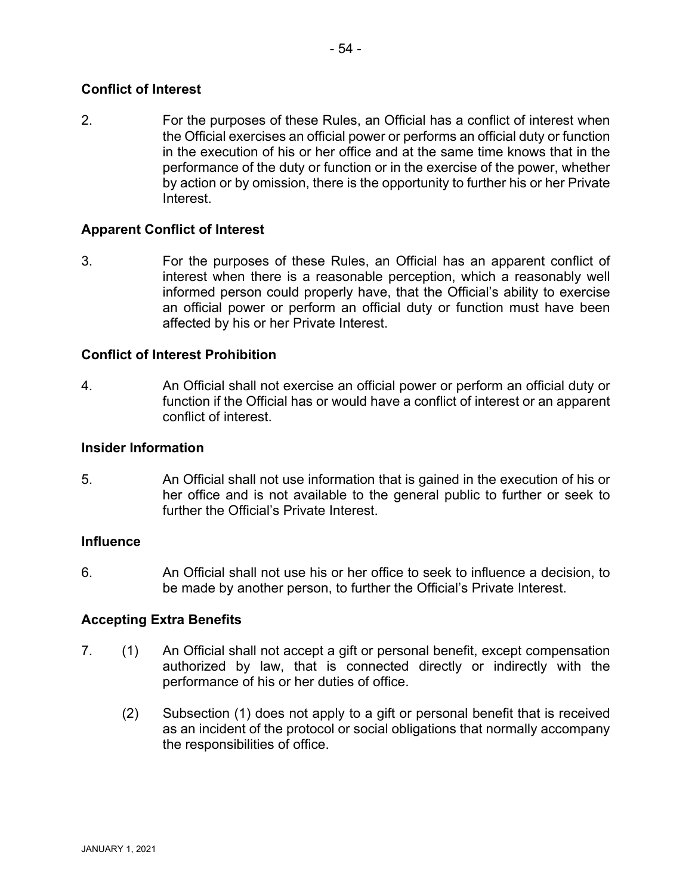### Conflict of Interest

2. For the purposes of these Rules, an Official has a conflict of interest when the Official exercises an official power or performs an official duty or function in the execution of his or her office and at the same time knows that in the performance of the duty or function or in the exercise of the power, whether by action or by omission, there is the opportunity to further his or her Private Interest.

### Apparent Conflict of Interest

3. For the purposes of these Rules, an Official has an apparent conflict of interest when there is a reasonable perception, which a reasonably well informed person could properly have, that the Official's ability to exercise an official power or perform an official duty or function must have been affected by his or her Private Interest.

### Conflict of Interest Prohibition

4. An Official shall not exercise an official power or perform an official duty or function if the Official has or would have a conflict of interest or an apparent conflict of interest.

### Insider Information

5. An Official shall not use information that is gained in the execution of his or her office and is not available to the general public to further or seek to further the Official's Private Interest.

### Influence

6. An Official shall not use his or her office to seek to influence a decision, to be made by another person, to further the Official's Private Interest.

### Accepting Extra Benefits

7. (1) An Official shall not accept a gift or personal benefit, except compensation authorized by law, that is connected directly or indirectly with the performance of his or her duties of office.

   (2) Subsection (1) does not apply to a gift or personal benefit that is received as an incident of the protocol or social obligations that normally accompany the responsibilities of office.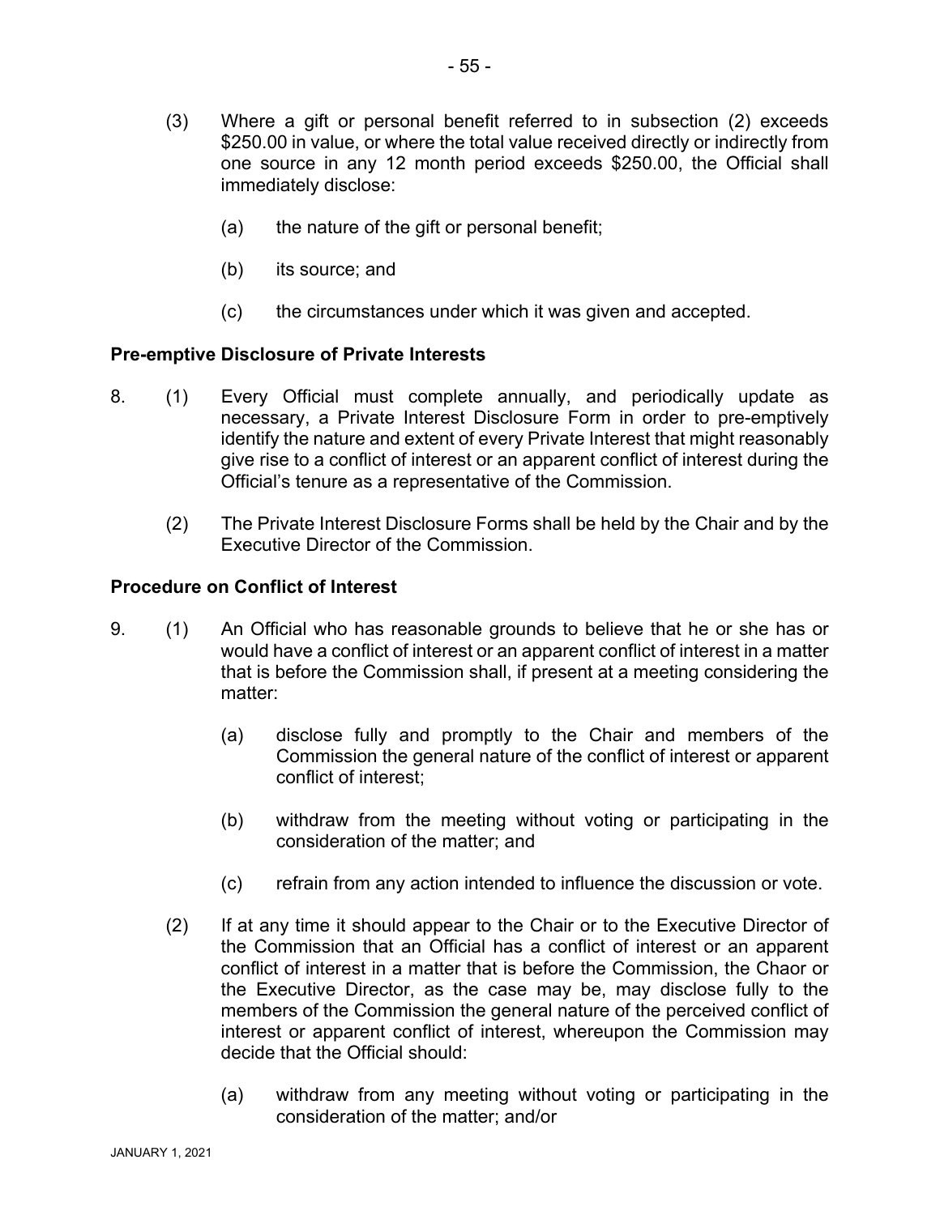(3) Where a gift or personal benefit referred to in subsection (2) exceeds $250.00 in value, or where the total value received directly or indirectly from one source in any 12 month period exceeds $250.00, the Official shall immediately disclose:

(a) the nature of the gift or personal benefit;

(b) its source; and

(c) the circumstances under which it was given and accepted.

**Pre-emptive Disclosure of Private Interests**

8. (1) Every Official must complete annually, and periodically update as necessary, a Private Interest Disclosure Form in order to pre-emptively identify the nature and extent of every Private Interest that might reasonably give rise to a conflict of interest or an apparent conflict of interest during the Official's tenure as a representative of the Commission.

(2) The Private Interest Disclosure Forms shall be held by the Chair and by the Executive Director of the Commission.

**Procedure on Conflict of Interest**

9. (1) An Official who has reasonable grounds to believe that he or she has or would have a conflict of interest or an apparent conflict of interest in a matter that is before the Commission shall, if present at a meeting considering the matter:

(a) disclose fully and promptly to the Chair and members of the Commission the general nature of the conflict of interest or apparent conflict of interest;

(b) withdraw from the meeting without voting or participating in the consideration of the matter; and

(c) refrain from any action intended to influence the discussion or vote.

(2) If at any time it should appear to the Chair or to the Executive Director of the Commission that an Official has a conflict of interest or an apparent conflict of interest in a matter that is before the Commission, the Chaor or the Executive Director, as the case may be, may disclose fully to the members of the Commission the general nature of the perceived conflict of interest or apparent conflict of interest, whereupon the Commission may decide that the Official should:

(a) withdraw from any meeting without voting or participating in the consideration of the matter; and/or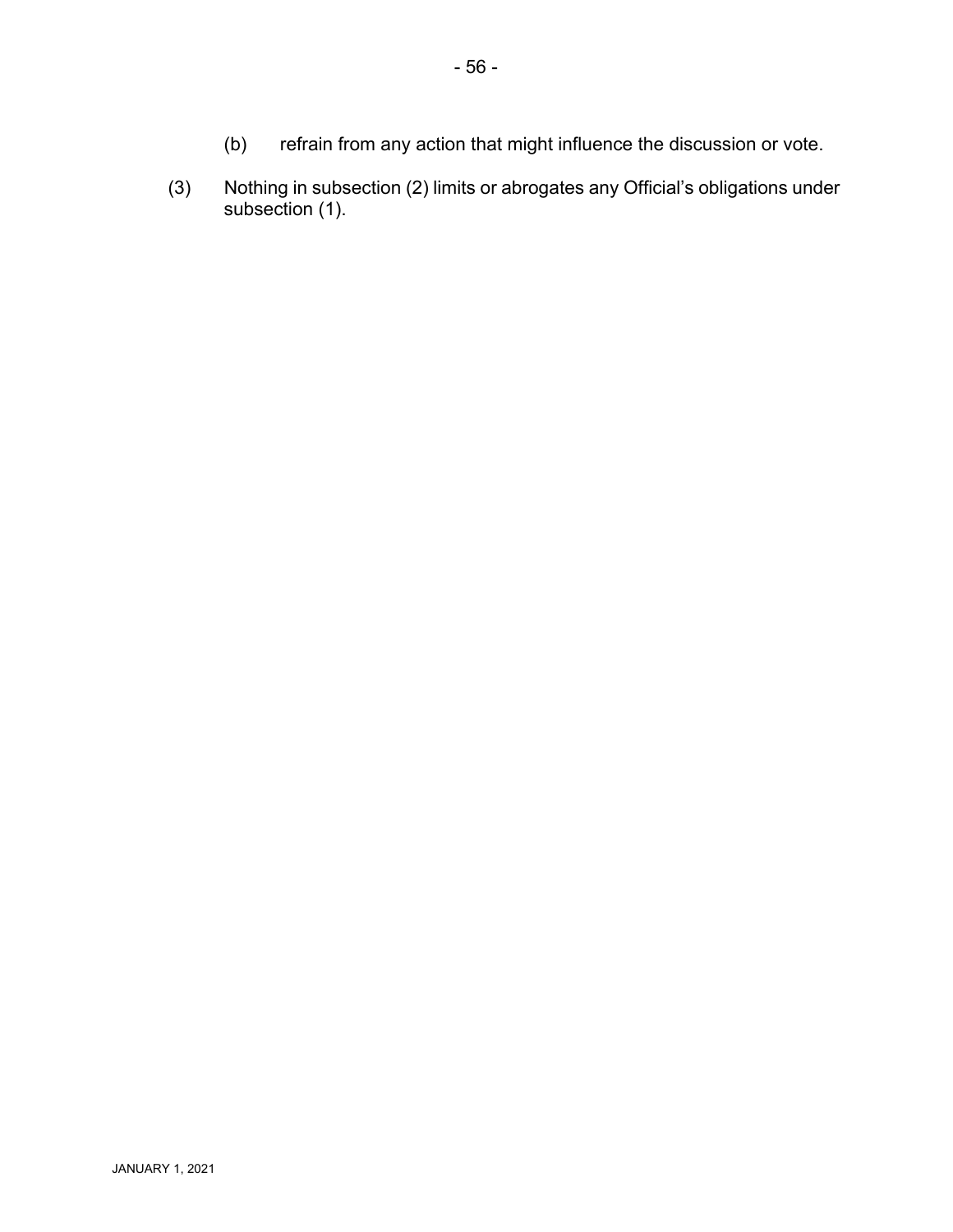(b) refrain from any action that might influence the discussion or vote.

(3) Nothing in subsection (2) limits or abrogates any Official's obligations under subsection (1).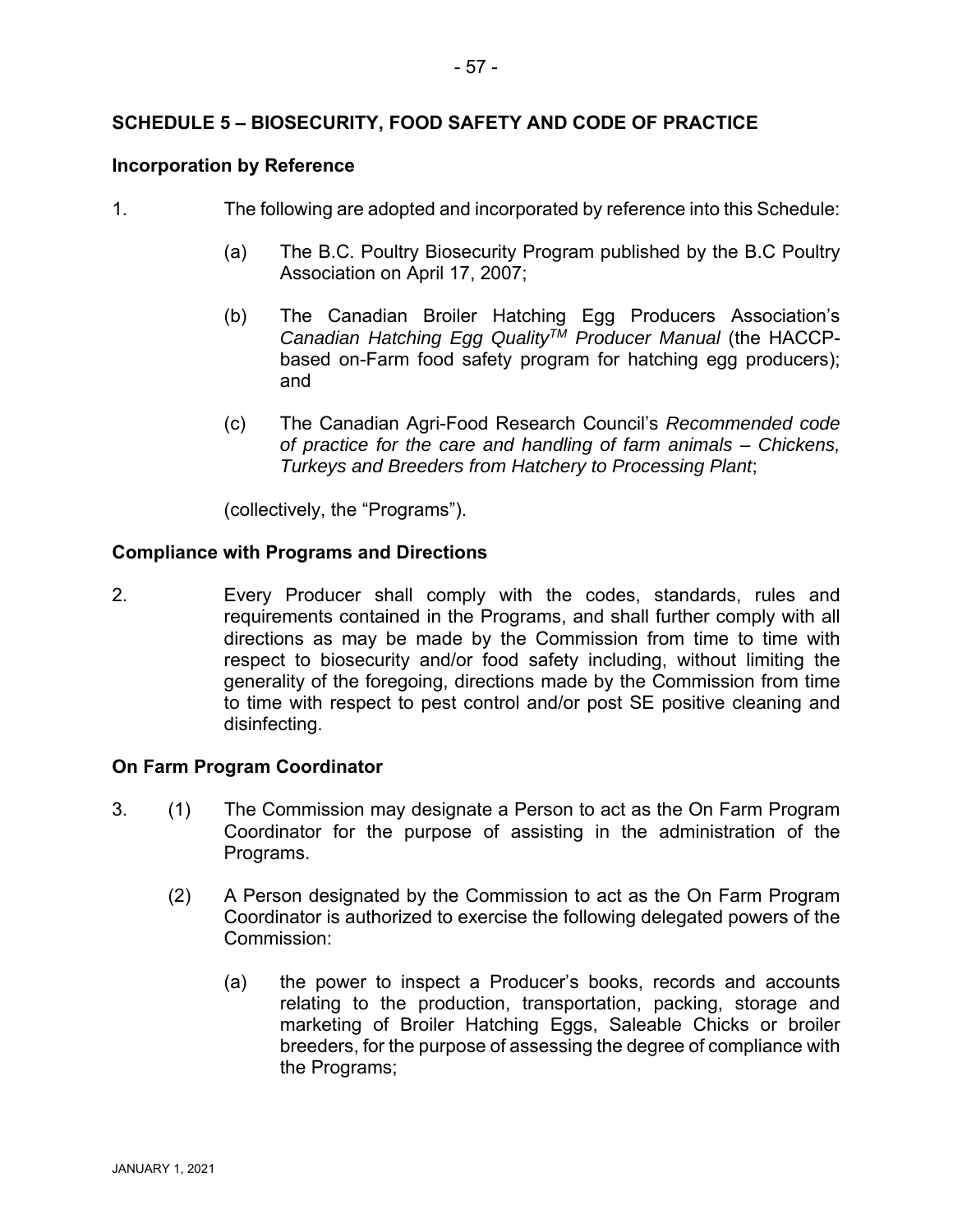## SCHEDULE 5 – BIOSECURITY, FOOD SAFETY AND CODE OF PRACTICE

### Incorporation by Reference

1. The following are adopted and incorporated by reference into this Schedule:

   (a) The B.C. Poultry Biosecurity Program published by the B.C Poultry Association on April 17, 2007;

   (b) The Canadian Broiler Hatching Egg Producers Association's *Canadian Hatching Egg Quality*^TM^ *Producer Manual* (the HACCP-based on-Farm food safety program for hatching egg producers); and

   (c) The Canadian Agri-Food Research Council's *Recommended code of practice for the care and handling of farm animals – Chickens, Turkeys and Breeders from Hatchery to Processing Plant*;

   (collectively, the "Programs").

### Compliance with Programs and Directions

2. Every Producer shall comply with the codes, standards, rules and requirements contained in the Programs, and shall further comply with all directions as may be made by the Commission from time to time with respect to biosecurity and/or food safety including, without limiting the generality of the foregoing, directions made by the Commission from time to time with respect to pest control and/or post SE positive cleaning and disinfecting.

### On Farm Program Coordinator

3. (1) The Commission may designate a Person to act as the On Farm Program Coordinator for the purpose of assisting in the administration of the Programs.

   (2) A Person designated by the Commission to act as the On Farm Program Coordinator is authorized to exercise the following delegated powers of the Commission:

      (a) the power to inspect a Producer's books, records and accounts relating to the production, transportation, packing, storage and marketing of Broiler Hatching Eggs, Saleable Chicks or broiler breeders, for the purpose of assessing the degree of compliance with the Programs;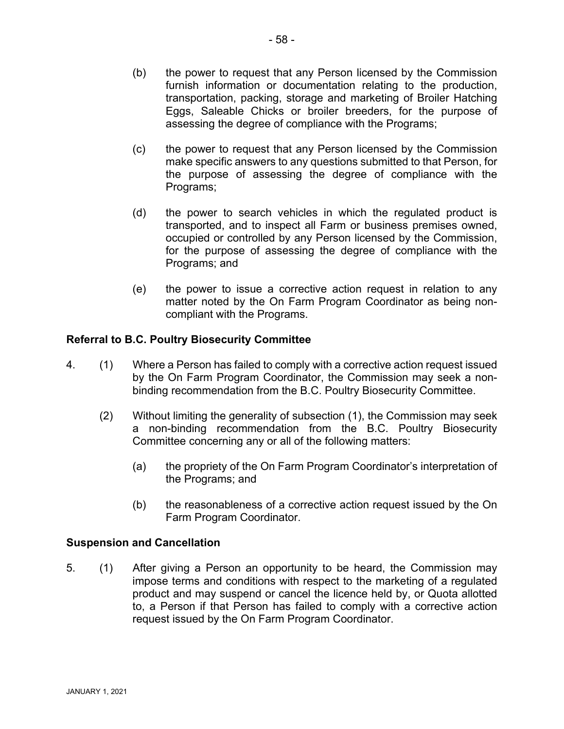(b) the power to request that any Person licensed by the Commission furnish information or documentation relating to the production, transportation, packing, storage and marketing of Broiler Hatching Eggs, Saleable Chicks or broiler breeders, for the purpose of assessing the degree of compliance with the Programs;

(c) the power to request that any Person licensed by the Commission make specific answers to any questions submitted to that Person, for the purpose of assessing the degree of compliance with the Programs;

(d) the power to search vehicles in which the regulated product is transported, and to inspect all Farm or business premises owned, occupied or controlled by any Person licensed by the Commission, for the purpose of assessing the degree of compliance with the Programs; and

(e) the power to issue a corrective action request in relation to any matter noted by the On Farm Program Coordinator as being non-compliant with the Programs.

**Referral to B.C. Poultry Biosecurity Committee**

4. (1) Where a Person has failed to comply with a corrective action request issued by the On Farm Program Coordinator, the Commission may seek a non-binding recommendation from the B.C. Poultry Biosecurity Committee.

(2) Without limiting the generality of subsection (1), the Commission may seek a non-binding recommendation from the B.C. Poultry Biosecurity Committee concerning any or all of the following matters:

(a) the propriety of the On Farm Program Coordinator's interpretation of the Programs; and

(b) the reasonableness of a corrective action request issued by the On Farm Program Coordinator.

**Suspension and Cancellation**

5. (1) After giving a Person an opportunity to be heard, the Commission may impose terms and conditions with respect to the marketing of a regulated product and may suspend or cancel the licence held by, or Quota allotted to, a Person if that Person has failed to comply with a corrective action request issued by the On Farm Program Coordinator.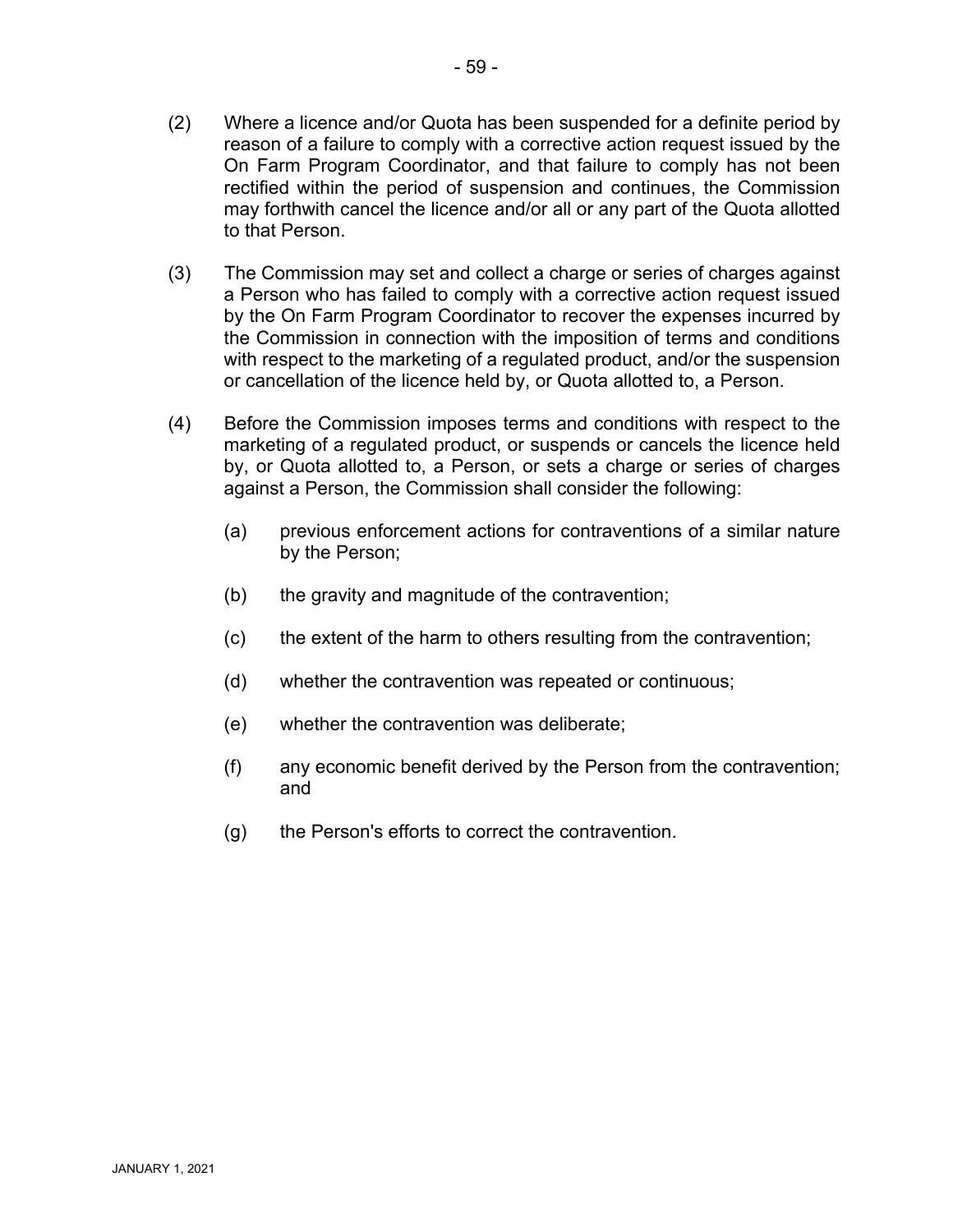(2) Where a licence and/or Quota has been suspended for a definite period by reason of a failure to comply with a corrective action request issued by the On Farm Program Coordinator, and that failure to comply has not been rectified within the period of suspension and continues, the Commission may forthwith cancel the licence and/or all or any part of the Quota allotted to that Person.

(3) The Commission may set and collect a charge or series of charges against a Person who has failed to comply with a corrective action request issued by the On Farm Program Coordinator to recover the expenses incurred by the Commission in connection with the imposition of terms and conditions with respect to the marketing of a regulated product, and/or the suspension or cancellation of the licence held by, or Quota allotted to, a Person.

(4) Before the Commission imposes terms and conditions with respect to the marketing of a regulated product, or suspends or cancels the licence held by, or Quota allotted to, a Person, or sets a charge or series of charges against a Person, the Commission shall consider the following:

   (a) previous enforcement actions for contraventions of a similar nature by the Person;

   (b) the gravity and magnitude of the contravention;

   (c) the extent of the harm to others resulting from the contravention;

   (d) whether the contravention was repeated or continuous;

   (e) whether the contravention was deliberate;

   (f) any economic benefit derived by the Person from the contravention; and

   (g) the Person's efforts to correct the contravention.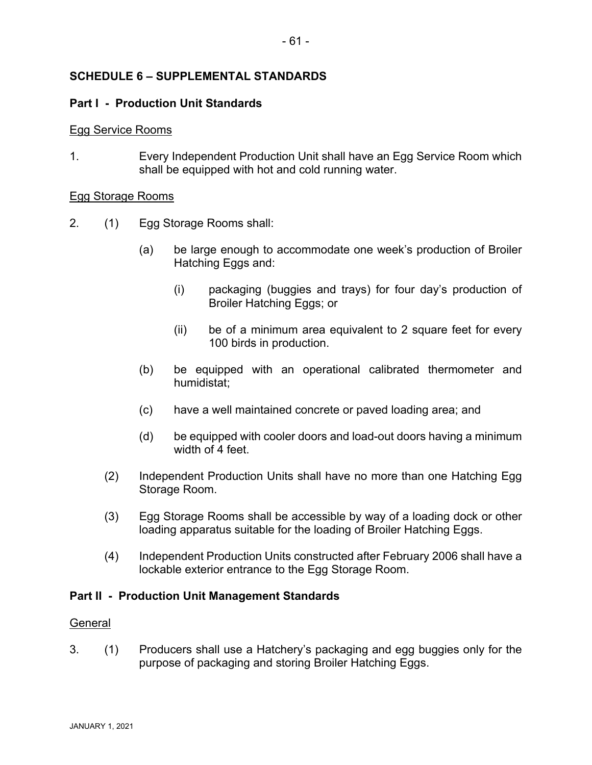# SCHEDULE 6 – SUPPLEMENTAL STANDARDS

## Part I - Production Unit Standards

Egg Service Rooms

1. Every Independent Production Unit shall have an Egg Service Room which shall be equipped with hot and cold running water.

Egg Storage Rooms

2. (1) Egg Storage Rooms shall:

   (a) be large enough to accommodate one week's production of Broiler Hatching Eggs and:

      (i) packaging (buggies and trays) for four day's production of Broiler Hatching Eggs; or

      (ii) be of a minimum area equivalent to 2 square feet for every 100 birds in production.

   (b) be equipped with an operational calibrated thermometer and humidistat;

   (c) have a well maintained concrete or paved loading area; and

   (d) be equipped with cooler doors and load-out doors having a minimum width of 4 feet.

   (2) Independent Production Units shall have no more than one Hatching Egg Storage Room.

   (3) Egg Storage Rooms shall be accessible by way of a loading dock or other loading apparatus suitable for the loading of Broiler Hatching Eggs.

   (4) Independent Production Units constructed after February 2006 shall have a lockable exterior entrance to the Egg Storage Room.

## Part II - Production Unit Management Standards

General

3. (1) Producers shall use a Hatchery's packaging and egg buggies only for the purpose of packaging and storing Broiler Hatching Eggs.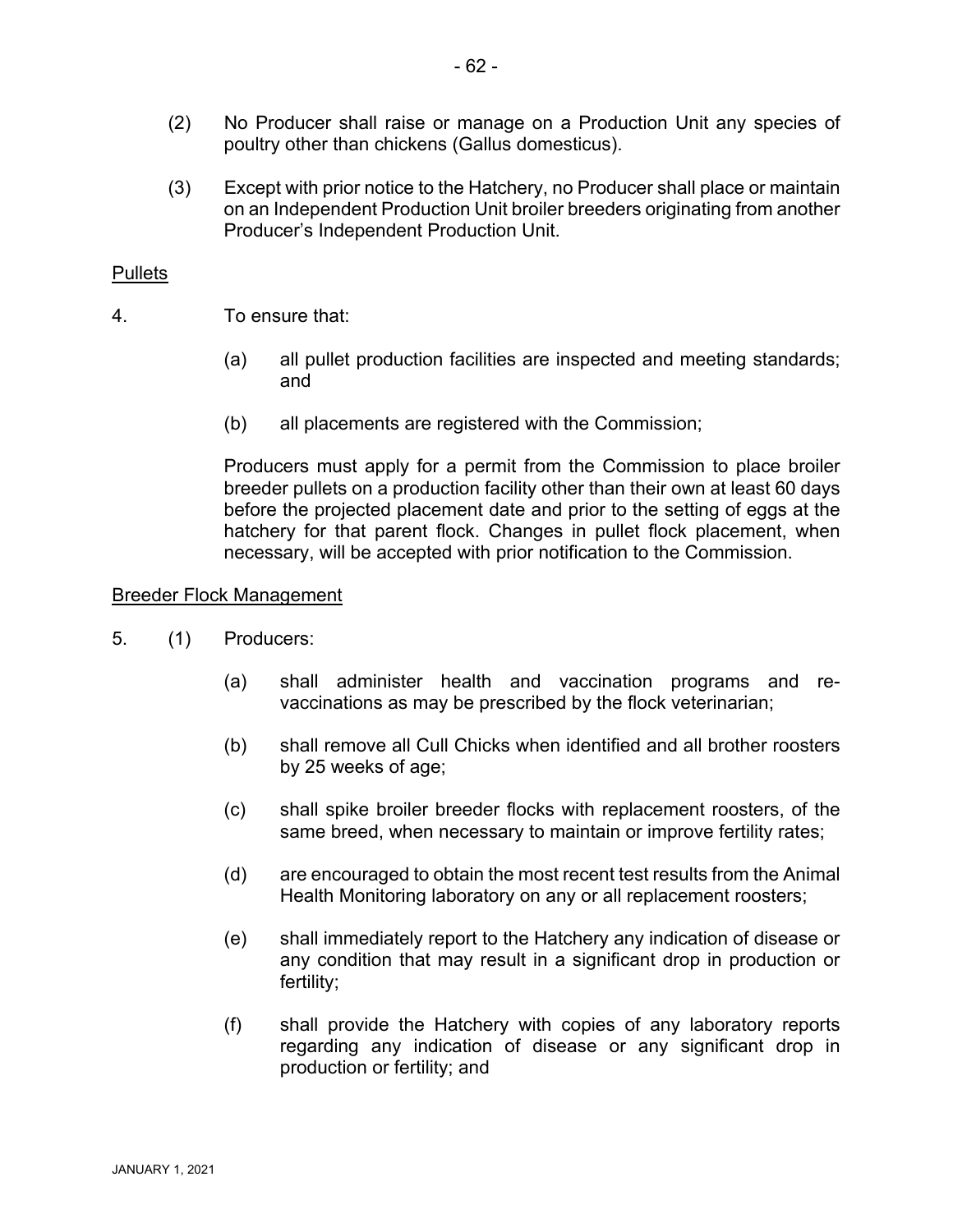(2) No Producer shall raise or manage on a Production Unit any species of poultry other than chickens (Gallus domesticus).

(3) Except with prior notice to the Hatchery, no Producer shall place or maintain on an Independent Production Unit broiler breeders originating from another Producer's Independent Production Unit.

<u>Pullets</u>

4. To ensure that:

   (a) all pullet production facilities are inspected and meeting standards; and

   (b) all placements are registered with the Commission;

   Producers must apply for a permit from the Commission to place broiler breeder pullets on a production facility other than their own at least 60 days before the projected placement date and prior to the setting of eggs at the hatchery for that parent flock. Changes in pullet flock placement, when necessary, will be accepted with prior notification to the Commission.

<u>Breeder Flock Management</u>

5. (1) Producers:

   (a) shall administer health and vaccination programs and re-vaccinations as may be prescribed by the flock veterinarian;

   (b) shall remove all Cull Chicks when identified and all brother roosters by 25 weeks of age;

   (c) shall spike broiler breeder flocks with replacement roosters, of the same breed, when necessary to maintain or improve fertility rates;

   (d) are encouraged to obtain the most recent test results from the Animal Health Monitoring laboratory on any or all replacement roosters;

   (e) shall immediately report to the Hatchery any indication of disease or any condition that may result in a significant drop in production or fertility;

   (f) shall provide the Hatchery with copies of any laboratory reports regarding any indication of disease or any significant drop in production or fertility; and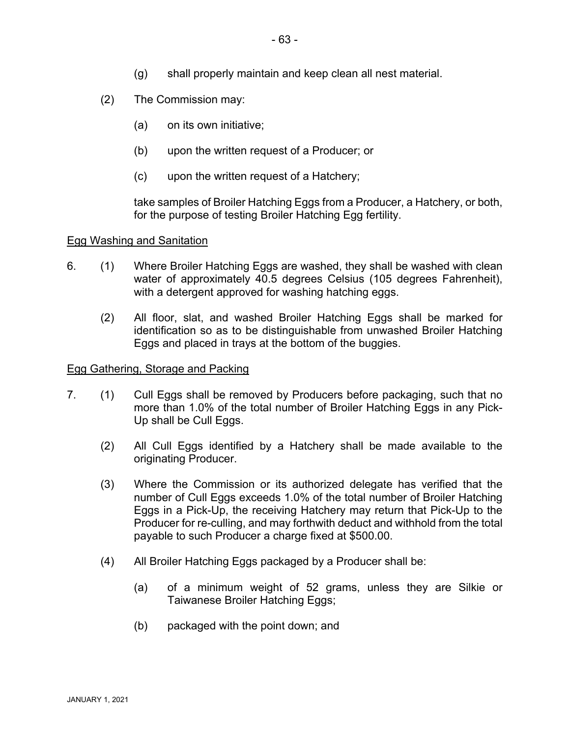(g) shall properly maintain and keep clean all nest material.

(2) The Commission may:

(a) on its own initiative;

(b) upon the written request of a Producer; or

(c) upon the written request of a Hatchery;

take samples of Broiler Hatching Eggs from a Producer, a Hatchery, or both, for the purpose of testing Broiler Hatching Egg fertility.

Egg Washing and Sanitation

6. (1) Where Broiler Hatching Eggs are washed, they shall be washed with clean water of approximately 40.5 degrees Celsius (105 degrees Fahrenheit), with a detergent approved for washing hatching eggs.

(2) All floor, slat, and washed Broiler Hatching Eggs shall be marked for identification so as to be distinguishable from unwashed Broiler Hatching Eggs and placed in trays at the bottom of the buggies.

Egg Gathering, Storage and Packing

7. (1) Cull Eggs shall be removed by Producers before packaging, such that no more than 1.0% of the total number of Broiler Hatching Eggs in any Pick-Up shall be Cull Eggs.

(2) All Cull Eggs identified by a Hatchery shall be made available to the originating Producer.

(3) Where the Commission or its authorized delegate has verified that the number of Cull Eggs exceeds 1.0% of the total number of Broiler Hatching Eggs in a Pick-Up, the receiving Hatchery may return that Pick-Up to the Producer for re-culling, and may forthwith deduct and withhold from the total payable to such Producer a charge fixed at $500.00.

(4) All Broiler Hatching Eggs packaged by a Producer shall be:

(a) of a minimum weight of 52 grams, unless they are Silkie or Taiwanese Broiler Hatching Eggs;

(b) packaged with the point down; and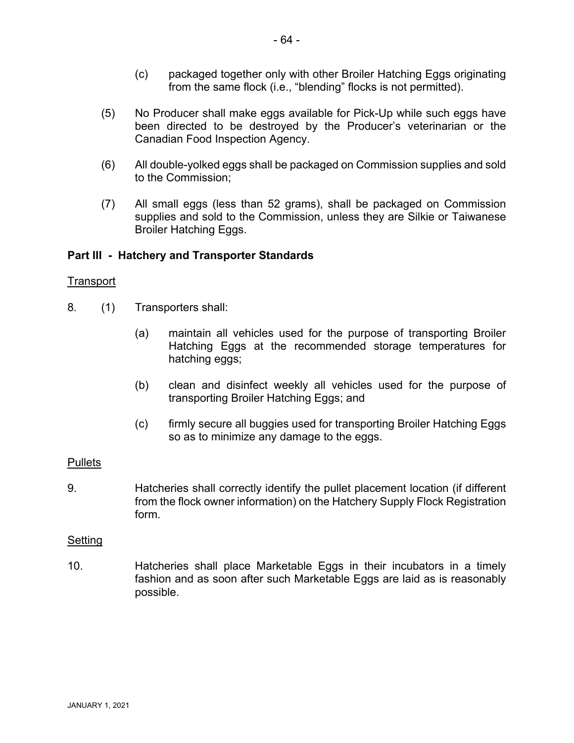(c) packaged together only with other Broiler Hatching Eggs originating from the same flock (i.e., "blending" flocks is not permitted).

(5) No Producer shall make eggs available for Pick-Up while such eggs have been directed to be destroyed by the Producer's veterinarian or the Canadian Food Inspection Agency.

(6) All double-yolked eggs shall be packaged on Commission supplies and sold to the Commission;

(7) All small eggs (less than 52 grams), shall be packaged on Commission supplies and sold to the Commission, unless they are Silkie or Taiwanese Broiler Hatching Eggs.

**Part III - Hatchery and Transporter Standards**

<u>Transport</u>

8. (1) Transporters shall:

(a) maintain all vehicles used for the purpose of transporting Broiler Hatching Eggs at the recommended storage temperatures for hatching eggs;

(b) clean and disinfect weekly all vehicles used for the purpose of transporting Broiler Hatching Eggs; and

(c) firmly secure all buggies used for transporting Broiler Hatching Eggs so as to minimize any damage to the eggs.

<u>Pullets</u>

9. Hatcheries shall correctly identify the pullet placement location (if different from the flock owner information) on the Hatchery Supply Flock Registration form.

<u>Setting</u>

10. Hatcheries shall place Marketable Eggs in their incubators in a timely fashion and as soon after such Marketable Eggs are laid as is reasonably possible.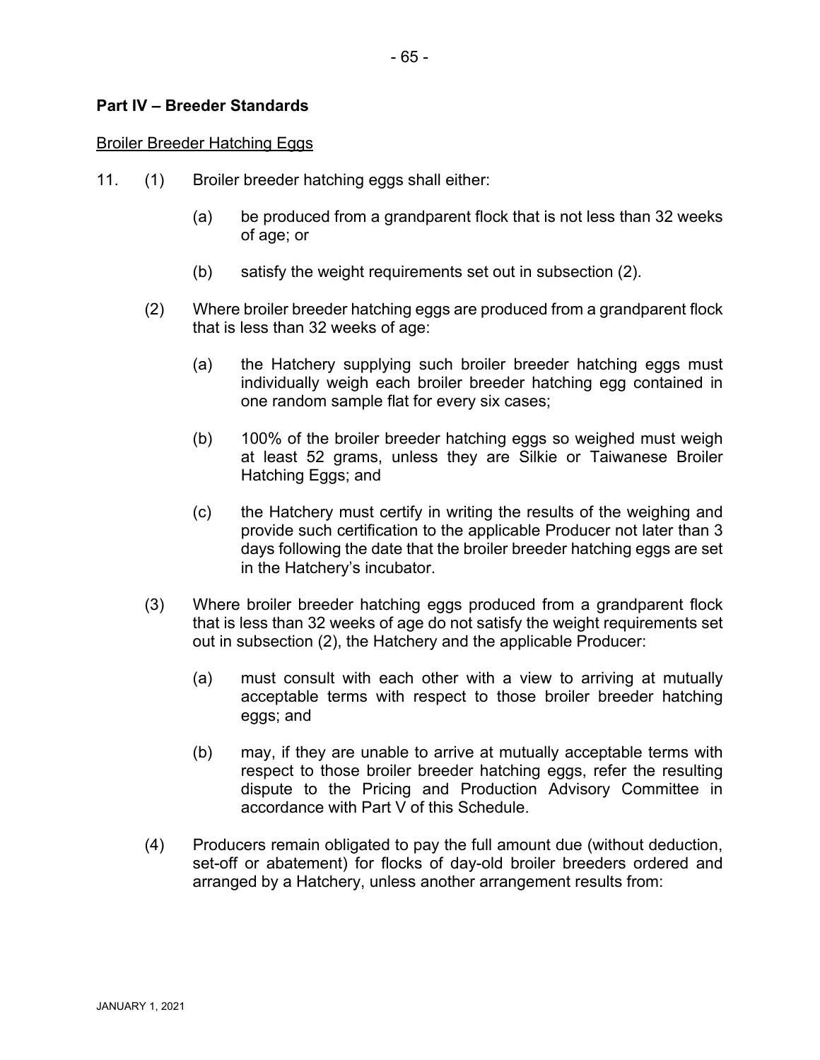## Part IV – Breeder Standards

<u>Broiler Breeder Hatching Eggs</u>

11. (1) Broiler breeder hatching eggs shall either:

    (a) be produced from a grandparent flock that is not less than 32 weeks of age; or

    (b) satisfy the weight requirements set out in subsection (2).

    (2) Where broiler breeder hatching eggs are produced from a grandparent flock that is less than 32 weeks of age:

    (a) the Hatchery supplying such broiler breeder hatching eggs must individually weigh each broiler breeder hatching egg contained in one random sample flat for every six cases;

    (b) 100% of the broiler breeder hatching eggs so weighed must weigh at least 52 grams, unless they are Silkie or Taiwanese Broiler Hatching Eggs; and

    (c) the Hatchery must certify in writing the results of the weighing and provide such certification to the applicable Producer not later than 3 days following the date that the broiler breeder hatching eggs are set in the Hatchery's incubator.

    (3) Where broiler breeder hatching eggs produced from a grandparent flock that is less than 32 weeks of age do not satisfy the weight requirements set out in subsection (2), the Hatchery and the applicable Producer:

    (a) must consult with each other with a view to arriving at mutually acceptable terms with respect to those broiler breeder hatching eggs; and

    (b) may, if they are unable to arrive at mutually acceptable terms with respect to those broiler breeder hatching eggs, refer the resulting dispute to the Pricing and Production Advisory Committee in accordance with Part V of this Schedule.

    (4) Producers remain obligated to pay the full amount due (without deduction, set-off or abatement) for flocks of day-old broiler breeders ordered and arranged by a Hatchery, unless another arrangement results from: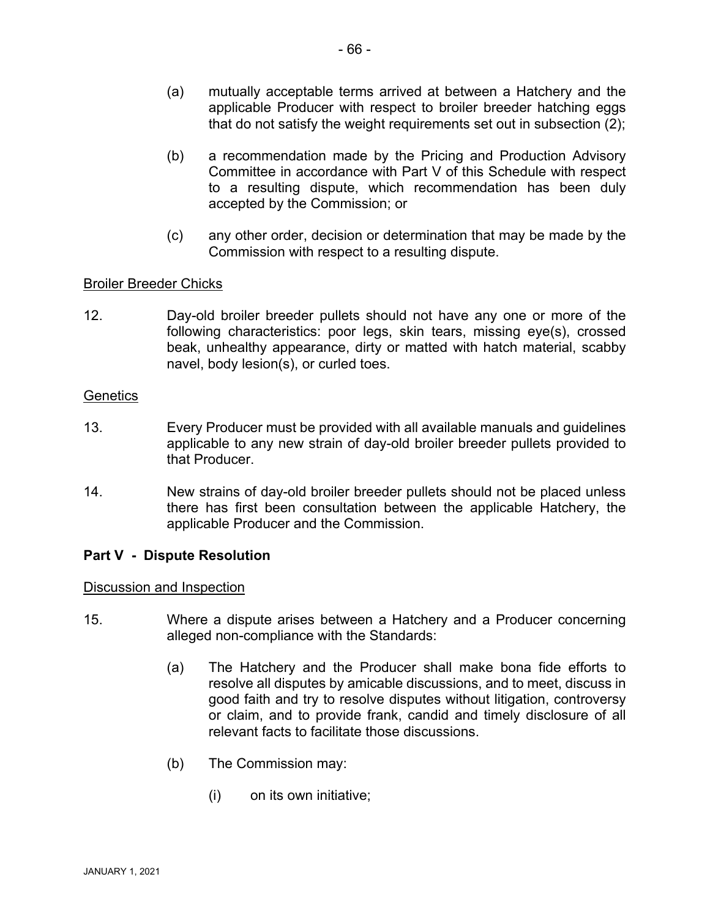(a) mutually acceptable terms arrived at between a Hatchery and the applicable Producer with respect to broiler breeder hatching eggs that do not satisfy the weight requirements set out in subsection (2);

(b) a recommendation made by the Pricing and Production Advisory Committee in accordance with Part V of this Schedule with respect to a resulting dispute, which recommendation has been duly accepted by the Commission; or

(c) any other order, decision or determination that may be made by the Commission with respect to a resulting dispute.

<u>Broiler Breeder Chicks</u>

12. Day-old broiler breeder pullets should not have any one or more of the following characteristics: poor legs, skin tears, missing eye(s), crossed beak, unhealthy appearance, dirty or matted with hatch material, scabby navel, body lesion(s), or curled toes.

<u>Genetics</u>

13. Every Producer must be provided with all available manuals and guidelines applicable to any new strain of day-old broiler breeder pullets provided to that Producer.

14. New strains of day-old broiler breeder pullets should not be placed unless there has first been consultation between the applicable Hatchery, the applicable Producer and the Commission.

**Part V - Dispute Resolution**

<u>Discussion and Inspection</u>

15. Where a dispute arises between a Hatchery and a Producer concerning alleged non-compliance with the Standards:

(a) The Hatchery and the Producer shall make bona fide efforts to resolve all disputes by amicable discussions, and to meet, discuss in good faith and try to resolve disputes without litigation, controversy or claim, and to provide frank, candid and timely disclosure of all relevant facts to facilitate those discussions.

(b) The Commission may:

(i) on its own initiative;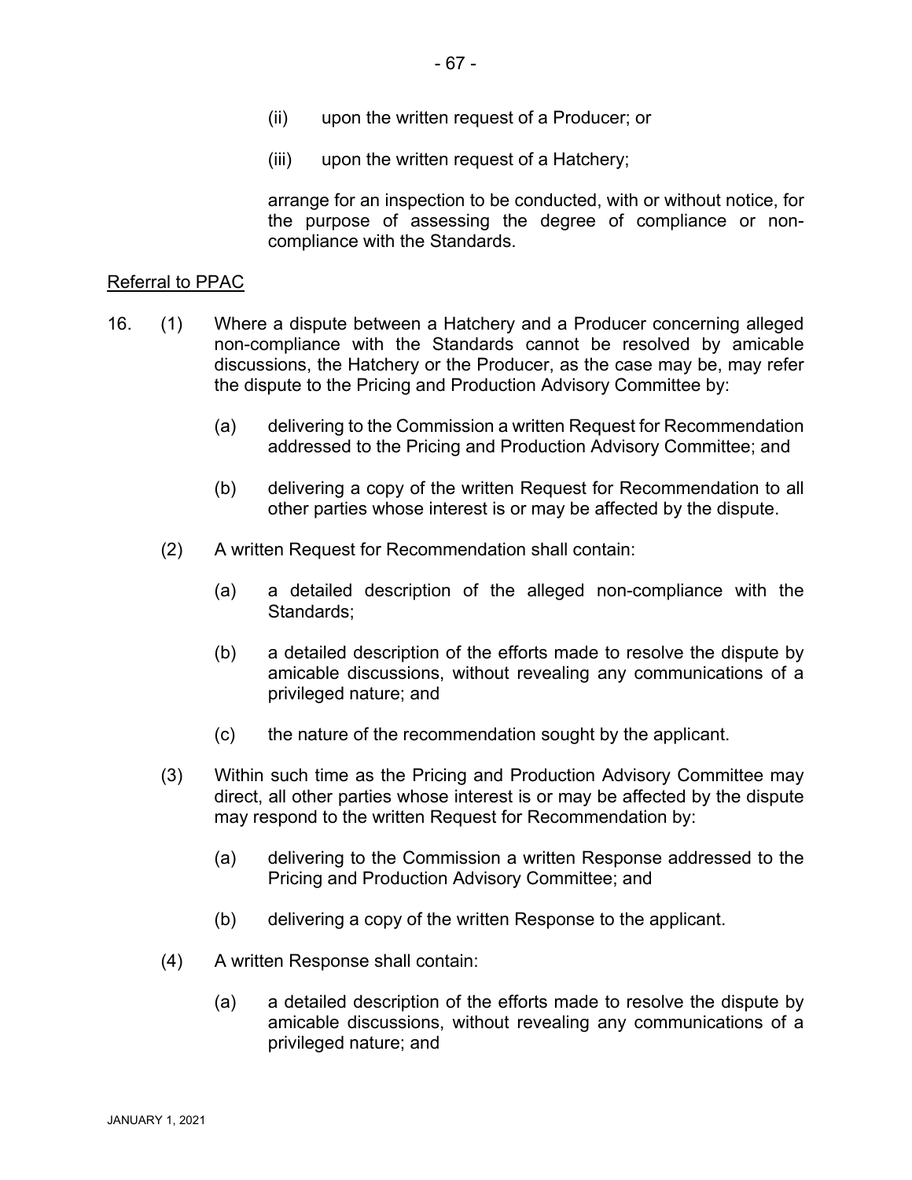(ii) upon the written request of a Producer; or

(iii) upon the written request of a Hatchery;

arrange for an inspection to be conducted, with or without notice, for the purpose of assessing the degree of compliance or non-compliance with the Standards.

Referral to PPAC

16. (1) Where a dispute between a Hatchery and a Producer concerning alleged non-compliance with the Standards cannot be resolved by amicable discussions, the Hatchery or the Producer, as the case may be, may refer the dispute to the Pricing and Production Advisory Committee by:

(a) delivering to the Commission a written Request for Recommendation addressed to the Pricing and Production Advisory Committee; and

(b) delivering a copy of the written Request for Recommendation to all other parties whose interest is or may be affected by the dispute.

(2) A written Request for Recommendation shall contain:

(a) a detailed description of the alleged non-compliance with the Standards;

(b) a detailed description of the efforts made to resolve the dispute by amicable discussions, without revealing any communications of a privileged nature; and

(c) the nature of the recommendation sought by the applicant.

(3) Within such time as the Pricing and Production Advisory Committee may direct, all other parties whose interest is or may be affected by the dispute may respond to the written Request for Recommendation by:

(a) delivering to the Commission a written Response addressed to the Pricing and Production Advisory Committee; and

(b) delivering a copy of the written Response to the applicant.

(4) A written Response shall contain:

(a) a detailed description of the efforts made to resolve the dispute by amicable discussions, without revealing any communications of a privileged nature; and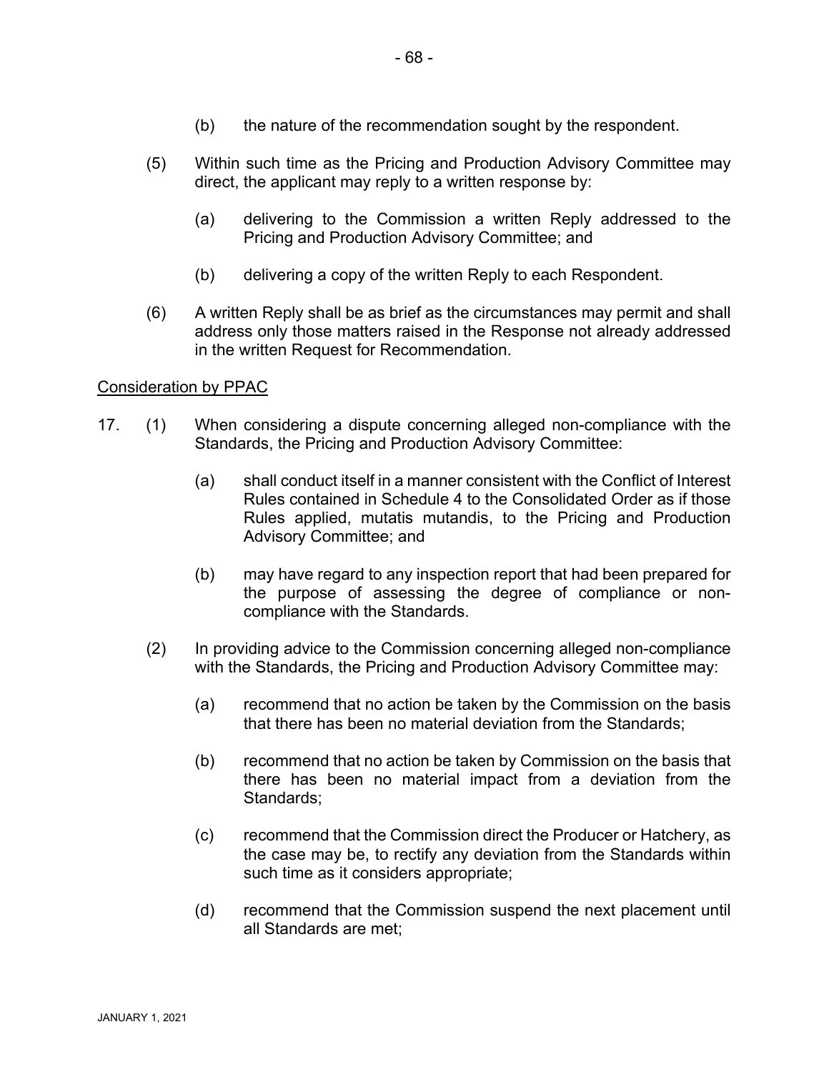(b) the nature of the recommendation sought by the respondent.

(5) Within such time as the Pricing and Production Advisory Committee may direct, the applicant may reply to a written response by:

(a) delivering to the Commission a written Reply addressed to the Pricing and Production Advisory Committee; and

(b) delivering a copy of the written Reply to each Respondent.

(6) A written Reply shall be as brief as the circumstances may permit and shall address only those matters raised in the Response not already addressed in the written Request for Recommendation.

Consideration by PPAC

17. (1) When considering a dispute concerning alleged non-compliance with the Standards, the Pricing and Production Advisory Committee:

(a) shall conduct itself in a manner consistent with the Conflict of Interest Rules contained in Schedule 4 to the Consolidated Order as if those Rules applied, mutatis mutandis, to the Pricing and Production Advisory Committee; and

(b) may have regard to any inspection report that had been prepared for the purpose of assessing the degree of compliance or non-compliance with the Standards.

(2) In providing advice to the Commission concerning alleged non-compliance with the Standards, the Pricing and Production Advisory Committee may:

(a) recommend that no action be taken by the Commission on the basis that there has been no material deviation from the Standards;

(b) recommend that no action be taken by Commission on the basis that there has been no material impact from a deviation from the Standards;

(c) recommend that the Commission direct the Producer or Hatchery, as the case may be, to rectify any deviation from the Standards within such time as it considers appropriate;

(d) recommend that the Commission suspend the next placement until all Standards are met;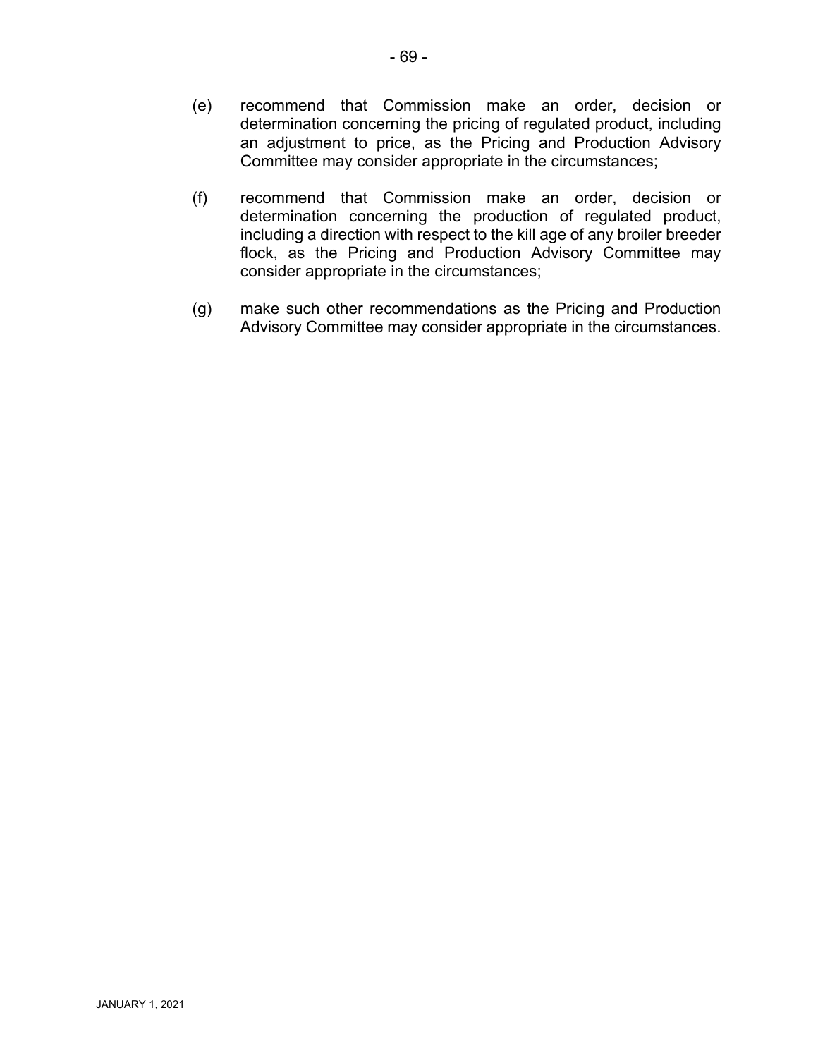(e) recommend that Commission make an order, decision or determination concerning the pricing of regulated product, including an adjustment to price, as the Pricing and Production Advisory Committee may consider appropriate in the circumstances;

(f) recommend that Commission make an order, decision or determination concerning the production of regulated product, including a direction with respect to the kill age of any broiler breeder flock, as the Pricing and Production Advisory Committee may consider appropriate in the circumstances;

(g) make such other recommendations as the Pricing and Production Advisory Committee may consider appropriate in the circumstances.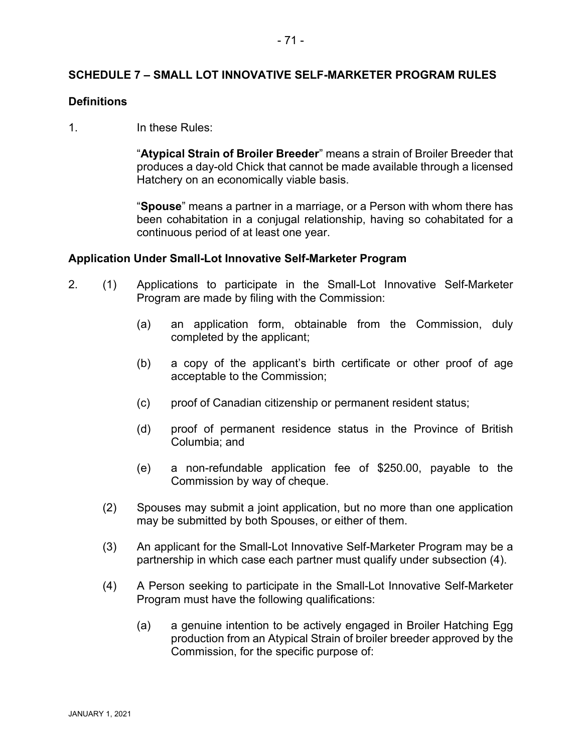## SCHEDULE 7 – SMALL LOT INNOVATIVE SELF-MARKETER PROGRAM RULES

### Definitions

1. In these Rules:

   "**Atypical Strain of Broiler Breeder**" means a strain of Broiler Breeder that produces a day-old Chick that cannot be made available through a licensed Hatchery on an economically viable basis.

   "**Spouse**" means a partner in a marriage, or a Person with whom there has been cohabitation in a conjugal relationship, having so cohabitated for a continuous period of at least one year.

### Application Under Small-Lot Innovative Self-Marketer Program

2. (1) Applications to participate in the Small-Lot Innovative Self-Marketer Program are made by filing with the Commission:

   (a) an application form, obtainable from the Commission, duly completed by the applicant;

   (b) a copy of the applicant's birth certificate or other proof of age acceptable to the Commission;

   (c) proof of Canadian citizenship or permanent resident status;

   (d) proof of permanent residence status in the Province of British Columbia; and

   (e) a non-refundable application fee of $250.00, payable to the Commission by way of cheque.

   (2) Spouses may submit a joint application, but no more than one application may be submitted by both Spouses, or either of them.

   (3) An applicant for the Small-Lot Innovative Self-Marketer Program may be a partnership in which case each partner must qualify under subsection (4).

   (4) A Person seeking to participate in the Small-Lot Innovative Self-Marketer Program must have the following qualifications:

   (a) a genuine intention to be actively engaged in Broiler Hatching Egg production from an Atypical Strain of broiler breeder approved by the Commission, for the specific purpose of: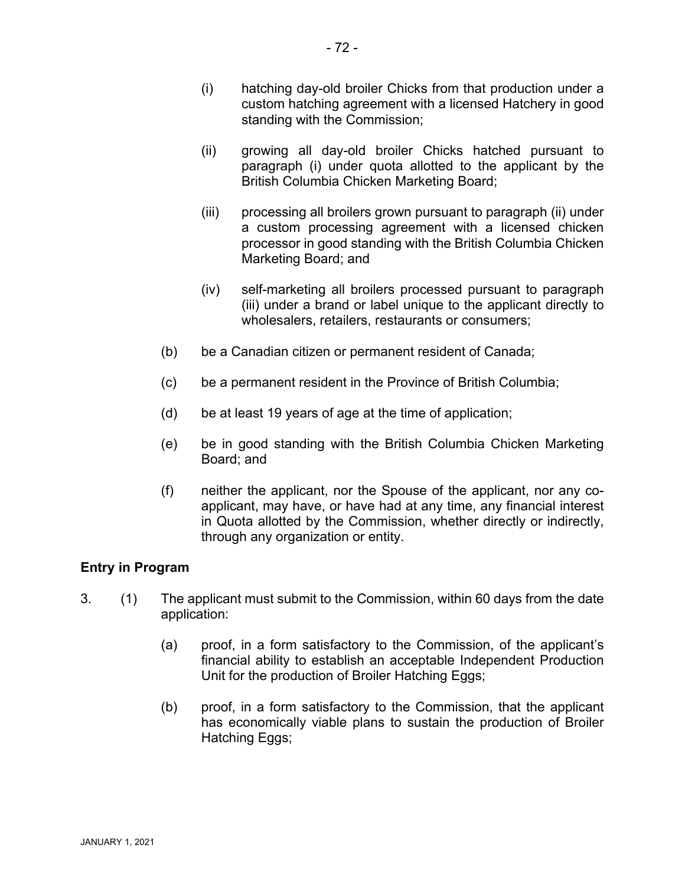(i) hatching day-old broiler Chicks from that production under a custom hatching agreement with a licensed Hatchery in good standing with the Commission;

(ii) growing all day-old broiler Chicks hatched pursuant to paragraph (i) under quota allotted to the applicant by the British Columbia Chicken Marketing Board;

(iii) processing all broilers grown pursuant to paragraph (ii) under a custom processing agreement with a licensed chicken processor in good standing with the British Columbia Chicken Marketing Board; and

(iv) self-marketing all broilers processed pursuant to paragraph (iii) under a brand or label unique to the applicant directly to wholesalers, retailers, restaurants or consumers;

(b) be a Canadian citizen or permanent resident of Canada;

(c) be a permanent resident in the Province of British Columbia;

(d) be at least 19 years of age at the time of application;

(e) be in good standing with the British Columbia Chicken Marketing Board; and

(f) neither the applicant, nor the Spouse of the applicant, nor any co-applicant, may have, or have had at any time, any financial interest in Quota allotted by the Commission, whether directly or indirectly, through any organization or entity.

**Entry in Program**

3. (1) The applicant must submit to the Commission, within 60 days from the date application:

(a) proof, in a form satisfactory to the Commission, of the applicant's financial ability to establish an acceptable Independent Production Unit for the production of Broiler Hatching Eggs;

(b) proof, in a form satisfactory to the Commission, that the applicant has economically viable plans to sustain the production of Broiler Hatching Eggs;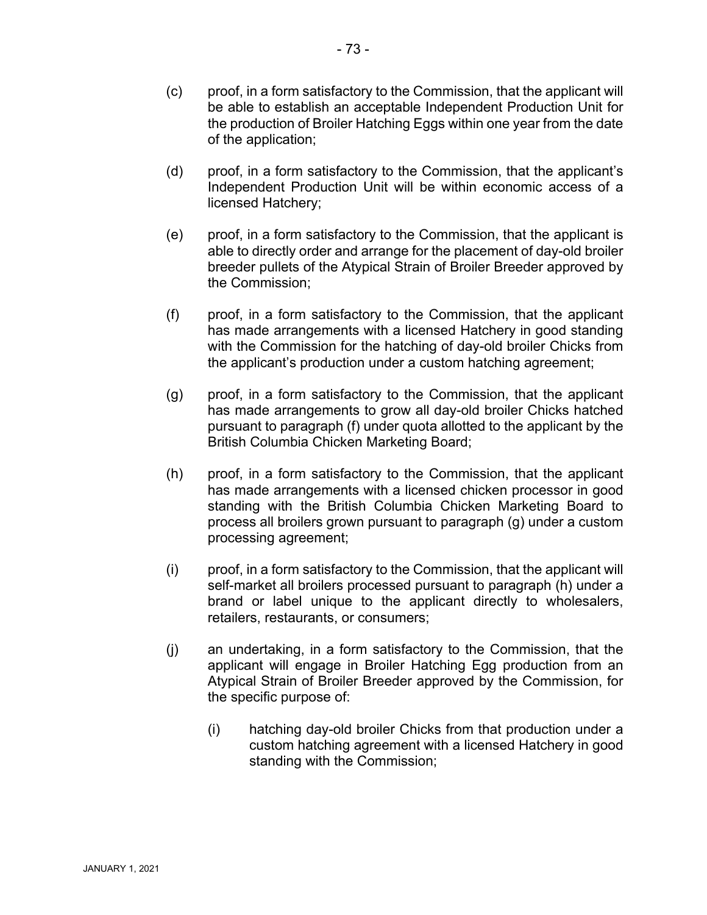(c) proof, in a form satisfactory to the Commission, that the applicant will be able to establish an acceptable Independent Production Unit for the production of Broiler Hatching Eggs within one year from the date of the application;

(d) proof, in a form satisfactory to the Commission, that the applicant's Independent Production Unit will be within economic access of a licensed Hatchery;

(e) proof, in a form satisfactory to the Commission, that the applicant is able to directly order and arrange for the placement of day-old broiler breeder pullets of the Atypical Strain of Broiler Breeder approved by the Commission;

(f) proof, in a form satisfactory to the Commission, that the applicant has made arrangements with a licensed Hatchery in good standing with the Commission for the hatching of day-old broiler Chicks from the applicant's production under a custom hatching agreement;

(g) proof, in a form satisfactory to the Commission, that the applicant has made arrangements to grow all day-old broiler Chicks hatched pursuant to paragraph (f) under quota allotted to the applicant by the British Columbia Chicken Marketing Board;

(h) proof, in a form satisfactory to the Commission, that the applicant has made arrangements with a licensed chicken processor in good standing with the British Columbia Chicken Marketing Board to process all broilers grown pursuant to paragraph (g) under a custom processing agreement;

(i) proof, in a form satisfactory to the Commission, that the applicant will self-market all broilers processed pursuant to paragraph (h) under a brand or label unique to the applicant directly to wholesalers, retailers, restaurants, or consumers;

(j) an undertaking, in a form satisfactory to the Commission, that the applicant will engage in Broiler Hatching Egg production from an Atypical Strain of Broiler Breeder approved by the Commission, for the specific purpose of:

   (i) hatching day-old broiler Chicks from that production under a custom hatching agreement with a licensed Hatchery in good standing with the Commission;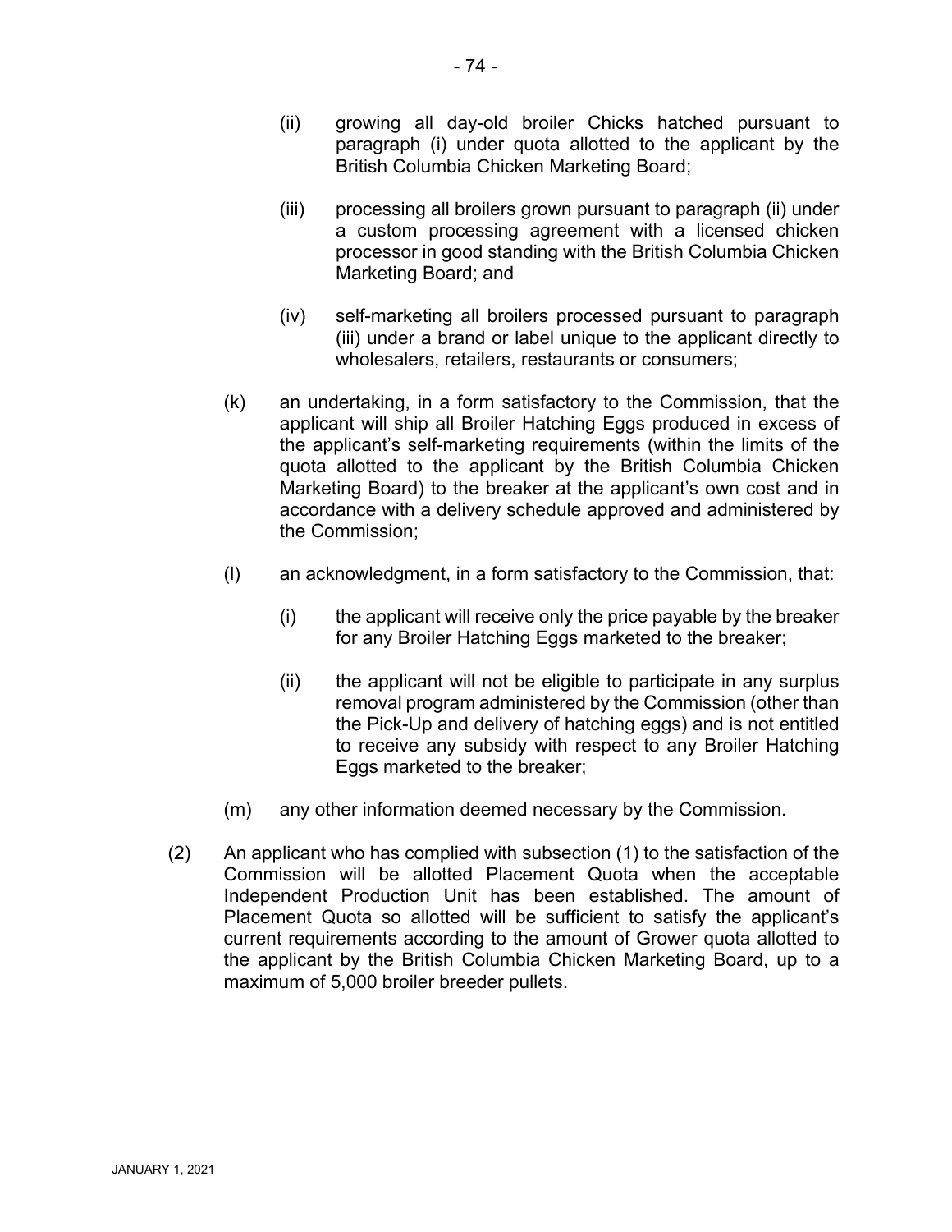(ii) growing all day-old broiler Chicks hatched pursuant to paragraph (i) under quota allotted to the applicant by the British Columbia Chicken Marketing Board;

(iii) processing all broilers grown pursuant to paragraph (ii) under a custom processing agreement with a licensed chicken processor in good standing with the British Columbia Chicken Marketing Board; and

(iv) self-marketing all broilers processed pursuant to paragraph (iii) under a brand or label unique to the applicant directly to wholesalers, retailers, restaurants or consumers;

(k) an undertaking, in a form satisfactory to the Commission, that the applicant will ship all Broiler Hatching Eggs produced in excess of the applicant's self-marketing requirements (within the limits of the quota allotted to the applicant by the British Columbia Chicken Marketing Board) to the breaker at the applicant's own cost and in accordance with a delivery schedule approved and administered by the Commission;

(l) an acknowledgment, in a form satisfactory to the Commission, that:

(i) the applicant will receive only the price payable by the breaker for any Broiler Hatching Eggs marketed to the breaker;

(ii) the applicant will not be eligible to participate in any surplus removal program administered by the Commission (other than the Pick-Up and delivery of hatching eggs) and is not entitled to receive any subsidy with respect to any Broiler Hatching Eggs marketed to the breaker;

(m) any other information deemed necessary by the Commission.

(2) An applicant who has complied with subsection (1) to the satisfaction of the Commission will be allotted Placement Quota when the acceptable Independent Production Unit has been established. The amount of Placement Quota so allotted will be sufficient to satisfy the applicant's current requirements according to the amount of Grower quota allotted to the applicant by the British Columbia Chicken Marketing Board, up to a maximum of 5,000 broiler breeder pullets.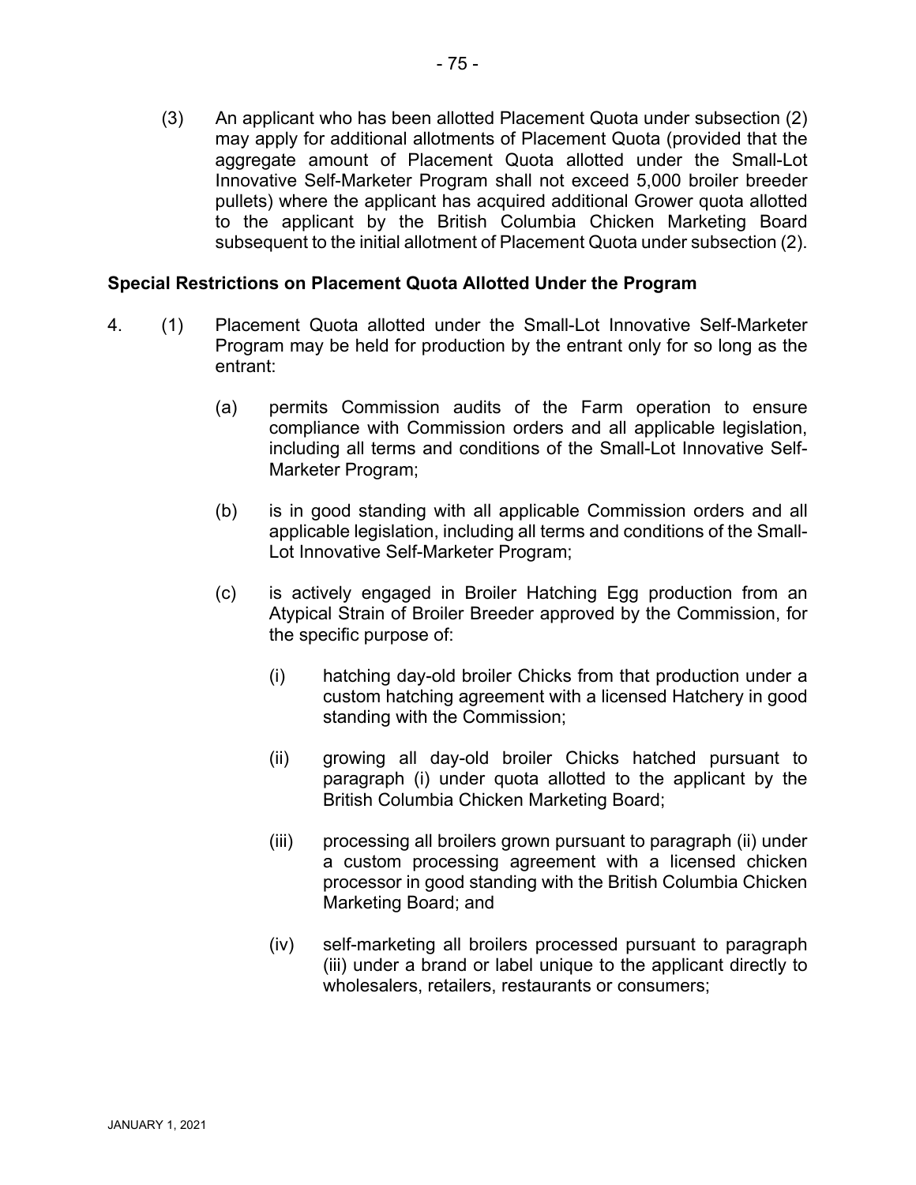(3) An applicant who has been allotted Placement Quota under subsection (2) may apply for additional allotments of Placement Quota (provided that the aggregate amount of Placement Quota allotted under the Small-Lot Innovative Self-Marketer Program shall not exceed 5,000 broiler breeder pullets) where the applicant has acquired additional Grower quota allotted to the applicant by the British Columbia Chicken Marketing Board subsequent to the initial allotment of Placement Quota under subsection (2).

**Special Restrictions on Placement Quota Allotted Under the Program**

4. (1) Placement Quota allotted under the Small-Lot Innovative Self-Marketer Program may be held for production by the entrant only for so long as the entrant:

   (a) permits Commission audits of the Farm operation to ensure compliance with Commission orders and all applicable legislation, including all terms and conditions of the Small-Lot Innovative Self-Marketer Program;

   (b) is in good standing with all applicable Commission orders and all applicable legislation, including all terms and conditions of the Small-Lot Innovative Self-Marketer Program;

   (c) is actively engaged in Broiler Hatching Egg production from an Atypical Strain of Broiler Breeder approved by the Commission, for the specific purpose of:

      (i) hatching day-old broiler Chicks from that production under a custom hatching agreement with a licensed Hatchery in good standing with the Commission;

      (ii) growing all day-old broiler Chicks hatched pursuant to paragraph (i) under quota allotted to the applicant by the British Columbia Chicken Marketing Board;

      (iii) processing all broilers grown pursuant to paragraph (ii) under a custom processing agreement with a licensed chicken processor in good standing with the British Columbia Chicken Marketing Board; and

      (iv) self-marketing all broilers processed pursuant to paragraph (iii) under a brand or label unique to the applicant directly to wholesalers, retailers, restaurants or consumers;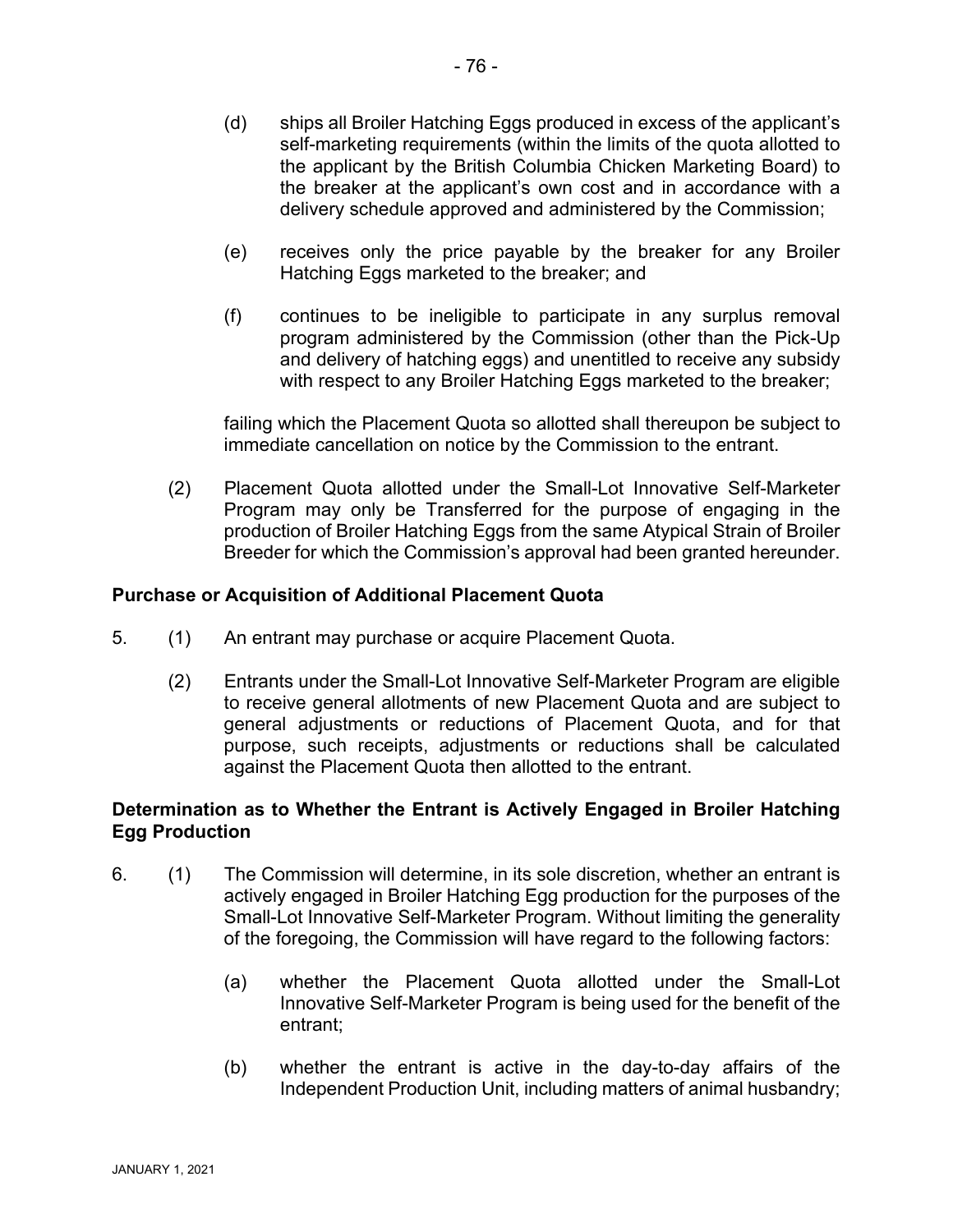(d) ships all Broiler Hatching Eggs produced in excess of the applicant's self-marketing requirements (within the limits of the quota allotted to the applicant by the British Columbia Chicken Marketing Board) to the breaker at the applicant's own cost and in accordance with a delivery schedule approved and administered by the Commission;

(e) receives only the price payable by the breaker for any Broiler Hatching Eggs marketed to the breaker; and

(f) continues to be ineligible to participate in any surplus removal program administered by the Commission (other than the Pick-Up and delivery of hatching eggs) and unentitled to receive any subsidy with respect to any Broiler Hatching Eggs marketed to the breaker;

failing which the Placement Quota so allotted shall thereupon be subject to immediate cancellation on notice by the Commission to the entrant.

(2) Placement Quota allotted under the Small-Lot Innovative Self-Marketer Program may only be Transferred for the purpose of engaging in the production of Broiler Hatching Eggs from the same Atypical Strain of Broiler Breeder for which the Commission's approval had been granted hereunder.

**Purchase or Acquisition of Additional Placement Quota**

5. (1) An entrant may purchase or acquire Placement Quota.

(2) Entrants under the Small-Lot Innovative Self-Marketer Program are eligible to receive general allotments of new Placement Quota and are subject to general adjustments or reductions of Placement Quota, and for that purpose, such receipts, adjustments or reductions shall be calculated against the Placement Quota then allotted to the entrant.

**Determination as to Whether the Entrant is Actively Engaged in Broiler Hatching Egg Production**

6. (1) The Commission will determine, in its sole discretion, whether an entrant is actively engaged in Broiler Hatching Egg production for the purposes of the Small-Lot Innovative Self-Marketer Program. Without limiting the generality of the foregoing, the Commission will have regard to the following factors:

(a) whether the Placement Quota allotted under the Small-Lot Innovative Self-Marketer Program is being used for the benefit of the entrant;

(b) whether the entrant is active in the day-to-day affairs of the Independent Production Unit, including matters of animal husbandry;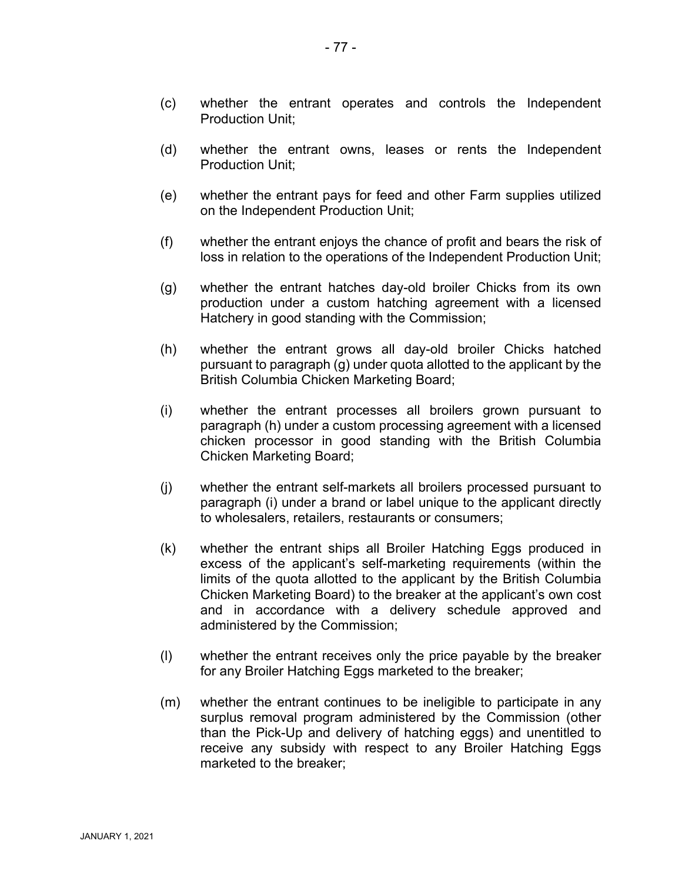(c) whether the entrant operates and controls the Independent Production Unit;

(d) whether the entrant owns, leases or rents the Independent Production Unit;

(e) whether the entrant pays for feed and other Farm supplies utilized on the Independent Production Unit;

(f) whether the entrant enjoys the chance of profit and bears the risk of loss in relation to the operations of the Independent Production Unit;

(g) whether the entrant hatches day-old broiler Chicks from its own production under a custom hatching agreement with a licensed Hatchery in good standing with the Commission;

(h) whether the entrant grows all day-old broiler Chicks hatched pursuant to paragraph (g) under quota allotted to the applicant by the British Columbia Chicken Marketing Board;

(i) whether the entrant processes all broilers grown pursuant to paragraph (h) under a custom processing agreement with a licensed chicken processor in good standing with the British Columbia Chicken Marketing Board;

(j) whether the entrant self-markets all broilers processed pursuant to paragraph (i) under a brand or label unique to the applicant directly to wholesalers, retailers, restaurants or consumers;

(k) whether the entrant ships all Broiler Hatching Eggs produced in excess of the applicant's self-marketing requirements (within the limits of the quota allotted to the applicant by the British Columbia Chicken Marketing Board) to the breaker at the applicant's own cost and in accordance with a delivery schedule approved and administered by the Commission;

(l) whether the entrant receives only the price payable by the breaker for any Broiler Hatching Eggs marketed to the breaker;

(m) whether the entrant continues to be ineligible to participate in any surplus removal program administered by the Commission (other than the Pick-Up and delivery of hatching eggs) and unentitled to receive any subsidy with respect to any Broiler Hatching Eggs marketed to the breaker;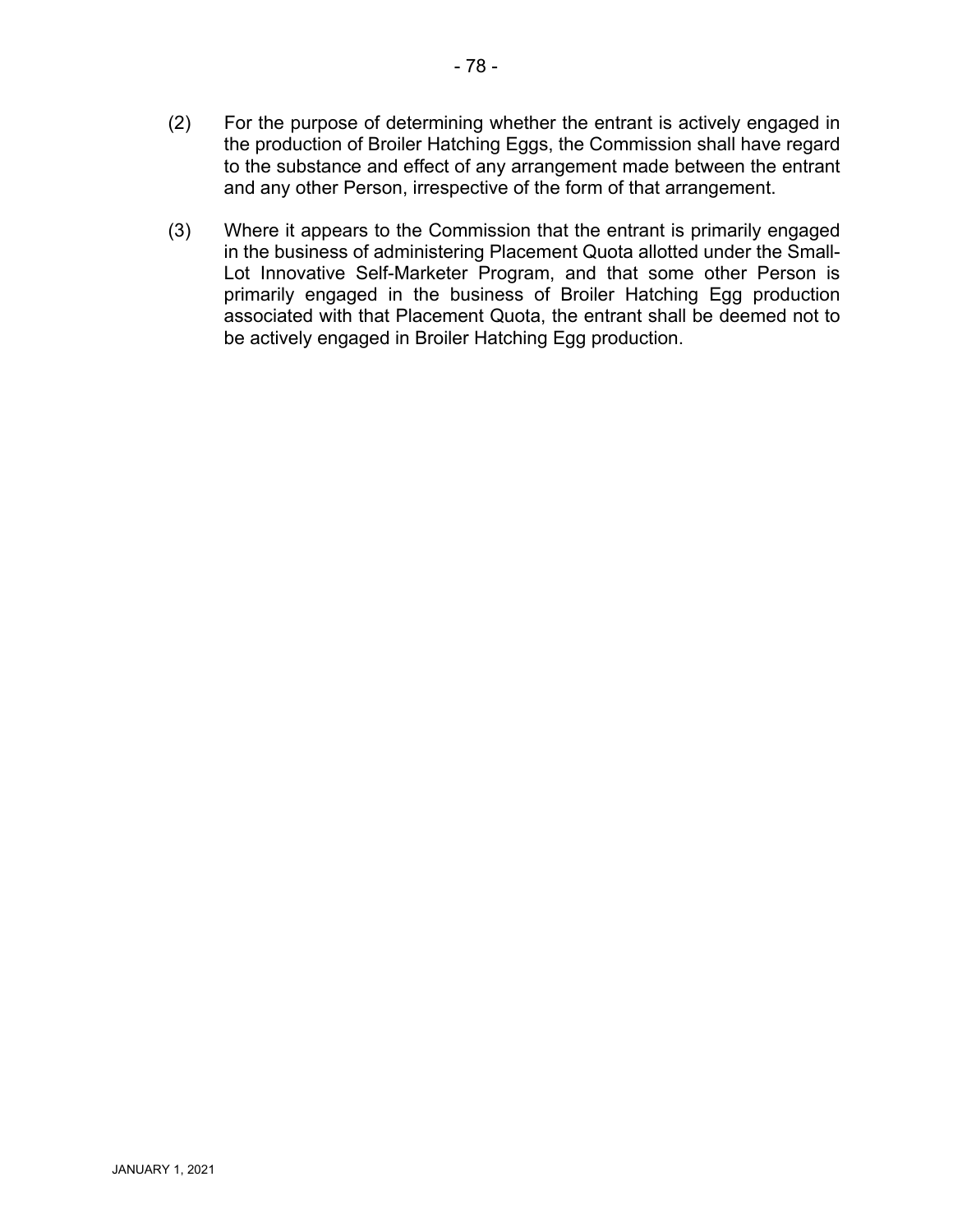(2) For the purpose of determining whether the entrant is actively engaged in the production of Broiler Hatching Eggs, the Commission shall have regard to the substance and effect of any arrangement made between the entrant and any other Person, irrespective of the form of that arrangement.

(3) Where it appears to the Commission that the entrant is primarily engaged in the business of administering Placement Quota allotted under the Small-Lot Innovative Self-Marketer Program, and that some other Person is primarily engaged in the business of Broiler Hatching Egg production associated with that Placement Quota, the entrant shall be deemed not to be actively engaged in Broiler Hatching Egg production.